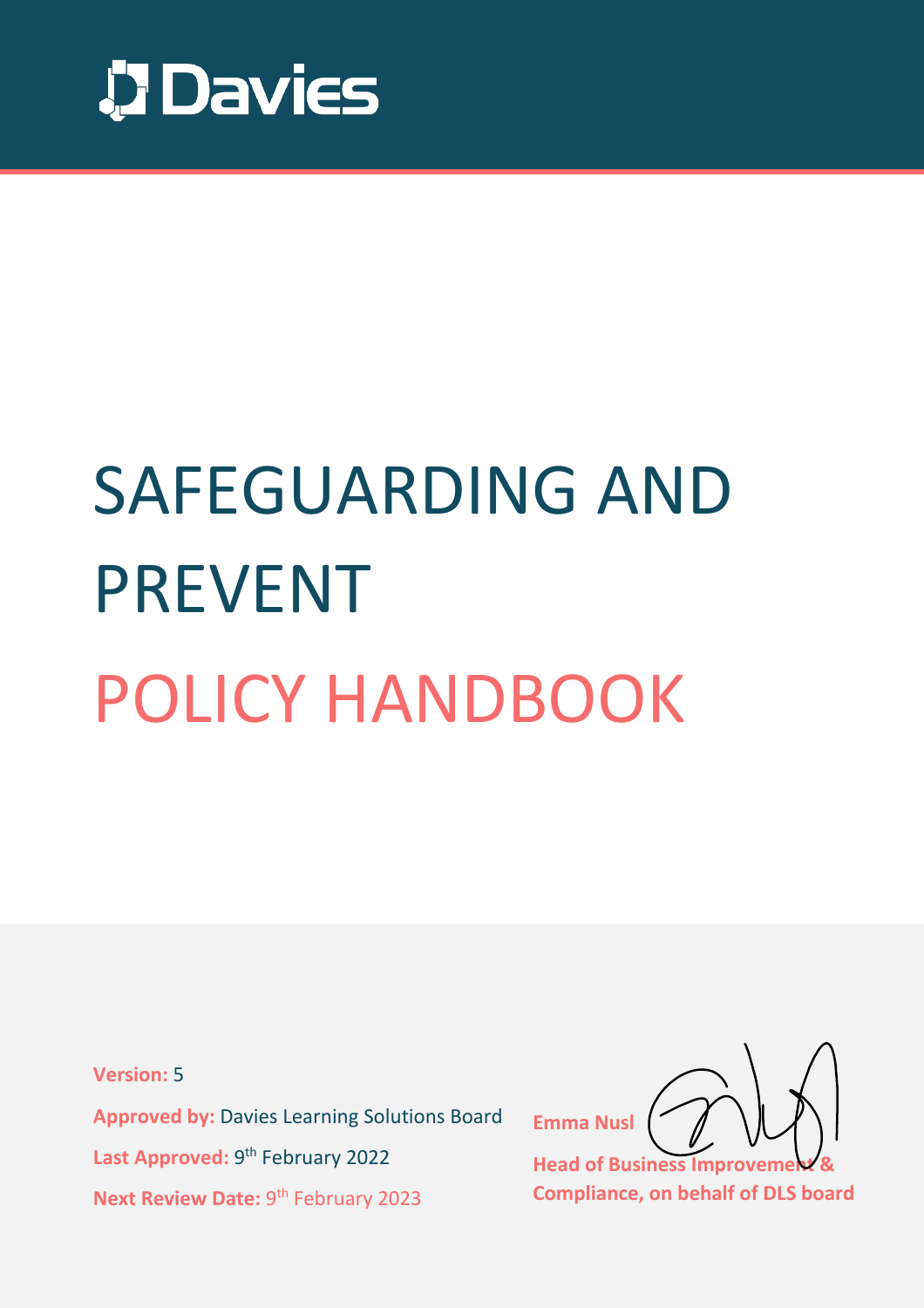Davies

# SAFEGUARDING AND PREVENT POLICY HANDBOOK

**Version:** 5

**Approved by:** Davies Learning Solutions Board

**Last Approved:** 9th February 2022

**Next Review Date:** 9th February 2023

**Emma Nusl**

**Head of Business Improvement & Compliance, on behalf of DLS board**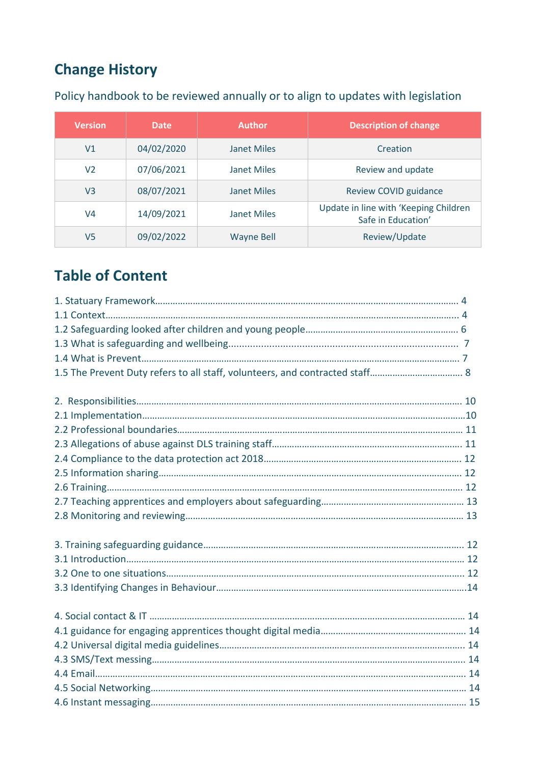## Change History

Policy handbook to be reviewed annually or to align to updates with legislation

| Version | Date | Author | Description of change |
|---|---|---|---|
| V1 | 04/02/2020 | Janet Miles | Creation |
| V2 | 07/06/2021 | Janet Miles | Review and update |
| V3 | 08/07/2021 | Janet Miles | Review COVID guidance |
| V4 | 14/09/2021 | Janet Miles | Update in line with 'Keeping Children Safe in Education' |
| V5 | 09/02/2022 | Wayne Bell | Review/Update |

## Table of Content

1. Statuary Framework........................................................................ 4
1.1 Context........................................................................ 4
1.2 Safeguarding looked after children and young people........................................................................ 6
1.3 What is safeguarding and wellbeing........................................................................ 7
1.4 What is Prevent........................................................................ 7
1.5 The Prevent Duty refers to all staff, volunteers, and contracted staff........................................................................ 8

2. Responsibilities........................................................................ 10
2.1 Implementation........................................................................10
2.2 Professional boundaries........................................................................ 11
2.3 Allegations of abuse against DLS training staff........................................................................ 11
2.4 Compliance to the data protection act 2018........................................................................ 12
2.5 Information sharing........................................................................ 12
2.6 Training........................................................................ 12
2.7 Teaching apprentices and employers about safeguarding........................................................................ 13
2.8 Monitoring and reviewing........................................................................ 13

3. Training safeguarding guidance........................................................................ 12
3.1 Introduction........................................................................ 12
3.2 One to one situations........................................................................ 12
3.3 Identifying Changes in Behaviour........................................................................14

4. Social contact & IT ........................................................................ 14
4.1 guidance for engaging apprentices thought digital media........................................................................ 14
4.2 Universal digital media guidelines........................................................................ 14
4.3 SMS/Text messing........................................................................ 14
4.4 Email........................................................................ 14
4.5 Social Networking........................................................................ 14
4.6 Instant messaging........................................................................ 15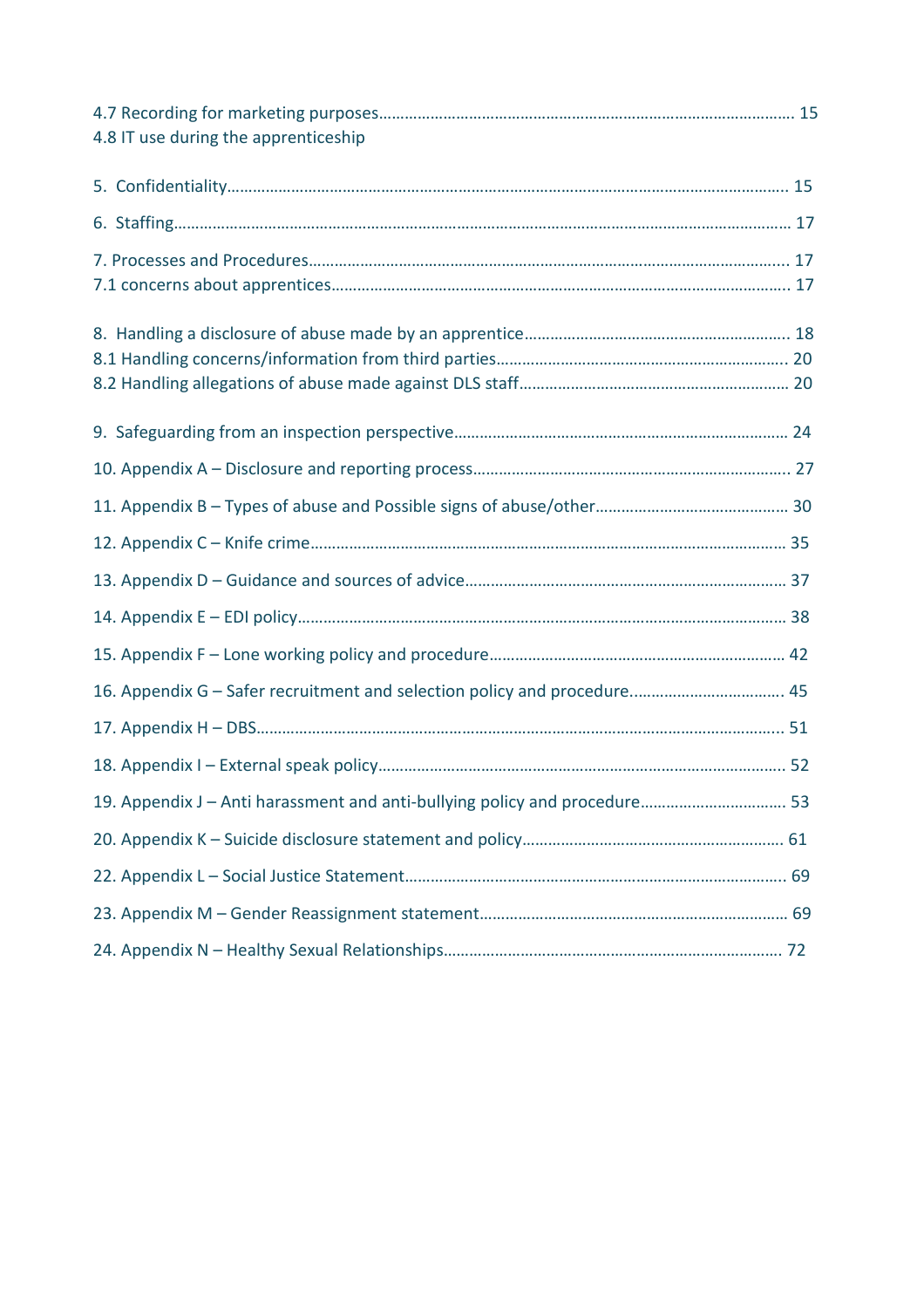4.7 Recording for marketing purposes ........................................................................................ 15
4.8 IT use during the apprenticeship

5. Confidentiality ........................................................................................................................ 15

6. Staffing ..................................................................................................................................... 17

7. Processes and Procedures ...................................................................................................... 17
7.1 concerns about apprentices ................................................................................................. 17

8. Handling a disclosure of abuse made by an apprentice ......................................................... 18
8.1 Handling concerns/information from third parties .............................................................. 20
8.2 Handling allegations of abuse made against DLS staff .......................................................... 20

9. Safeguarding from an inspection perspective ......................................................................... 24

10. Appendix A – Disclosure and reporting process ..................................................................... 27

11. Appendix B – Types of abuse and Possible signs of abuse/other .......................................... 30

12. Appendix C – Knife crime ....................................................................................................... 35

13. Appendix D – Guidance and sources of advice ...................................................................... 37

14. Appendix E – EDI policy ......................................................................................................... 38

15. Appendix F – Lone working policy and procedure ................................................................. 42

16. Appendix G – Safer recruitment and selection policy and procedure. .................................. 45

17. Appendix H – DBS .................................................................................................................. 51

18. Appendix I – External speak policy ........................................................................................ 52

19. Appendix J – Anti harassment and anti-bullying policy and procedure ................................ 53

20. Appendix K – Suicide disclosure statement and policy .......................................................... 61

22. Appendix L – Social Justice Statement .................................................................................... 69

23. Appendix M – Gender Reassignment statement ..................................................................... 69

24. Appendix N – Healthy Sexual Relationships ........................................................................... 72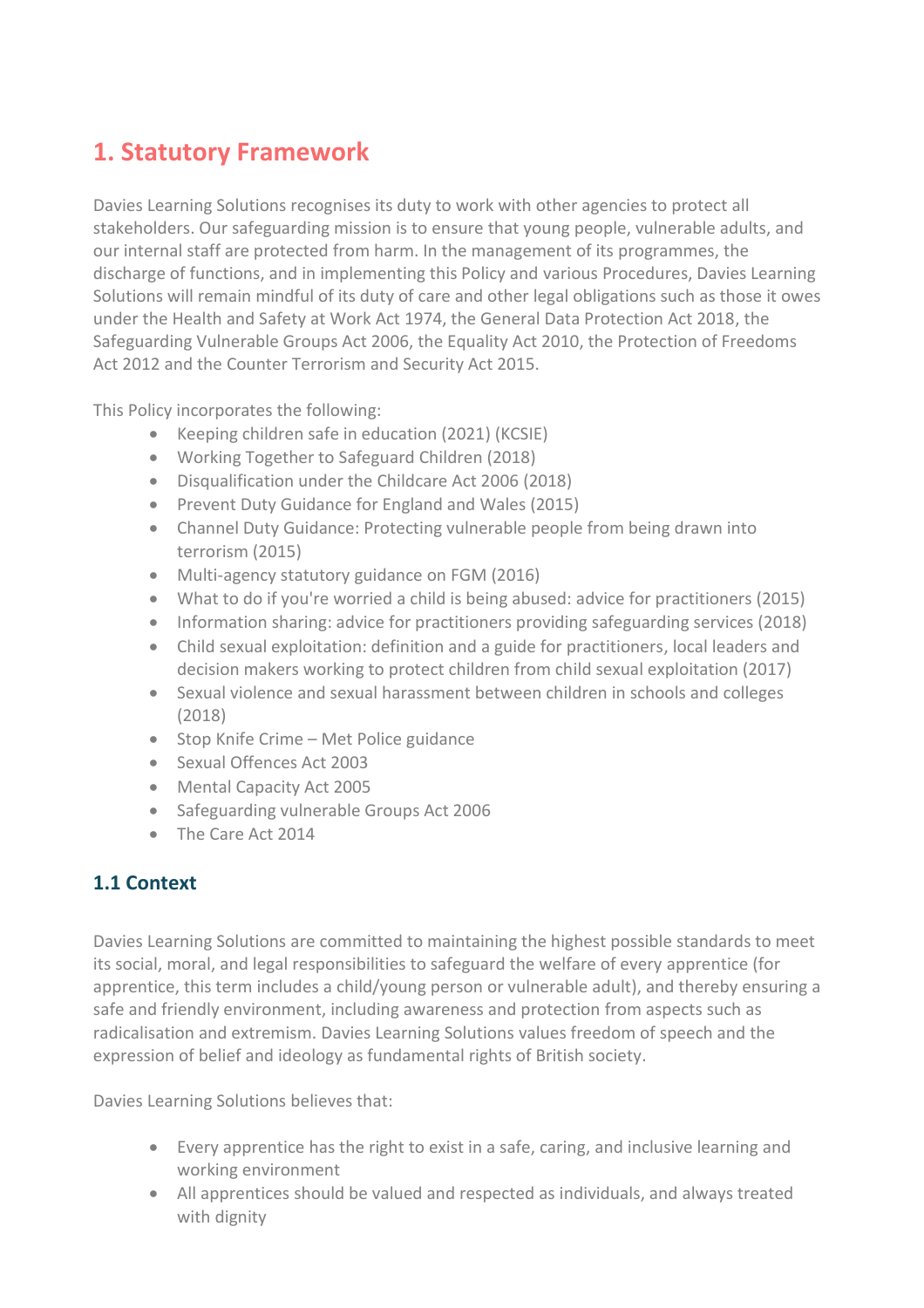# 1. Statutory Framework

Davies Learning Solutions recognises its duty to work with other agencies to protect all stakeholders. Our safeguarding mission is to ensure that young people, vulnerable adults, and our internal staff are protected from harm. In the management of its programmes, the discharge of functions, and in implementing this Policy and various Procedures, Davies Learning Solutions will remain mindful of its duty of care and other legal obligations such as those it owes under the Health and Safety at Work Act 1974, the General Data Protection Act 2018, the Safeguarding Vulnerable Groups Act 2006, the Equality Act 2010, the Protection of Freedoms Act 2012 and the Counter Terrorism and Security Act 2015.

This Policy incorporates the following:

- Keeping children safe in education (2021) (KCSIE)
- Working Together to Safeguard Children (2018)
- Disqualification under the Childcare Act 2006 (2018)
- Prevent Duty Guidance for England and Wales (2015)
- Channel Duty Guidance: Protecting vulnerable people from being drawn into terrorism (2015)
- Multi-agency statutory guidance on FGM (2016)
- What to do if you're worried a child is being abused: advice for practitioners (2015)
- Information sharing: advice for practitioners providing safeguarding services (2018)
- Child sexual exploitation: definition and a guide for practitioners, local leaders and decision makers working to protect children from child sexual exploitation (2017)
- Sexual violence and sexual harassment between children in schools and colleges (2018)
- Stop Knife Crime – Met Police guidance
- Sexual Offences Act 2003
- Mental Capacity Act 2005
- Safeguarding vulnerable Groups Act 2006
- The Care Act 2014

## 1.1 Context

Davies Learning Solutions are committed to maintaining the highest possible standards to meet its social, moral, and legal responsibilities to safeguard the welfare of every apprentice (for apprentice, this term includes a child/young person or vulnerable adult), and thereby ensuring a safe and friendly environment, including awareness and protection from aspects such as radicalisation and extremism. Davies Learning Solutions values freedom of speech and the expression of belief and ideology as fundamental rights of British society.

Davies Learning Solutions believes that:

- Every apprentice has the right to exist in a safe, caring, and inclusive learning and working environment
- All apprentices should be valued and respected as individuals, and always treated with dignity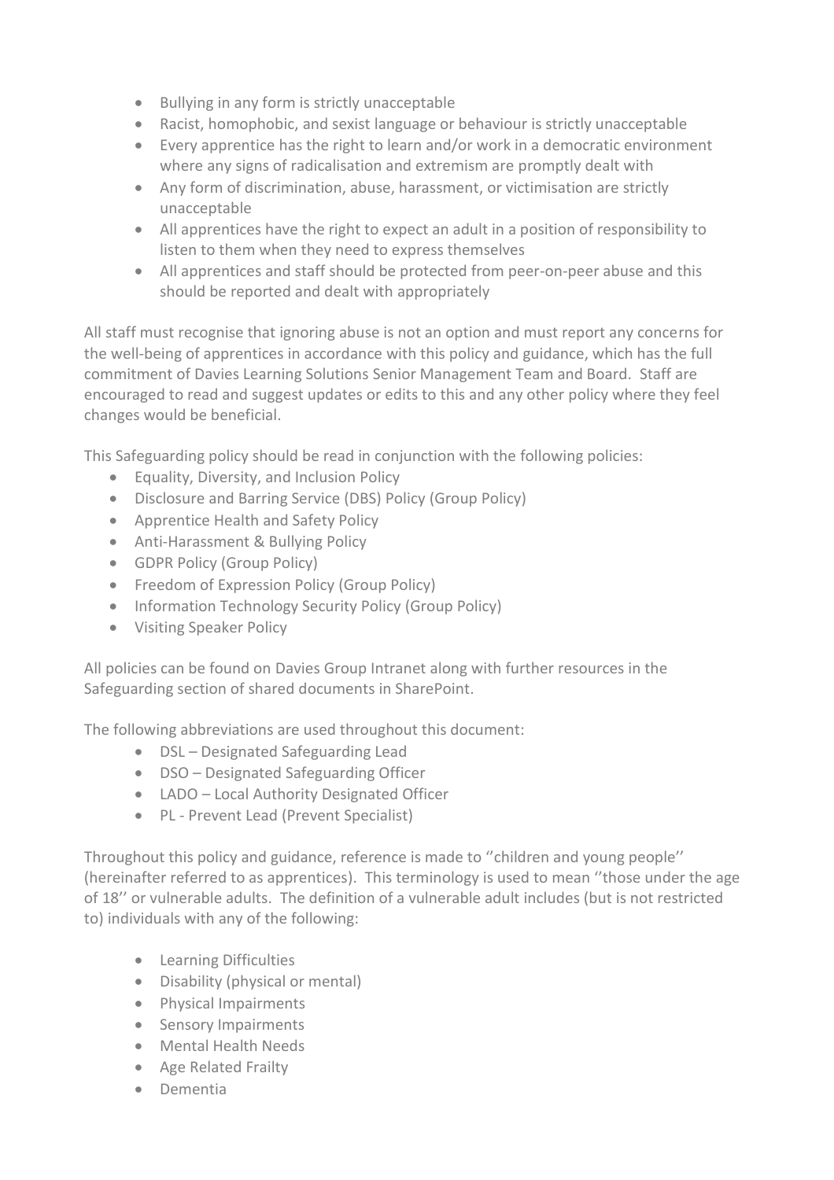- Bullying in any form is strictly unacceptable
- Racist, homophobic, and sexist language or behaviour is strictly unacceptable
- Every apprentice has the right to learn and/or work in a democratic environment where any signs of radicalisation and extremism are promptly dealt with
- Any form of discrimination, abuse, harassment, or victimisation are strictly unacceptable
- All apprentices have the right to expect an adult in a position of responsibility to listen to them when they need to express themselves
- All apprentices and staff should be protected from peer-on-peer abuse and this should be reported and dealt with appropriately

All staff must recognise that ignoring abuse is not an option and must report any concerns for the well-being of apprentices in accordance with this policy and guidance, which has the full commitment of Davies Learning Solutions Senior Management Team and Board. Staff are encouraged to read and suggest updates or edits to this and any other policy where they feel changes would be beneficial.

This Safeguarding policy should be read in conjunction with the following policies:

- Equality, Diversity, and Inclusion Policy
- Disclosure and Barring Service (DBS) Policy (Group Policy)
- Apprentice Health and Safety Policy
- Anti-Harassment & Bullying Policy
- GDPR Policy (Group Policy)
- Freedom of Expression Policy (Group Policy)
- Information Technology Security Policy (Group Policy)
- Visiting Speaker Policy

All policies can be found on Davies Group Intranet along with further resources in the Safeguarding section of shared documents in SharePoint.

The following abbreviations are used throughout this document:

- DSL – Designated Safeguarding Lead
- DSO – Designated Safeguarding Officer
- LADO – Local Authority Designated Officer
- PL - Prevent Lead (Prevent Specialist)

Throughout this policy and guidance, reference is made to ''children and young people'' (hereinafter referred to as apprentices). This terminology is used to mean ''those under the age of 18'' or vulnerable adults. The definition of a vulnerable adult includes (but is not restricted to) individuals with any of the following:

- Learning Difficulties
- Disability (physical or mental)
- Physical Impairments
- Sensory Impairments
- Mental Health Needs
- Age Related Frailty
- Dementia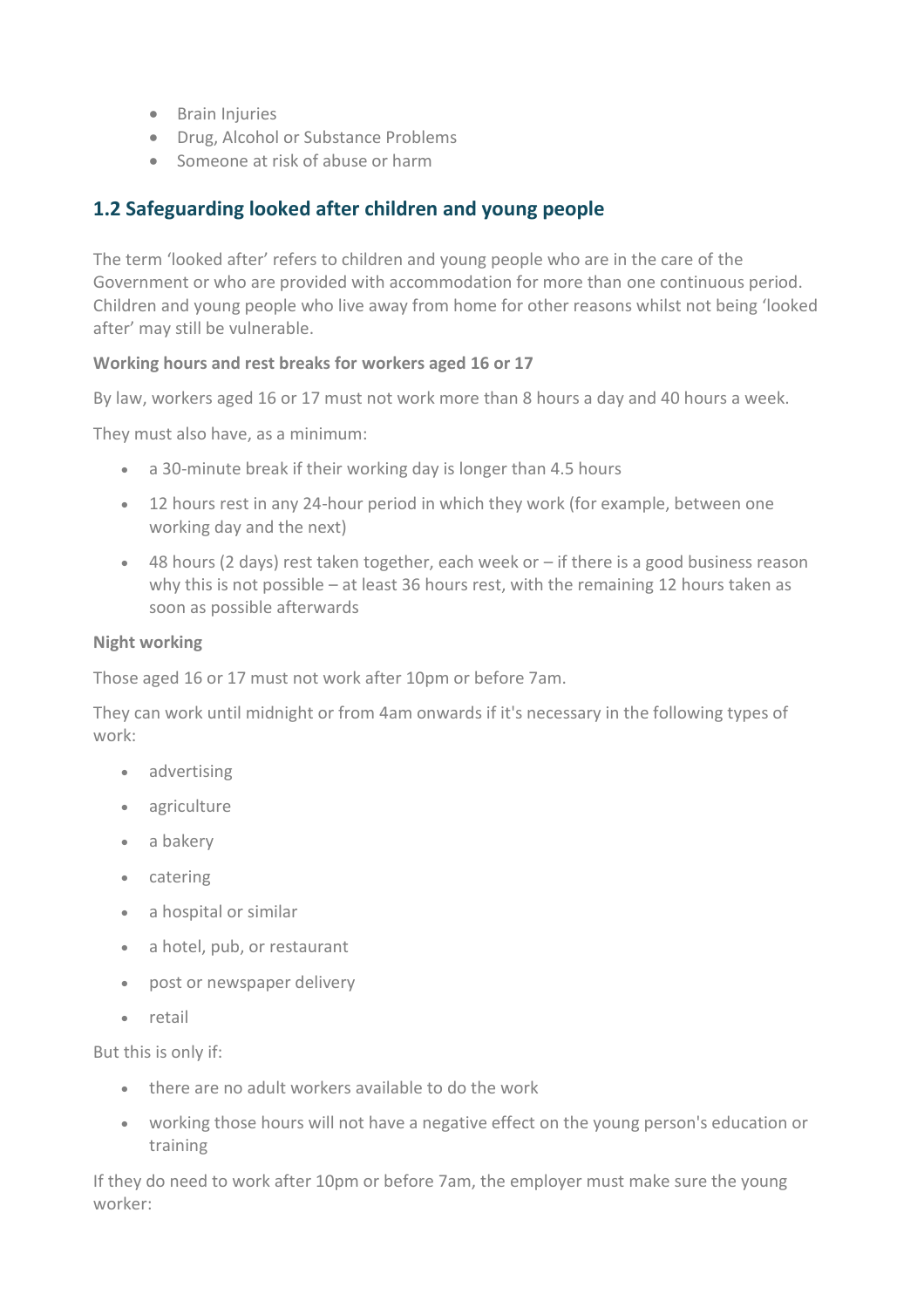- Brain Injuries
- Drug, Alcohol or Substance Problems
- Someone at risk of abuse or harm

## 1.2 Safeguarding looked after children and young people

The term 'looked after' refers to children and young people who are in the care of the Government or who are provided with accommodation for more than one continuous period. Children and young people who live away from home for other reasons whilst not being 'looked after' may still be vulnerable.

**Working hours and rest breaks for workers aged 16 or 17**

By law, workers aged 16 or 17 must not work more than 8 hours a day and 40 hours a week.

They must also have, as a minimum:

- a 30-minute break if their working day is longer than 4.5 hours
- 12 hours rest in any 24-hour period in which they work (for example, between one working day and the next)
- 48 hours (2 days) rest taken together, each week or – if there is a good business reason why this is not possible – at least 36 hours rest, with the remaining 12 hours taken as soon as possible afterwards

**Night working**

Those aged 16 or 17 must not work after 10pm or before 7am.

They can work until midnight or from 4am onwards if it's necessary in the following types of work:

- advertising
- agriculture
- a bakery
- catering
- a hospital or similar
- a hotel, pub, or restaurant
- post or newspaper delivery
- retail

But this is only if:

- there are no adult workers available to do the work
- working those hours will not have a negative effect on the young person's education or training

If they do need to work after 10pm or before 7am, the employer must make sure the young worker: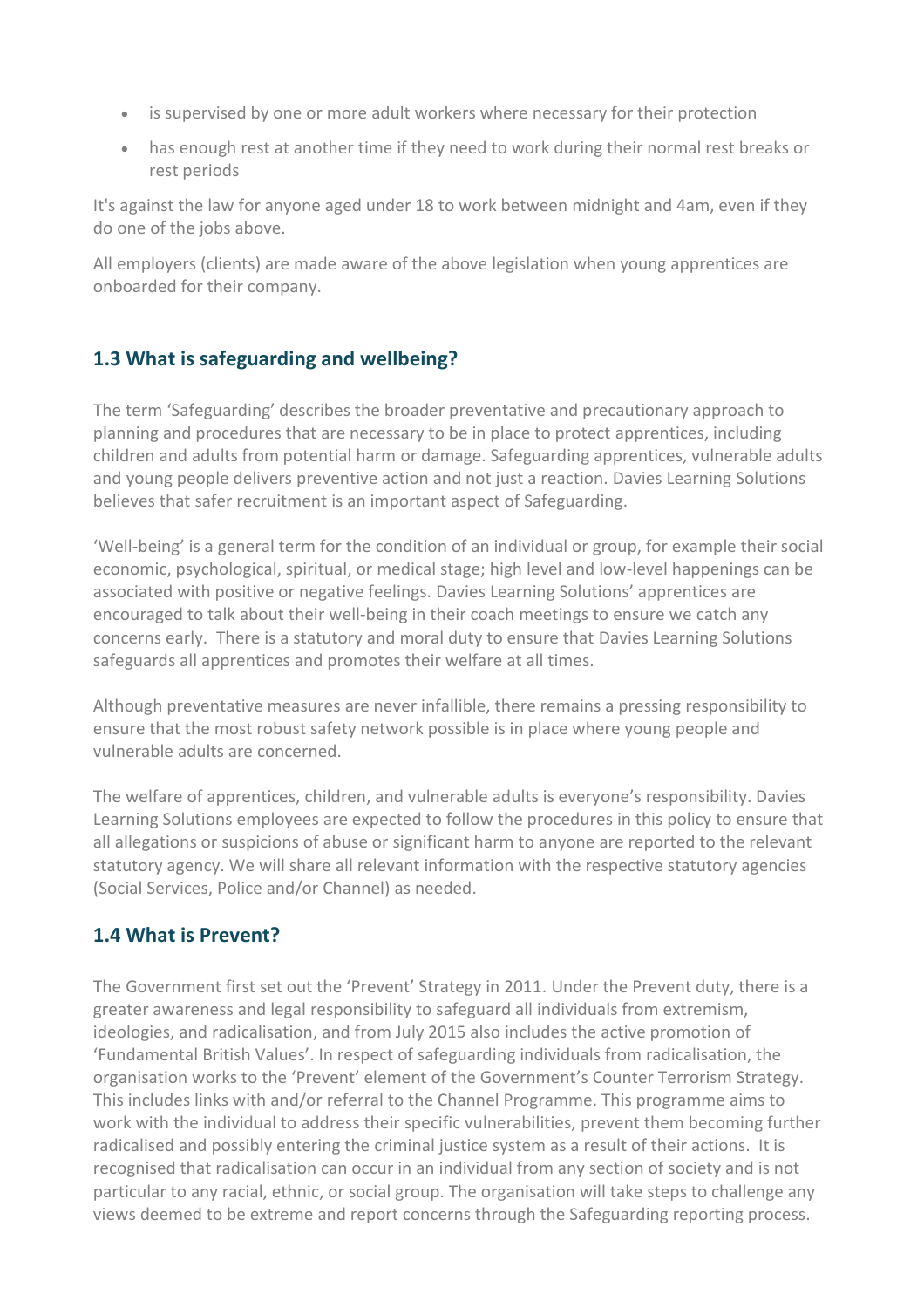- is supervised by one or more adult workers where necessary for their protection
- has enough rest at another time if they need to work during their normal rest breaks or rest periods

It's against the law for anyone aged under 18 to work between midnight and 4am, even if they do one of the jobs above.

All employers (clients) are made aware of the above legislation when young apprentices are onboarded for their company.

## 1.3 What is safeguarding and wellbeing?

The term 'Safeguarding' describes the broader preventative and precautionary approach to planning and procedures that are necessary to be in place to protect apprentices, including children and adults from potential harm or damage. Safeguarding apprentices, vulnerable adults and young people delivers preventive action and not just a reaction. Davies Learning Solutions believes that safer recruitment is an important aspect of Safeguarding.

'Well-being' is a general term for the condition of an individual or group, for example their social economic, psychological, spiritual, or medical stage; high level and low-level happenings can be associated with positive or negative feelings. Davies Learning Solutions' apprentices are encouraged to talk about their well-being in their coach meetings to ensure we catch any concerns early. There is a statutory and moral duty to ensure that Davies Learning Solutions safeguards all apprentices and promotes their welfare at all times.

Although preventative measures are never infallible, there remains a pressing responsibility to ensure that the most robust safety network possible is in place where young people and vulnerable adults are concerned.

The welfare of apprentices, children, and vulnerable adults is everyone's responsibility. Davies Learning Solutions employees are expected to follow the procedures in this policy to ensure that all allegations or suspicions of abuse or significant harm to anyone are reported to the relevant statutory agency. We will share all relevant information with the respective statutory agencies (Social Services, Police and/or Channel) as needed.

## 1.4 What is Prevent?

The Government first set out the 'Prevent' Strategy in 2011. Under the Prevent duty, there is a greater awareness and legal responsibility to safeguard all individuals from extremism, ideologies, and radicalisation, and from July 2015 also includes the active promotion of 'Fundamental British Values'. In respect of safeguarding individuals from radicalisation, the organisation works to the 'Prevent' element of the Government's Counter Terrorism Strategy. This includes links with and/or referral to the Channel Programme. This programme aims to work with the individual to address their specific vulnerabilities, prevent them becoming further radicalised and possibly entering the criminal justice system as a result of their actions. It is recognised that radicalisation can occur in an individual from any section of society and is not particular to any racial, ethnic, or social group. The organisation will take steps to challenge any views deemed to be extreme and report concerns through the Safeguarding reporting process.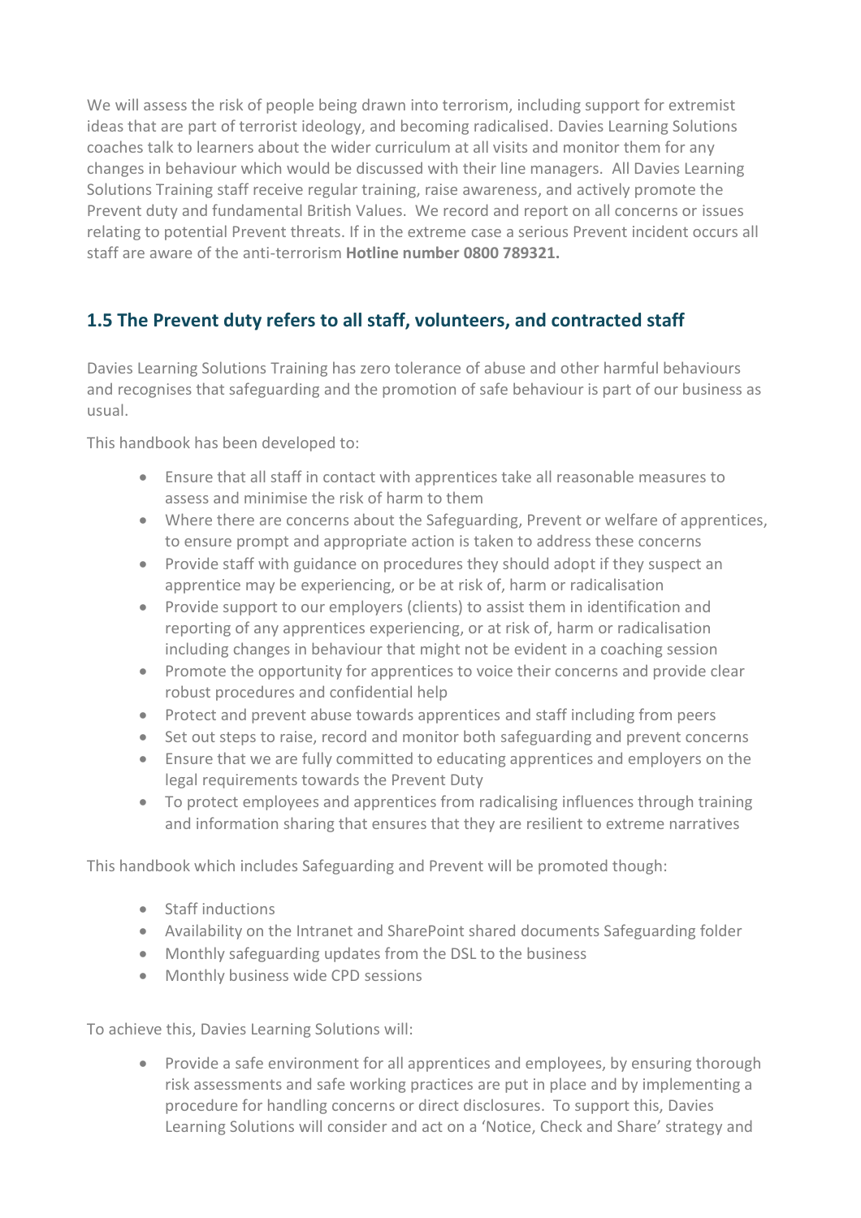We will assess the risk of people being drawn into terrorism, including support for extremist ideas that are part of terrorist ideology, and becoming radicalised. Davies Learning Solutions coaches talk to learners about the wider curriculum at all visits and monitor them for any changes in behaviour which would be discussed with their line managers. All Davies Learning Solutions Training staff receive regular training, raise awareness, and actively promote the Prevent duty and fundamental British Values. We record and report on all concerns or issues relating to potential Prevent threats. If in the extreme case a serious Prevent incident occurs all staff are aware of the anti-terrorism **Hotline number 0800 789321.**

## 1.5 The Prevent duty refers to all staff, volunteers, and contracted staff

Davies Learning Solutions Training has zero tolerance of abuse and other harmful behaviours and recognises that safeguarding and the promotion of safe behaviour is part of our business as usual.

This handbook has been developed to:

- Ensure that all staff in contact with apprentices take all reasonable measures to assess and minimise the risk of harm to them
- Where there are concerns about the Safeguarding, Prevent or welfare of apprentices, to ensure prompt and appropriate action is taken to address these concerns
- Provide staff with guidance on procedures they should adopt if they suspect an apprentice may be experiencing, or be at risk of, harm or radicalisation
- Provide support to our employers (clients) to assist them in identification and reporting of any apprentices experiencing, or at risk of, harm or radicalisation including changes in behaviour that might not be evident in a coaching session
- Promote the opportunity for apprentices to voice their concerns and provide clear robust procedures and confidential help
- Protect and prevent abuse towards apprentices and staff including from peers
- Set out steps to raise, record and monitor both safeguarding and prevent concerns
- Ensure that we are fully committed to educating apprentices and employers on the legal requirements towards the Prevent Duty
- To protect employees and apprentices from radicalising influences through training and information sharing that ensures that they are resilient to extreme narratives

This handbook which includes Safeguarding and Prevent will be promoted though:

- Staff inductions
- Availability on the Intranet and SharePoint shared documents Safeguarding folder
- Monthly safeguarding updates from the DSL to the business
- Monthly business wide CPD sessions

To achieve this, Davies Learning Solutions will:

- Provide a safe environment for all apprentices and employees, by ensuring thorough risk assessments and safe working practices are put in place and by implementing a procedure for handling concerns or direct disclosures. To support this, Davies Learning Solutions will consider and act on a 'Notice, Check and Share' strategy and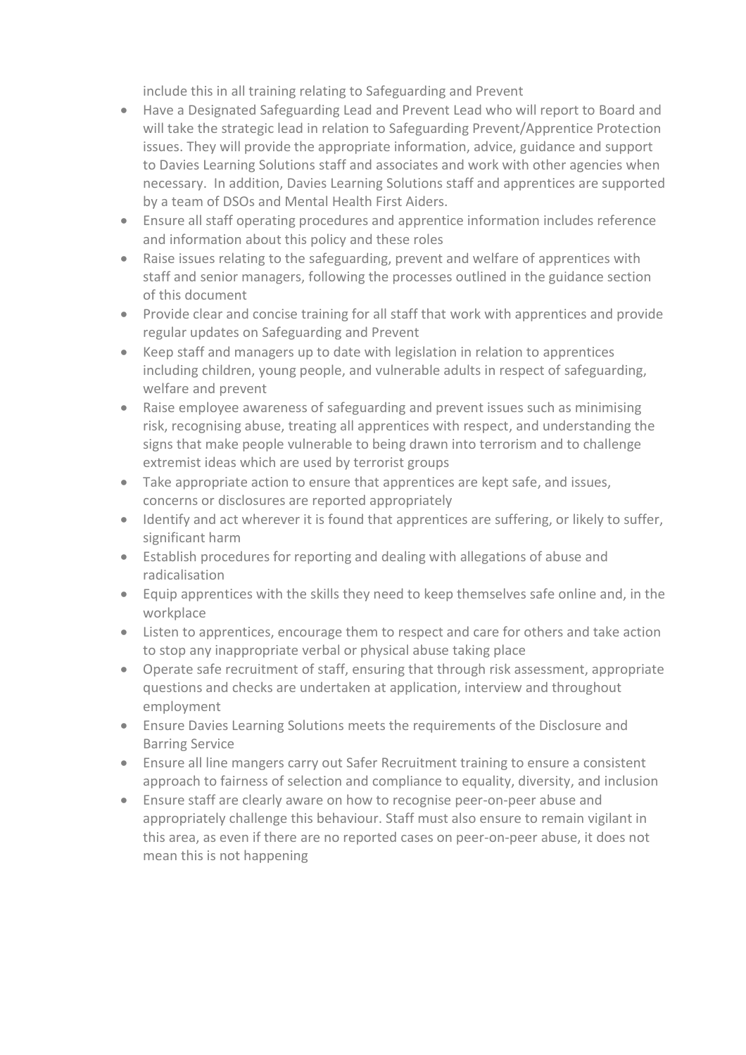include this in all training relating to Safeguarding and Prevent

- Have a Designated Safeguarding Lead and Prevent Lead who will report to Board and will take the strategic lead in relation to Safeguarding Prevent/Apprentice Protection issues. They will provide the appropriate information, advice, guidance and support to Davies Learning Solutions staff and associates and work with other agencies when necessary. In addition, Davies Learning Solutions staff and apprentices are supported by a team of DSOs and Mental Health First Aiders.
- Ensure all staff operating procedures and apprentice information includes reference and information about this policy and these roles
- Raise issues relating to the safeguarding, prevent and welfare of apprentices with staff and senior managers, following the processes outlined in the guidance section of this document
- Provide clear and concise training for all staff that work with apprentices and provide regular updates on Safeguarding and Prevent
- Keep staff and managers up to date with legislation in relation to apprentices including children, young people, and vulnerable adults in respect of safeguarding, welfare and prevent
- Raise employee awareness of safeguarding and prevent issues such as minimising risk, recognising abuse, treating all apprentices with respect, and understanding the signs that make people vulnerable to being drawn into terrorism and to challenge extremist ideas which are used by terrorist groups
- Take appropriate action to ensure that apprentices are kept safe, and issues, concerns or disclosures are reported appropriately
- Identify and act wherever it is found that apprentices are suffering, or likely to suffer, significant harm
- Establish procedures for reporting and dealing with allegations of abuse and radicalisation
- Equip apprentices with the skills they need to keep themselves safe online and, in the workplace
- Listen to apprentices, encourage them to respect and care for others and take action to stop any inappropriate verbal or physical abuse taking place
- Operate safe recruitment of staff, ensuring that through risk assessment, appropriate questions and checks are undertaken at application, interview and throughout employment
- Ensure Davies Learning Solutions meets the requirements of the Disclosure and Barring Service
- Ensure all line mangers carry out Safer Recruitment training to ensure a consistent approach to fairness of selection and compliance to equality, diversity, and inclusion
- Ensure staff are clearly aware on how to recognise peer-on-peer abuse and appropriately challenge this behaviour. Staff must also ensure to remain vigilant in this area, as even if there are no reported cases on peer-on-peer abuse, it does not mean this is not happening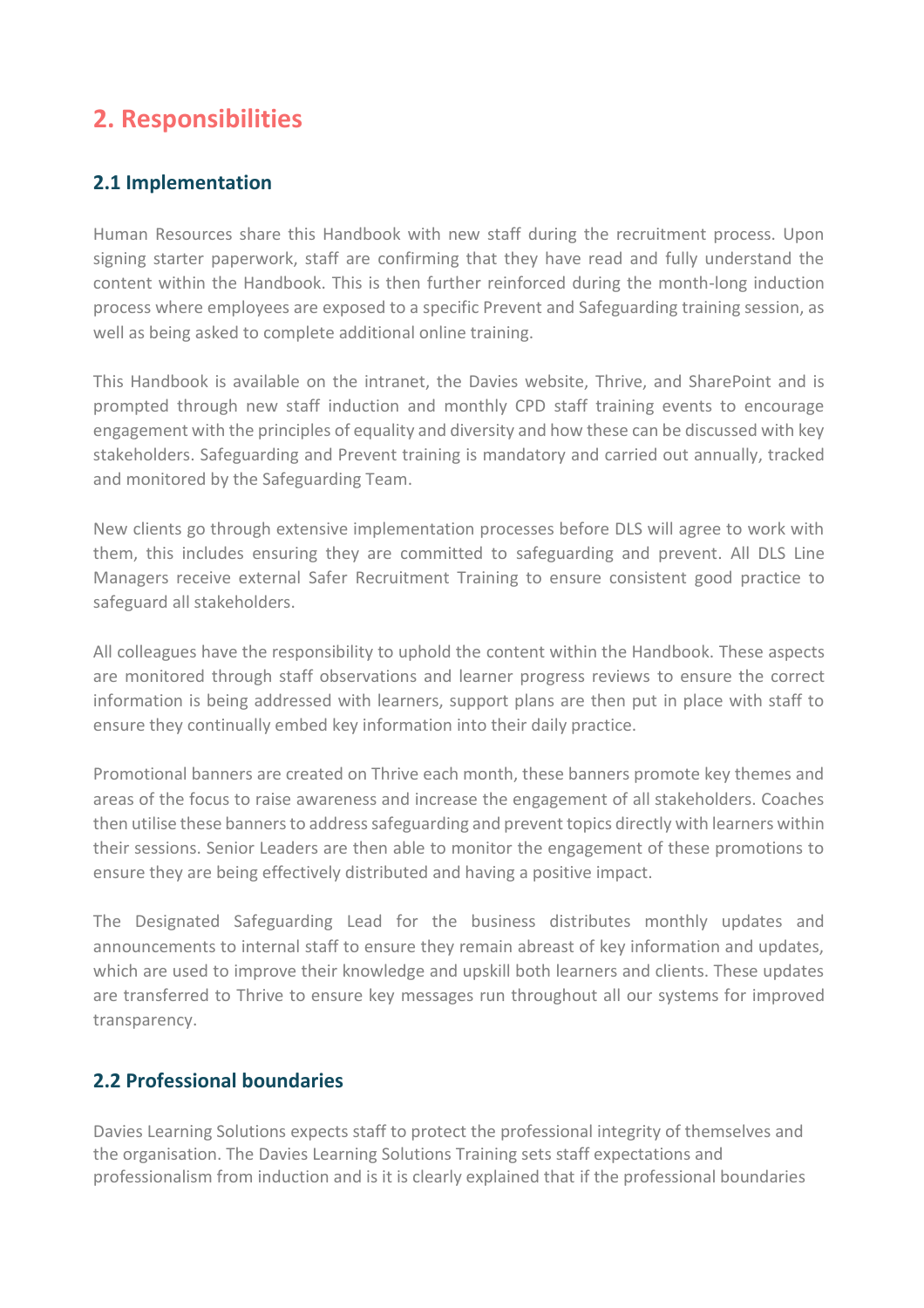## 2. Responsibilities

### 2.1 Implementation

Human Resources share this Handbook with new staff during the recruitment process. Upon signing starter paperwork, staff are confirming that they have read and fully understand the content within the Handbook. This is then further reinforced during the month-long induction process where employees are exposed to a specific Prevent and Safeguarding training session, as well as being asked to complete additional online training.

This Handbook is available on the intranet, the Davies website, Thrive, and SharePoint and is prompted through new staff induction and monthly CPD staff training events to encourage engagement with the principles of equality and diversity and how these can be discussed with key stakeholders. Safeguarding and Prevent training is mandatory and carried out annually, tracked and monitored by the Safeguarding Team.

New clients go through extensive implementation processes before DLS will agree to work with them, this includes ensuring they are committed to safeguarding and prevent. All DLS Line Managers receive external Safer Recruitment Training to ensure consistent good practice to safeguard all stakeholders.

All colleagues have the responsibility to uphold the content within the Handbook. These aspects are monitored through staff observations and learner progress reviews to ensure the correct information is being addressed with learners, support plans are then put in place with staff to ensure they continually embed key information into their daily practice.

Promotional banners are created on Thrive each month, these banners promote key themes and areas of the focus to raise awareness and increase the engagement of all stakeholders. Coaches then utilise these banners to address safeguarding and prevent topics directly with learners within their sessions. Senior Leaders are then able to monitor the engagement of these promotions to ensure they are being effectively distributed and having a positive impact.

The Designated Safeguarding Lead for the business distributes monthly updates and announcements to internal staff to ensure they remain abreast of key information and updates, which are used to improve their knowledge and upskill both learners and clients. These updates are transferred to Thrive to ensure key messages run throughout all our systems for improved transparency.

### 2.2 Professional boundaries

Davies Learning Solutions expects staff to protect the professional integrity of themselves and the organisation. The Davies Learning Solutions Training sets staff expectations and professionalism from induction and is it is clearly explained that if the professional boundaries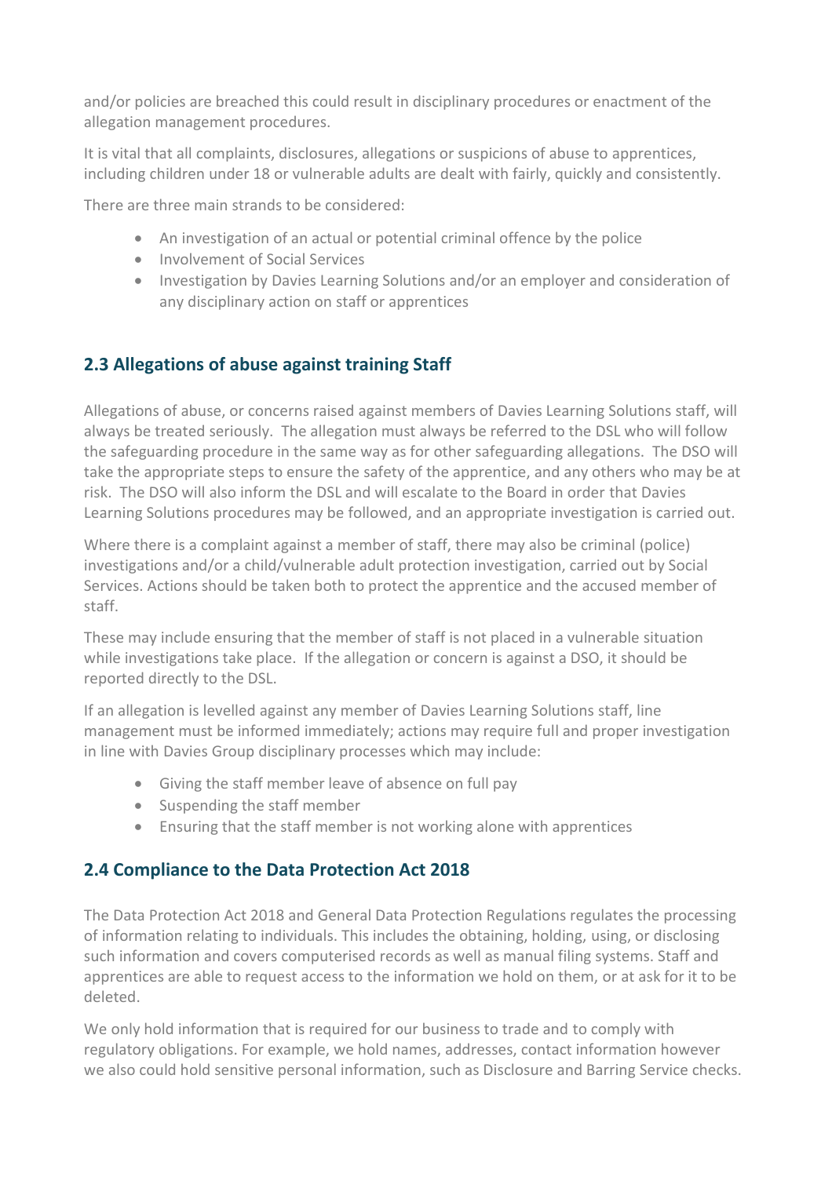and/or policies are breached this could result in disciplinary procedures or enactment of the allegation management procedures.

It is vital that all complaints, disclosures, allegations or suspicions of abuse to apprentices, including children under 18 or vulnerable adults are dealt with fairly, quickly and consistently.

There are three main strands to be considered:

- An investigation of an actual or potential criminal offence by the police
- Involvement of Social Services
- Investigation by Davies Learning Solutions and/or an employer and consideration of any disciplinary action on staff or apprentices

## 2.3 Allegations of abuse against training Staff

Allegations of abuse, or concerns raised against members of Davies Learning Solutions staff, will always be treated seriously. The allegation must always be referred to the DSL who will follow the safeguarding procedure in the same way as for other safeguarding allegations. The DSO will take the appropriate steps to ensure the safety of the apprentice, and any others who may be at risk. The DSO will also inform the DSL and will escalate to the Board in order that Davies Learning Solutions procedures may be followed, and an appropriate investigation is carried out.

Where there is a complaint against a member of staff, there may also be criminal (police) investigations and/or a child/vulnerable adult protection investigation, carried out by Social Services. Actions should be taken both to protect the apprentice and the accused member of staff.

These may include ensuring that the member of staff is not placed in a vulnerable situation while investigations take place. If the allegation or concern is against a DSO, it should be reported directly to the DSL.

If an allegation is levelled against any member of Davies Learning Solutions staff, line management must be informed immediately; actions may require full and proper investigation in line with Davies Group disciplinary processes which may include:

- Giving the staff member leave of absence on full pay
- Suspending the staff member
- Ensuring that the staff member is not working alone with apprentices

## 2.4 Compliance to the Data Protection Act 2018

The Data Protection Act 2018 and General Data Protection Regulations regulates the processing of information relating to individuals. This includes the obtaining, holding, using, or disclosing such information and covers computerised records as well as manual filing systems. Staff and apprentices are able to request access to the information we hold on them, or at ask for it to be deleted.

We only hold information that is required for our business to trade and to comply with regulatory obligations. For example, we hold names, addresses, contact information however we also could hold sensitive personal information, such as Disclosure and Barring Service checks.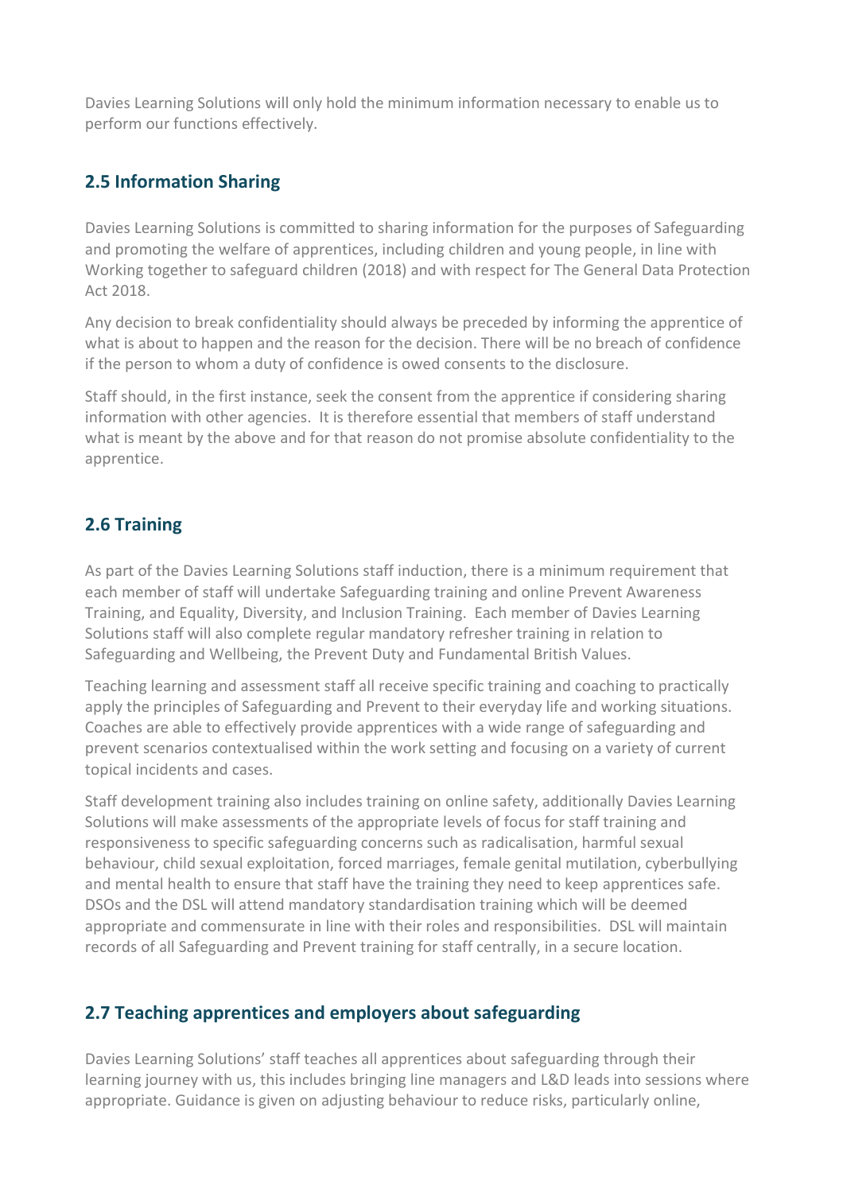Davies Learning Solutions will only hold the minimum information necessary to enable us to perform our functions effectively.

## 2.5 Information Sharing

Davies Learning Solutions is committed to sharing information for the purposes of Safeguarding and promoting the welfare of apprentices, including children and young people, in line with Working together to safeguard children (2018) and with respect for The General Data Protection Act 2018.

Any decision to break confidentiality should always be preceded by informing the apprentice of what is about to happen and the reason for the decision. There will be no breach of confidence if the person to whom a duty of confidence is owed consents to the disclosure.

Staff should, in the first instance, seek the consent from the apprentice if considering sharing information with other agencies. It is therefore essential that members of staff understand what is meant by the above and for that reason do not promise absolute confidentiality to the apprentice.

## 2.6 Training

As part of the Davies Learning Solutions staff induction, there is a minimum requirement that each member of staff will undertake Safeguarding training and online Prevent Awareness Training, and Equality, Diversity, and Inclusion Training. Each member of Davies Learning Solutions staff will also complete regular mandatory refresher training in relation to Safeguarding and Wellbeing, the Prevent Duty and Fundamental British Values.

Teaching learning and assessment staff all receive specific training and coaching to practically apply the principles of Safeguarding and Prevent to their everyday life and working situations. Coaches are able to effectively provide apprentices with a wide range of safeguarding and prevent scenarios contextualised within the work setting and focusing on a variety of current topical incidents and cases.

Staff development training also includes training on online safety, additionally Davies Learning Solutions will make assessments of the appropriate levels of focus for staff training and responsiveness to specific safeguarding concerns such as radicalisation, harmful sexual behaviour, child sexual exploitation, forced marriages, female genital mutilation, cyberbullying and mental health to ensure that staff have the training they need to keep apprentices safe. DSOs and the DSL will attend mandatory standardisation training which will be deemed appropriate and commensurate in line with their roles and responsibilities. DSL will maintain records of all Safeguarding and Prevent training for staff centrally, in a secure location.

## 2.7 Teaching apprentices and employers about safeguarding

Davies Learning Solutions' staff teaches all apprentices about safeguarding through their learning journey with us, this includes bringing line managers and L&D leads into sessions where appropriate. Guidance is given on adjusting behaviour to reduce risks, particularly online,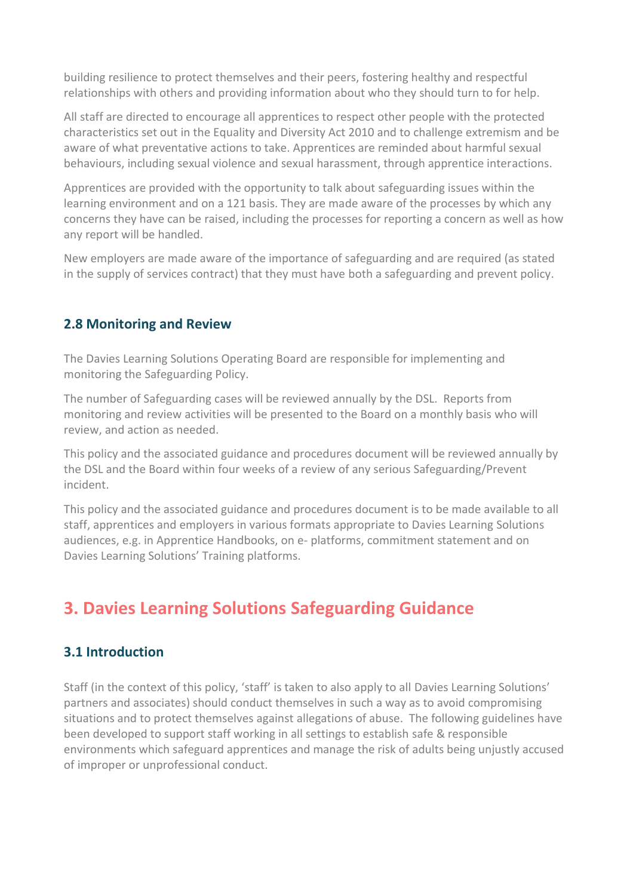building resilience to protect themselves and their peers, fostering healthy and respectful relationships with others and providing information about who they should turn to for help.

All staff are directed to encourage all apprentices to respect other people with the protected characteristics set out in the Equality and Diversity Act 2010 and to challenge extremism and be aware of what preventative actions to take. Apprentices are reminded about harmful sexual behaviours, including sexual violence and sexual harassment, through apprentice interactions.

Apprentices are provided with the opportunity to talk about safeguarding issues within the learning environment and on a 121 basis. They are made aware of the processes by which any concerns they have can be raised, including the processes for reporting a concern as well as how any report will be handled.

New employers are made aware of the importance of safeguarding and are required (as stated in the supply of services contract) that they must have both a safeguarding and prevent policy.

### 2.8 Monitoring and Review

The Davies Learning Solutions Operating Board are responsible for implementing and monitoring the Safeguarding Policy.

The number of Safeguarding cases will be reviewed annually by the DSL.  Reports from monitoring and review activities will be presented to the Board on a monthly basis who will review, and action as needed.

This policy and the associated guidance and procedures document will be reviewed annually by the DSL and the Board within four weeks of a review of any serious Safeguarding/Prevent incident.

This policy and the associated guidance and procedures document is to be made available to all staff, apprentices and employers in various formats appropriate to Davies Learning Solutions audiences, e.g. in Apprentice Handbooks, on e- platforms, commitment statement and on Davies Learning Solutions' Training platforms.

## 3. Davies Learning Solutions Safeguarding Guidance

### 3.1 Introduction

Staff (in the context of this policy, 'staff' is taken to also apply to all Davies Learning Solutions' partners and associates) should conduct themselves in such a way as to avoid compromising situations and to protect themselves against allegations of abuse.  The following guidelines have been developed to support staff working in all settings to establish safe & responsible environments which safeguard apprentices and manage the risk of adults being unjustly accused of improper or unprofessional conduct.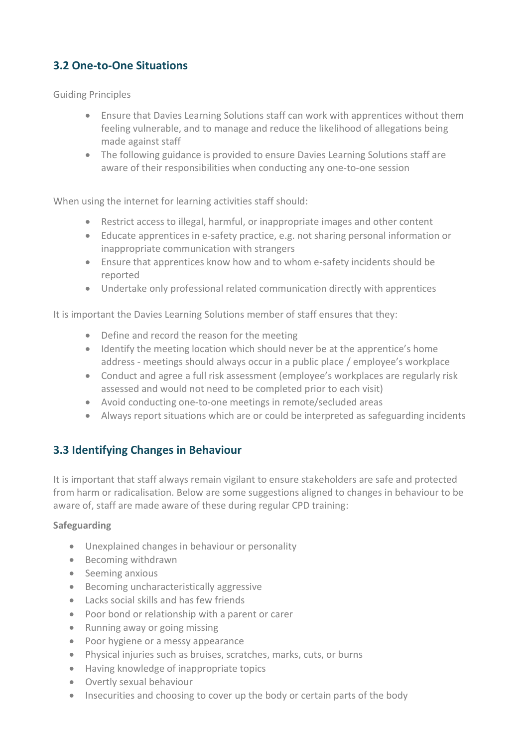### 3.2 One-to-One Situations

Guiding Principles

- Ensure that Davies Learning Solutions staff can work with apprentices without them feeling vulnerable, and to manage and reduce the likelihood of allegations being made against staff
- The following guidance is provided to ensure Davies Learning Solutions staff are aware of their responsibilities when conducting any one-to-one session

When using the internet for learning activities staff should:

- Restrict access to illegal, harmful, or inappropriate images and other content
- Educate apprentices in e-safety practice, e.g. not sharing personal information or inappropriate communication with strangers
- Ensure that apprentices know how and to whom e-safety incidents should be reported
- Undertake only professional related communication directly with apprentices

It is important the Davies Learning Solutions member of staff ensures that they:

- Define and record the reason for the meeting
- Identify the meeting location which should never be at the apprentice's home address - meetings should always occur in a public place / employee's workplace
- Conduct and agree a full risk assessment (employee's workplaces are regularly risk assessed and would not need to be completed prior to each visit)
- Avoid conducting one-to-one meetings in remote/secluded areas
- Always report situations which are or could be interpreted as safeguarding incidents

### 3.3 Identifying Changes in Behaviour

It is important that staff always remain vigilant to ensure stakeholders are safe and protected from harm or radicalisation. Below are some suggestions aligned to changes in behaviour to be aware of, staff are made aware of these during regular CPD training:

**Safeguarding**

- Unexplained changes in behaviour or personality
- Becoming withdrawn
- Seeming anxious
- Becoming uncharacteristically aggressive
- Lacks social skills and has few friends
- Poor bond or relationship with a parent or carer
- Running away or going missing
- Poor hygiene or a messy appearance
- Physical injuries such as bruises, scratches, marks, cuts, or burns
- Having knowledge of inappropriate topics
- Overtly sexual behaviour
- Insecurities and choosing to cover up the body or certain parts of the body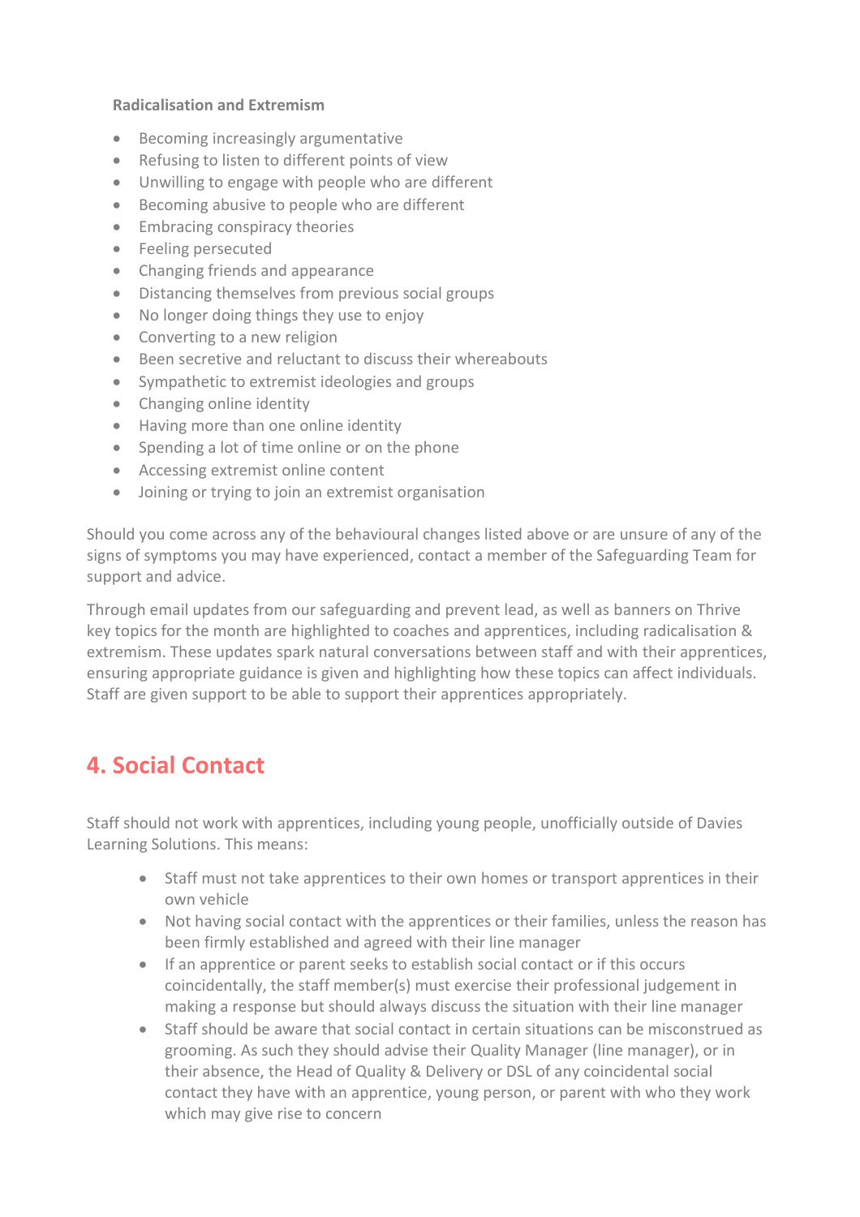**Radicalisation and Extremism**

- Becoming increasingly argumentative
- Refusing to listen to different points of view
- Unwilling to engage with people who are different
- Becoming abusive to people who are different
- Embracing conspiracy theories
- Feeling persecuted
- Changing friends and appearance
- Distancing themselves from previous social groups
- No longer doing things they use to enjoy
- Converting to a new religion
- Been secretive and reluctant to discuss their whereabouts
- Sympathetic to extremist ideologies and groups
- Changing online identity
- Having more than one online identity
- Spending a lot of time online or on the phone
- Accessing extremist online content
- Joining or trying to join an extremist organisation

Should you come across any of the behavioural changes listed above or are unsure of any of the signs of symptoms you may have experienced, contact a member of the Safeguarding Team for support and advice.

Through email updates from our safeguarding and prevent lead, as well as banners on Thrive key topics for the month are highlighted to coaches and apprentices, including radicalisation & extremism. These updates spark natural conversations between staff and with their apprentices, ensuring appropriate guidance is given and highlighting how these topics can affect individuals. Staff are given support to be able to support their apprentices appropriately.

## 4. Social Contact

Staff should not work with apprentices, including young people, unofficially outside of Davies Learning Solutions. This means:

- Staff must not take apprentices to their own homes or transport apprentices in their own vehicle
- Not having social contact with the apprentices or their families, unless the reason has been firmly established and agreed with their line manager
- If an apprentice or parent seeks to establish social contact or if this occurs coincidentally, the staff member(s) must exercise their professional judgement in making a response but should always discuss the situation with their line manager
- Staff should be aware that social contact in certain situations can be misconstrued as grooming. As such they should advise their Quality Manager (line manager), or in their absence, the Head of Quality & Delivery or DSL of any coincidental social contact they have with an apprentice, young person, or parent with who they work which may give rise to concern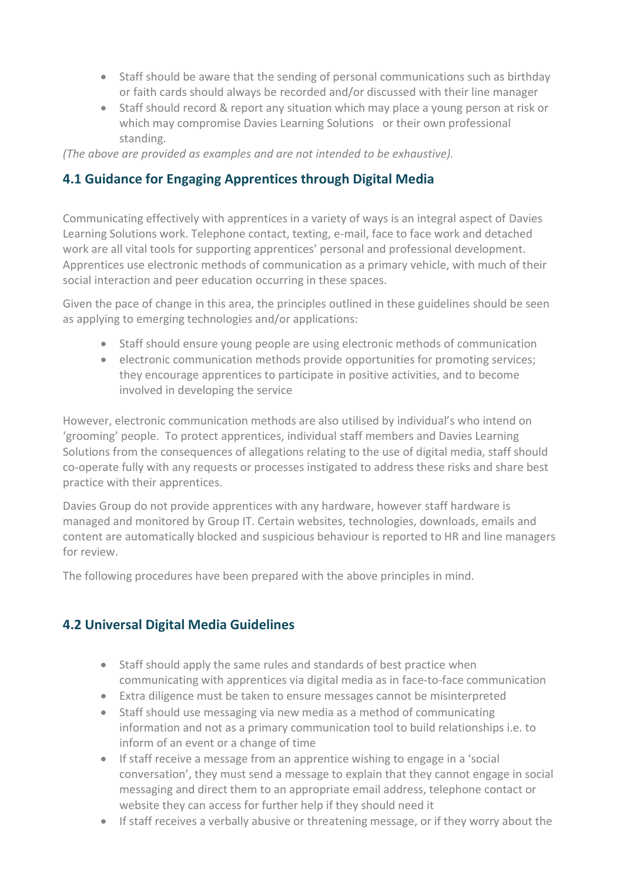- Staff should be aware that the sending of personal communications such as birthday or faith cards should always be recorded and/or discussed with their line manager
- Staff should record & report any situation which may place a young person at risk or which may compromise Davies Learning Solutions or their own professional standing.

*(The above are provided as examples and are not intended to be exhaustive).*

## 4.1 Guidance for Engaging Apprentices through Digital Media

Communicating effectively with apprentices in a variety of ways is an integral aspect of Davies Learning Solutions work. Telephone contact, texting, e-mail, face to face work and detached work are all vital tools for supporting apprentices' personal and professional development. Apprentices use electronic methods of communication as a primary vehicle, with much of their social interaction and peer education occurring in these spaces.

Given the pace of change in this area, the principles outlined in these guidelines should be seen as applying to emerging technologies and/or applications:

- Staff should ensure young people are using electronic methods of communication
- electronic communication methods provide opportunities for promoting services; they encourage apprentices to participate in positive activities, and to become involved in developing the service

However, electronic communication methods are also utilised by individual's who intend on 'grooming' people. To protect apprentices, individual staff members and Davies Learning Solutions from the consequences of allegations relating to the use of digital media, staff should co-operate fully with any requests or processes instigated to address these risks and share best practice with their apprentices.

Davies Group do not provide apprentices with any hardware, however staff hardware is managed and monitored by Group IT. Certain websites, technologies, downloads, emails and content are automatically blocked and suspicious behaviour is reported to HR and line managers for review.

The following procedures have been prepared with the above principles in mind.

## 4.2 Universal Digital Media Guidelines

- Staff should apply the same rules and standards of best practice when communicating with apprentices via digital media as in face-to-face communication
- Extra diligence must be taken to ensure messages cannot be misinterpreted
- Staff should use messaging via new media as a method of communicating information and not as a primary communication tool to build relationships i.e. to inform of an event or a change of time
- If staff receive a message from an apprentice wishing to engage in a 'social conversation', they must send a message to explain that they cannot engage in social messaging and direct them to an appropriate email address, telephone contact or website they can access for further help if they should need it
- If staff receives a verbally abusive or threatening message, or if they worry about the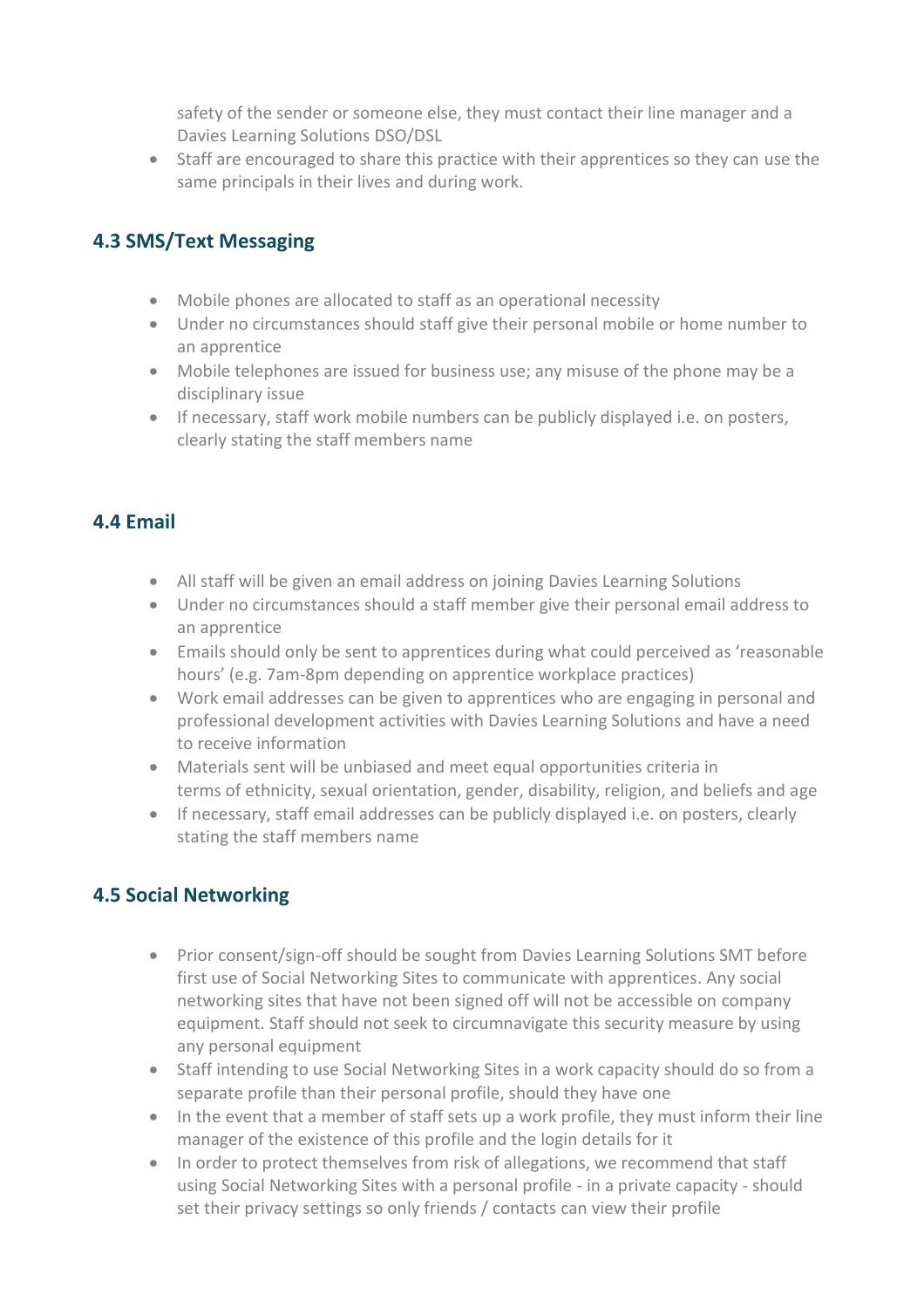safety of the sender or someone else, they must contact their line manager and a Davies Learning Solutions DSO/DSL

- Staff are encouraged to share this practice with their apprentices so they can use the same principals in their lives and during work.

### 4.3 SMS/Text Messaging

- Mobile phones are allocated to staff as an operational necessity
- Under no circumstances should staff give their personal mobile or home number to an apprentice
- Mobile telephones are issued for business use; any misuse of the phone may be a disciplinary issue
- If necessary, staff work mobile numbers can be publicly displayed i.e. on posters, clearly stating the staff members name

### 4.4 Email

- All staff will be given an email address on joining Davies Learning Solutions
- Under no circumstances should a staff member give their personal email address to an apprentice
- Emails should only be sent to apprentices during what could perceived as 'reasonable hours' (e.g. 7am-8pm depending on apprentice workplace practices)
- Work email addresses can be given to apprentices who are engaging in personal and professional development activities with Davies Learning Solutions and have a need to receive information
- Materials sent will be unbiased and meet equal opportunities criteria in terms of ethnicity, sexual orientation, gender, disability, religion, and beliefs and age
- If necessary, staff email addresses can be publicly displayed i.e. on posters, clearly stating the staff members name

### 4.5 Social Networking

- Prior consent/sign-off should be sought from Davies Learning Solutions SMT before first use of Social Networking Sites to communicate with apprentices. Any social networking sites that have not been signed off will not be accessible on company equipment. Staff should not seek to circumnavigate this security measure by using any personal equipment
- Staff intending to use Social Networking Sites in a work capacity should do so from a separate profile than their personal profile, should they have one
- In the event that a member of staff sets up a work profile, they must inform their line manager of the existence of this profile and the login details for it
- In order to protect themselves from risk of allegations, we recommend that staff using Social Networking Sites with a personal profile - in a private capacity - should set their privacy settings so only friends / contacts can view their profile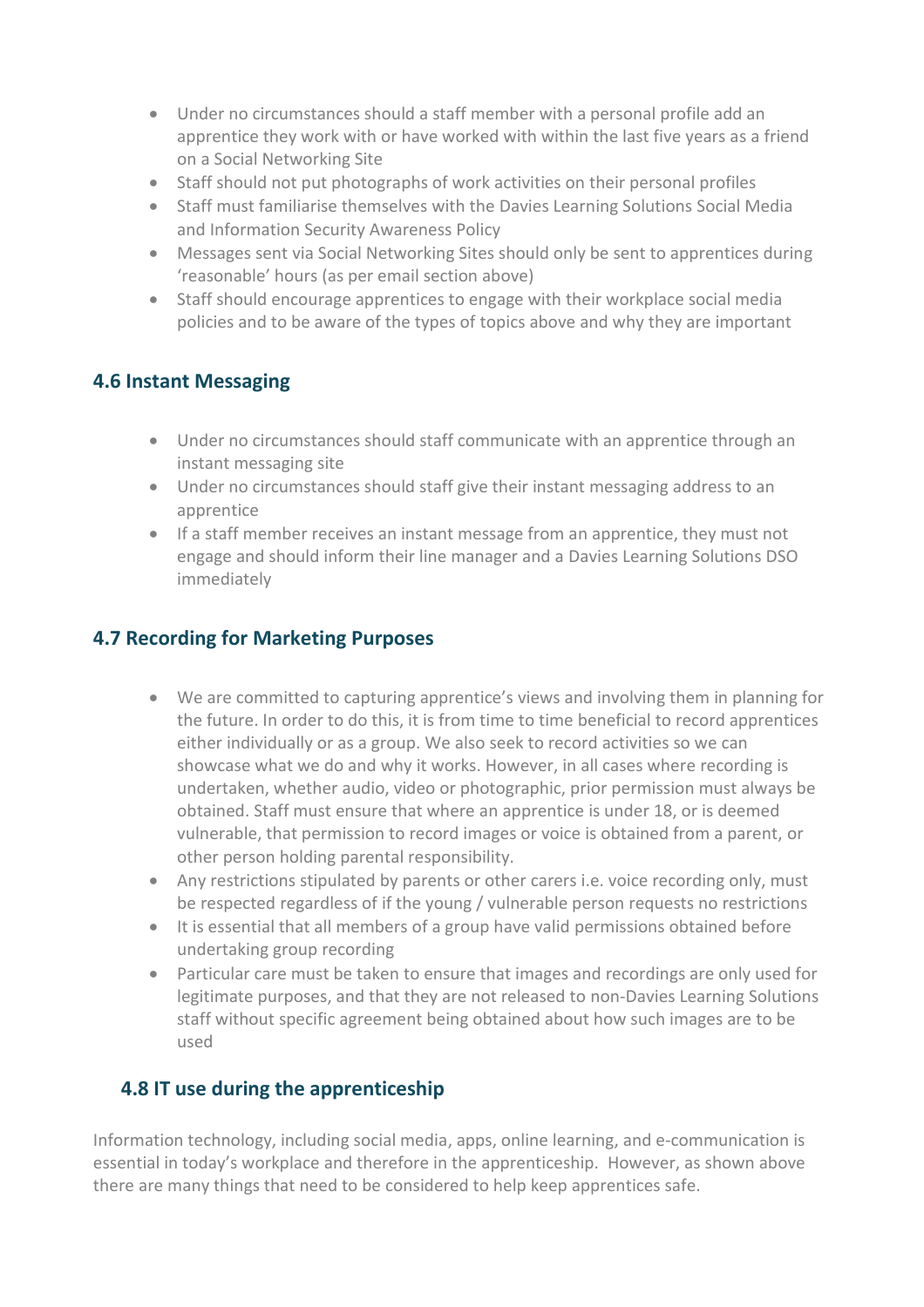- Under no circumstances should a staff member with a personal profile add an apprentice they work with or have worked with within the last five years as a friend on a Social Networking Site
- Staff should not put photographs of work activities on their personal profiles
- Staff must familiarise themselves with the Davies Learning Solutions Social Media and Information Security Awareness Policy
- Messages sent via Social Networking Sites should only be sent to apprentices during 'reasonable' hours (as per email section above)
- Staff should encourage apprentices to engage with their workplace social media policies and to be aware of the types of topics above and why they are important

### 4.6 Instant Messaging

- Under no circumstances should staff communicate with an apprentice through an instant messaging site
- Under no circumstances should staff give their instant messaging address to an apprentice
- If a staff member receives an instant message from an apprentice, they must not engage and should inform their line manager and a Davies Learning Solutions DSO immediately

### 4.7 Recording for Marketing Purposes

- We are committed to capturing apprentice's views and involving them in planning for the future. In order to do this, it is from time to time beneficial to record apprentices either individually or as a group. We also seek to record activities so we can showcase what we do and why it works. However, in all cases where recording is undertaken, whether audio, video or photographic, prior permission must always be obtained. Staff must ensure that where an apprentice is under 18, or is deemed vulnerable, that permission to record images or voice is obtained from a parent, or other person holding parental responsibility.
- Any restrictions stipulated by parents or other carers i.e. voice recording only, must be respected regardless of if the young / vulnerable person requests no restrictions
- It is essential that all members of a group have valid permissions obtained before undertaking group recording
- Particular care must be taken to ensure that images and recordings are only used for legitimate purposes, and that they are not released to non-Davies Learning Solutions staff without specific agreement being obtained about how such images are to be used

### 4.8 IT use during the apprenticeship

Information technology, including social media, apps, online learning, and e-communication is essential in today's workplace and therefore in the apprenticeship. However, as shown above there are many things that need to be considered to help keep apprentices safe.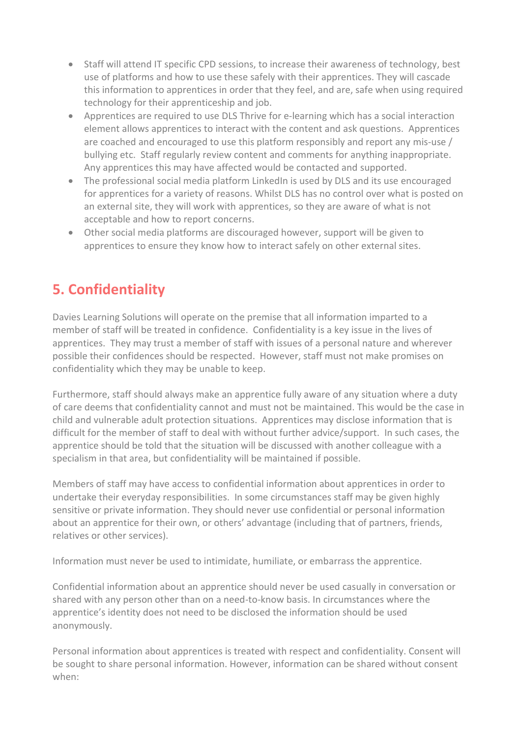- Staff will attend IT specific CPD sessions, to increase their awareness of technology, best use of platforms and how to use these safely with their apprentices. They will cascade this information to apprentices in order that they feel, and are, safe when using required technology for their apprenticeship and job.
- Apprentices are required to use DLS Thrive for e-learning which has a social interaction element allows apprentices to interact with the content and ask questions. Apprentices are coached and encouraged to use this platform responsibly and report any mis-use / bullying etc. Staff regularly review content and comments for anything inappropriate. Any apprentices this may have affected would be contacted and supported.
- The professional social media platform LinkedIn is used by DLS and its use encouraged for apprentices for a variety of reasons. Whilst DLS has no control over what is posted on an external site, they will work with apprentices, so they are aware of what is not acceptable and how to report concerns.
- Other social media platforms are discouraged however, support will be given to apprentices to ensure they know how to interact safely on other external sites.

## 5. Confidentiality

Davies Learning Solutions will operate on the premise that all information imparted to a member of staff will be treated in confidence. Confidentiality is a key issue in the lives of apprentices. They may trust a member of staff with issues of a personal nature and wherever possible their confidences should be respected. However, staff must not make promises on confidentiality which they may be unable to keep.

Furthermore, staff should always make an apprentice fully aware of any situation where a duty of care deems that confidentiality cannot and must not be maintained. This would be the case in child and vulnerable adult protection situations. Apprentices may disclose information that is difficult for the member of staff to deal with without further advice/support. In such cases, the apprentice should be told that the situation will be discussed with another colleague with a specialism in that area, but confidentiality will be maintained if possible.

Members of staff may have access to confidential information about apprentices in order to undertake their everyday responsibilities. In some circumstances staff may be given highly sensitive or private information. They should never use confidential or personal information about an apprentice for their own, or others' advantage (including that of partners, friends, relatives or other services).

Information must never be used to intimidate, humiliate, or embarrass the apprentice.

Confidential information about an apprentice should never be used casually in conversation or shared with any person other than on a need-to-know basis. In circumstances where the apprentice's identity does not need to be disclosed the information should be used anonymously.

Personal information about apprentices is treated with respect and confidentiality. Consent will be sought to share personal information. However, information can be shared without consent when: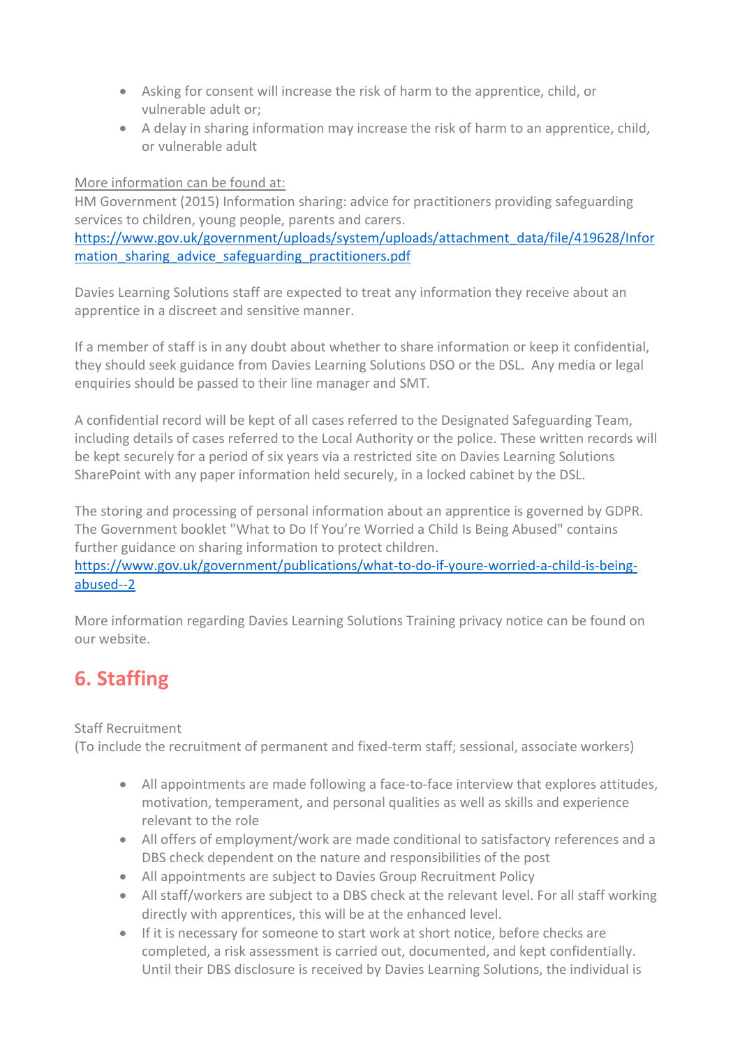- Asking for consent will increase the risk of harm to the apprentice, child, or vulnerable adult or;
- A delay in sharing information may increase the risk of harm to an apprentice, child, or vulnerable adult

More information can be found at:
HM Government (2015) Information sharing: advice for practitioners providing safeguarding services to children, young people, parents and carers.
https://www.gov.uk/government/uploads/system/uploads/attachment_data/file/419628/Information_sharing_advice_safeguarding_practitioners.pdf

Davies Learning Solutions staff are expected to treat any information they receive about an apprentice in a discreet and sensitive manner.

If a member of staff is in any doubt about whether to share information or keep it confidential, they should seek guidance from Davies Learning Solutions DSO or the DSL. Any media or legal enquiries should be passed to their line manager and SMT.

A confidential record will be kept of all cases referred to the Designated Safeguarding Team, including details of cases referred to the Local Authority or the police. These written records will be kept securely for a period of six years via a restricted site on Davies Learning Solutions SharePoint with any paper information held securely, in a locked cabinet by the DSL.

The storing and processing of personal information about an apprentice is governed by GDPR. The Government booklet "What to Do If You're Worried a Child Is Being Abused" contains further guidance on sharing information to protect children.
https://www.gov.uk/government/publications/what-to-do-if-youre-worried-a-child-is-being-abused--2

More information regarding Davies Learning Solutions Training privacy notice can be found on our website.

# 6. Staffing

Staff Recruitment
(To include the recruitment of permanent and fixed-term staff; sessional, associate workers)

- All appointments are made following a face-to-face interview that explores attitudes, motivation, temperament, and personal qualities as well as skills and experience relevant to the role
- All offers of employment/work are made conditional to satisfactory references and a DBS check dependent on the nature and responsibilities of the post
- All appointments are subject to Davies Group Recruitment Policy
- All staff/workers are subject to a DBS check at the relevant level. For all staff working directly with apprentices, this will be at the enhanced level.
- If it is necessary for someone to start work at short notice, before checks are completed, a risk assessment is carried out, documented, and kept confidentially. Until their DBS disclosure is received by Davies Learning Solutions, the individual is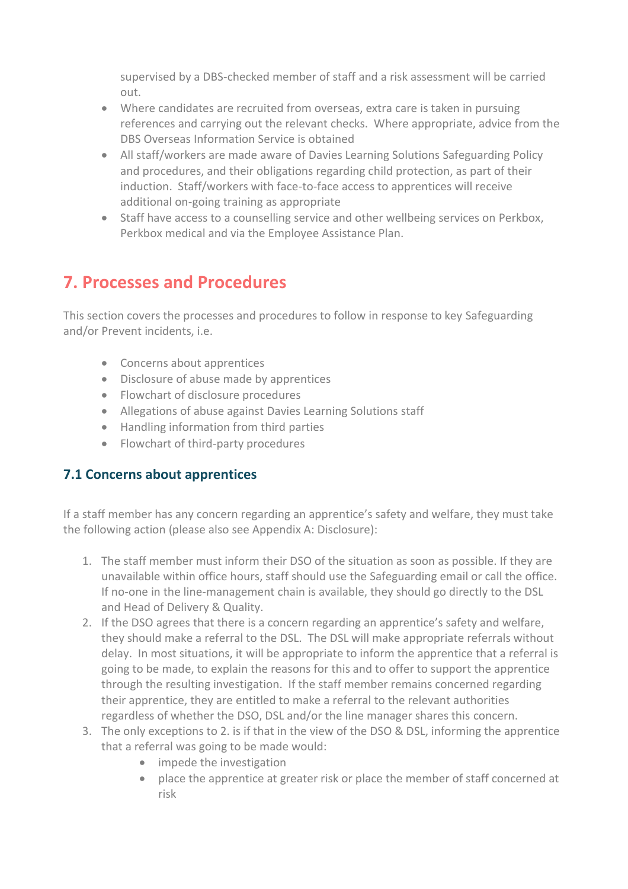supervised by a DBS-checked member of staff and a risk assessment will be carried out.

- Where candidates are recruited from overseas, extra care is taken in pursuing references and carrying out the relevant checks. Where appropriate, advice from the DBS Overseas Information Service is obtained
- All staff/workers are made aware of Davies Learning Solutions Safeguarding Policy and procedures, and their obligations regarding child protection, as part of their induction. Staff/workers with face-to-face access to apprentices will receive additional on-going training as appropriate
- Staff have access to a counselling service and other wellbeing services on Perkbox, Perkbox medical and via the Employee Assistance Plan.

## 7. Processes and Procedures

This section covers the processes and procedures to follow in response to key Safeguarding and/or Prevent incidents, i.e.

- Concerns about apprentices
- Disclosure of abuse made by apprentices
- Flowchart of disclosure procedures
- Allegations of abuse against Davies Learning Solutions staff
- Handling information from third parties
- Flowchart of third-party procedures

### 7.1 Concerns about apprentices

If a staff member has any concern regarding an apprentice's safety and welfare, they must take the following action (please also see Appendix A: Disclosure):

1. The staff member must inform their DSO of the situation as soon as possible. If they are unavailable within office hours, staff should use the Safeguarding email or call the office. If no-one in the line-management chain is available, they should go directly to the DSL and Head of Delivery & Quality.
2. If the DSO agrees that there is a concern regarding an apprentice's safety and welfare, they should make a referral to the DSL. The DSL will make appropriate referrals without delay. In most situations, it will be appropriate to inform the apprentice that a referral is going to be made, to explain the reasons for this and to offer to support the apprentice through the resulting investigation. If the staff member remains concerned regarding their apprentice, they are entitled to make a referral to the relevant authorities regardless of whether the DSO, DSL and/or the line manager shares this concern.
3. The only exceptions to 2. is if that in the view of the DSO & DSL, informing the apprentice that a referral was going to be made would:
   - impede the investigation
   - place the apprentice at greater risk or place the member of staff concerned at risk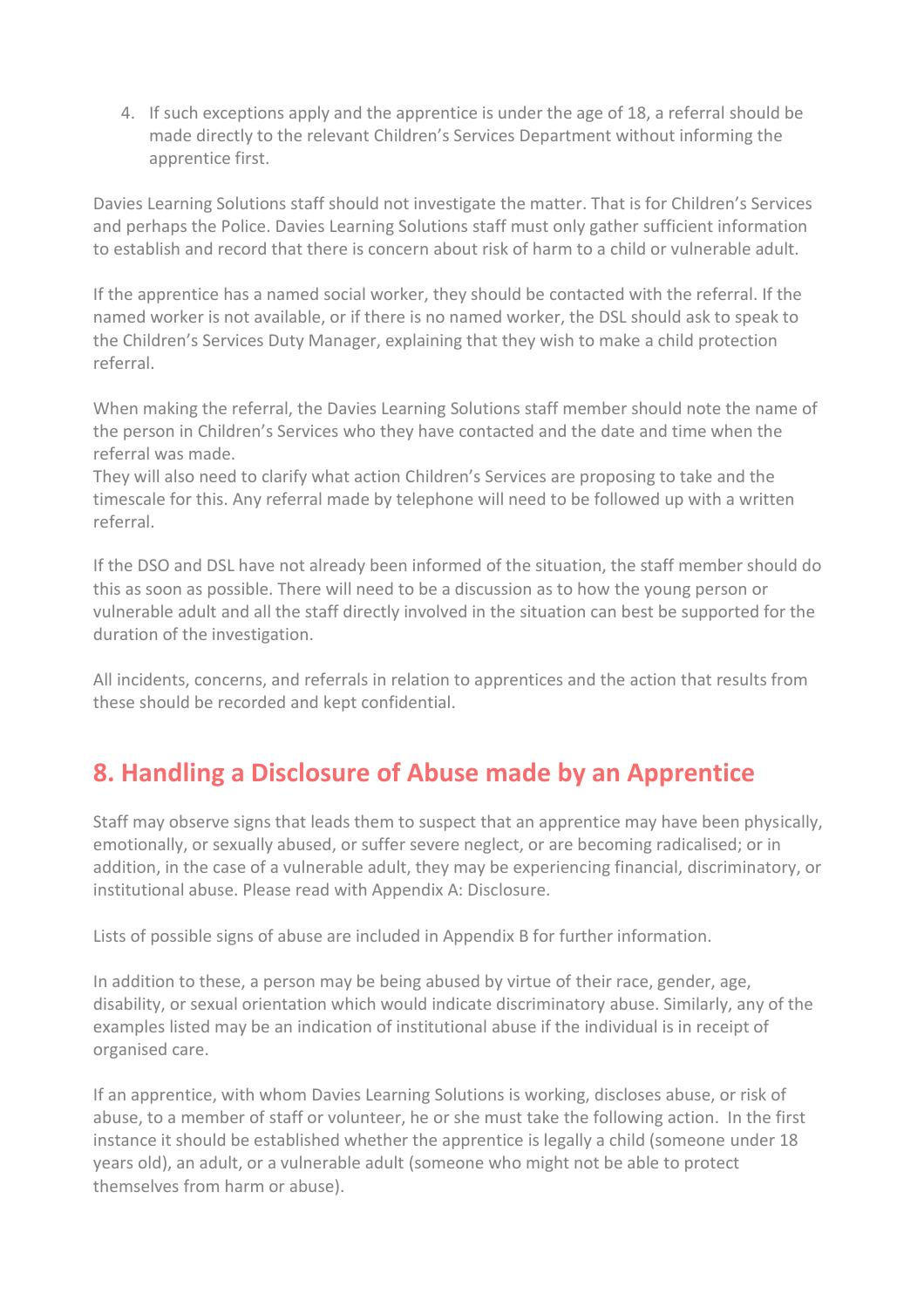4. If such exceptions apply and the apprentice is under the age of 18, a referral should be made directly to the relevant Children's Services Department without informing the apprentice first.

Davies Learning Solutions staff should not investigate the matter. That is for Children's Services and perhaps the Police. Davies Learning Solutions staff must only gather sufficient information to establish and record that there is concern about risk of harm to a child or vulnerable adult.

If the apprentice has a named social worker, they should be contacted with the referral. If the named worker is not available, or if there is no named worker, the DSL should ask to speak to the Children's Services Duty Manager, explaining that they wish to make a child protection referral.

When making the referral, the Davies Learning Solutions staff member should note the name of the person in Children's Services who they have contacted and the date and time when the referral was made.
They will also need to clarify what action Children's Services are proposing to take and the timescale for this. Any referral made by telephone will need to be followed up with a written referral.

If the DSO and DSL have not already been informed of the situation, the staff member should do this as soon as possible. There will need to be a discussion as to how the young person or vulnerable adult and all the staff directly involved in the situation can best be supported for the duration of the investigation.

All incidents, concerns, and referrals in relation to apprentices and the action that results from these should be recorded and kept confidential.

## 8. Handling a Disclosure of Abuse made by an Apprentice

Staff may observe signs that leads them to suspect that an apprentice may have been physically, emotionally, or sexually abused, or suffer severe neglect, or are becoming radicalised; or in addition, in the case of a vulnerable adult, they may be experiencing financial, discriminatory, or institutional abuse. Please read with Appendix A: Disclosure.

Lists of possible signs of abuse are included in Appendix B for further information.

In addition to these, a person may be being abused by virtue of their race, gender, age, disability, or sexual orientation which would indicate discriminatory abuse. Similarly, any of the examples listed may be an indication of institutional abuse if the individual is in receipt of organised care.

If an apprentice, with whom Davies Learning Solutions is working, discloses abuse, or risk of abuse, to a member of staff or volunteer, he or she must take the following action. In the first instance it should be established whether the apprentice is legally a child (someone under 18 years old), an adult, or a vulnerable adult (someone who might not be able to protect themselves from harm or abuse).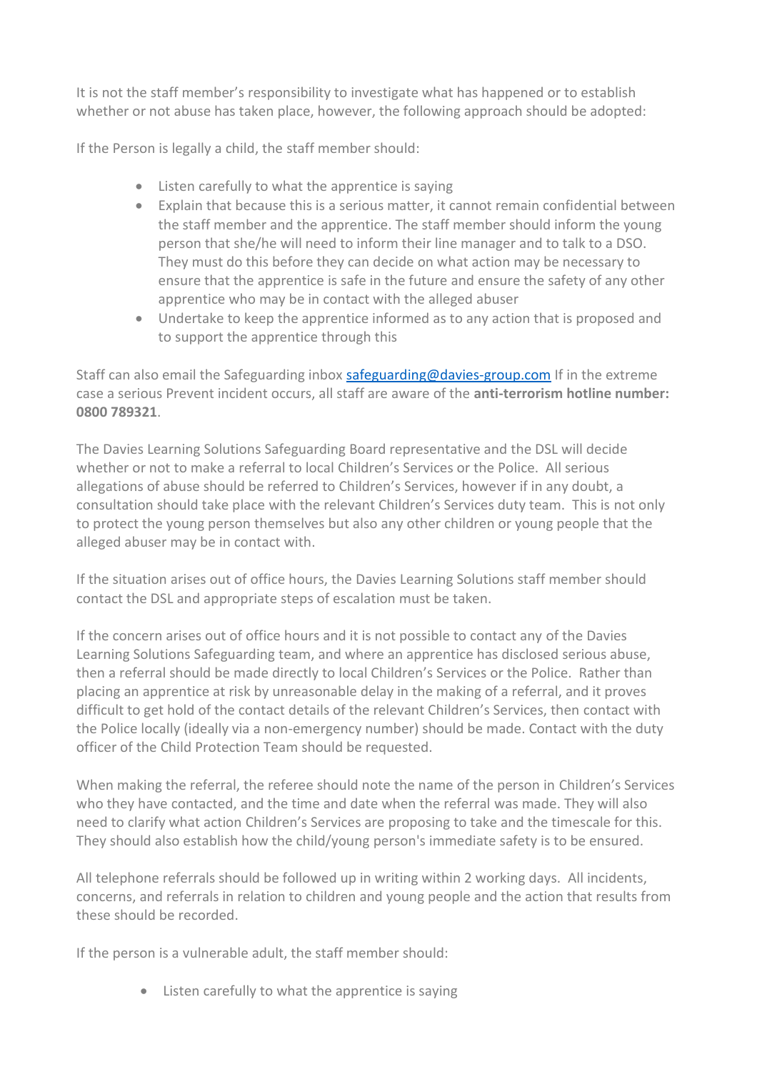It is not the staff member's responsibility to investigate what has happened or to establish whether or not abuse has taken place, however, the following approach should be adopted:

If the Person is legally a child, the staff member should:

- Listen carefully to what the apprentice is saying
- Explain that because this is a serious matter, it cannot remain confidential between the staff member and the apprentice. The staff member should inform the young person that she/he will need to inform their line manager and to talk to a DSO. They must do this before they can decide on what action may be necessary to ensure that the apprentice is safe in the future and ensure the safety of any other apprentice who may be in contact with the alleged abuser
- Undertake to keep the apprentice informed as to any action that is proposed and to support the apprentice through this

Staff can also email the Safeguarding inbox [safeguarding@davies-group.com](mailto:safeguarding@davies-group.com) If in the extreme case a serious Prevent incident occurs, all staff are aware of the **anti-terrorism hotline number: 0800 789321**.

The Davies Learning Solutions Safeguarding Board representative and the DSL will decide whether or not to make a referral to local Children's Services or the Police. All serious allegations of abuse should be referred to Children's Services, however if in any doubt, a consultation should take place with the relevant Children's Services duty team. This is not only to protect the young person themselves but also any other children or young people that the alleged abuser may be in contact with.

If the situation arises out of office hours, the Davies Learning Solutions staff member should contact the DSL and appropriate steps of escalation must be taken.

If the concern arises out of office hours and it is not possible to contact any of the Davies Learning Solutions Safeguarding team, and where an apprentice has disclosed serious abuse, then a referral should be made directly to local Children's Services or the Police. Rather than placing an apprentice at risk by unreasonable delay in the making of a referral, and it proves difficult to get hold of the contact details of the relevant Children's Services, then contact with the Police locally (ideally via a non-emergency number) should be made. Contact with the duty officer of the Child Protection Team should be requested.

When making the referral, the referee should note the name of the person in Children's Services who they have contacted, and the time and date when the referral was made. They will also need to clarify what action Children's Services are proposing to take and the timescale for this. They should also establish how the child/young person's immediate safety is to be ensured.

All telephone referrals should be followed up in writing within 2 working days. All incidents, concerns, and referrals in relation to children and young people and the action that results from these should be recorded.

If the person is a vulnerable adult, the staff member should:

- Listen carefully to what the apprentice is saying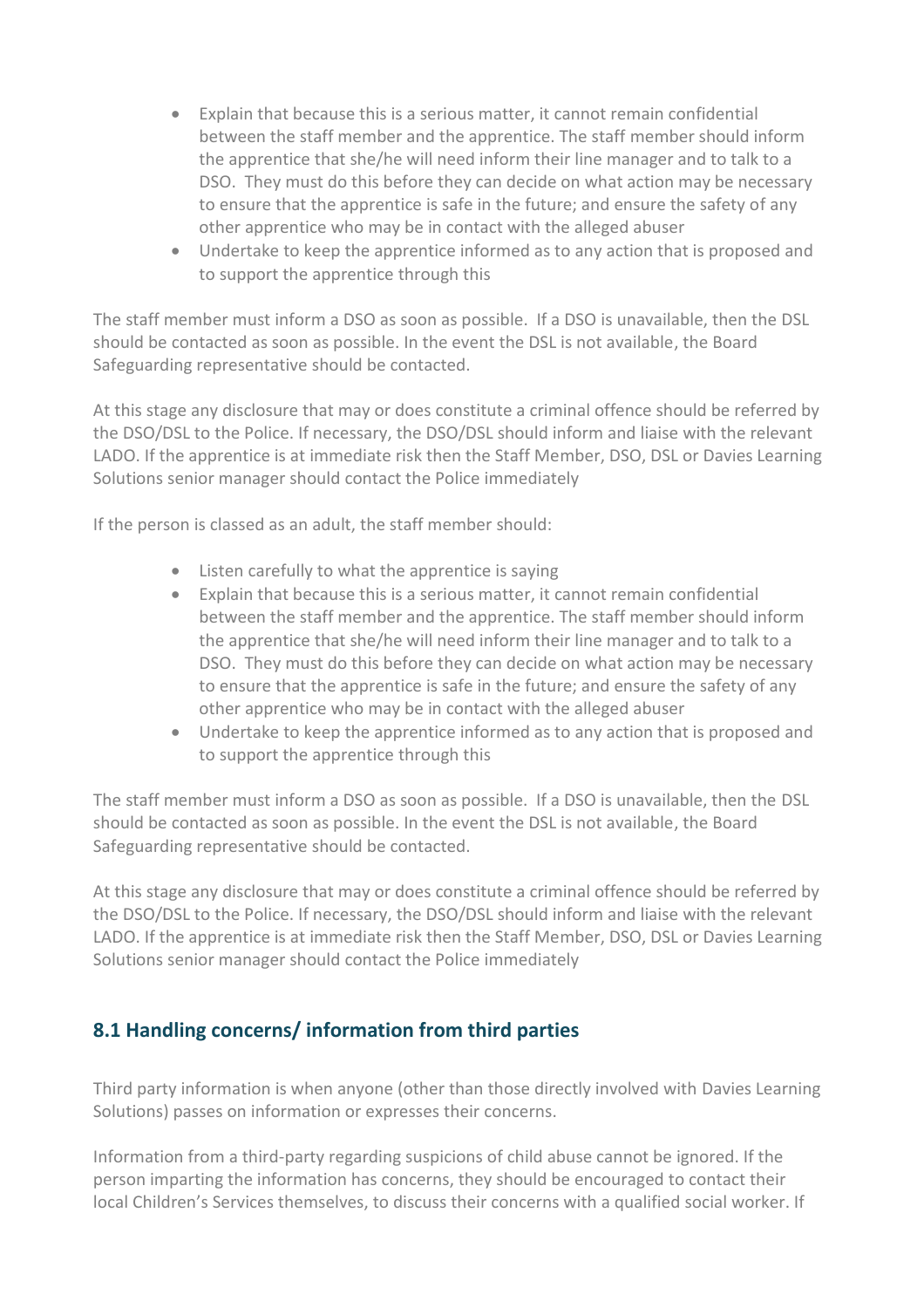- Explain that because this is a serious matter, it cannot remain confidential between the staff member and the apprentice. The staff member should inform the apprentice that she/he will need inform their line manager and to talk to a DSO. They must do this before they can decide on what action may be necessary to ensure that the apprentice is safe in the future; and ensure the safety of any other apprentice who may be in contact with the alleged abuser
- Undertake to keep the apprentice informed as to any action that is proposed and to support the apprentice through this

The staff member must inform a DSO as soon as possible. If a DSO is unavailable, then the DSL should be contacted as soon as possible. In the event the DSL is not available, the Board Safeguarding representative should be contacted.

At this stage any disclosure that may or does constitute a criminal offence should be referred by the DSO/DSL to the Police. If necessary, the DSO/DSL should inform and liaise with the relevant LADO. If the apprentice is at immediate risk then the Staff Member, DSO, DSL or Davies Learning Solutions senior manager should contact the Police immediately

If the person is classed as an adult, the staff member should:

- Listen carefully to what the apprentice is saying
- Explain that because this is a serious matter, it cannot remain confidential between the staff member and the apprentice. The staff member should inform the apprentice that she/he will need inform their line manager and to talk to a DSO. They must do this before they can decide on what action may be necessary to ensure that the apprentice is safe in the future; and ensure the safety of any other apprentice who may be in contact with the alleged abuser
- Undertake to keep the apprentice informed as to any action that is proposed and to support the apprentice through this

The staff member must inform a DSO as soon as possible. If a DSO is unavailable, then the DSL should be contacted as soon as possible. In the event the DSL is not available, the Board Safeguarding representative should be contacted.

At this stage any disclosure that may or does constitute a criminal offence should be referred by the DSO/DSL to the Police. If necessary, the DSO/DSL should inform and liaise with the relevant LADO. If the apprentice is at immediate risk then the Staff Member, DSO, DSL or Davies Learning Solutions senior manager should contact the Police immediately

## 8.1 Handling concerns/ information from third parties

Third party information is when anyone (other than those directly involved with Davies Learning Solutions) passes on information or expresses their concerns.

Information from a third-party regarding suspicions of child abuse cannot be ignored. If the person imparting the information has concerns, they should be encouraged to contact their local Children's Services themselves, to discuss their concerns with a qualified social worker. If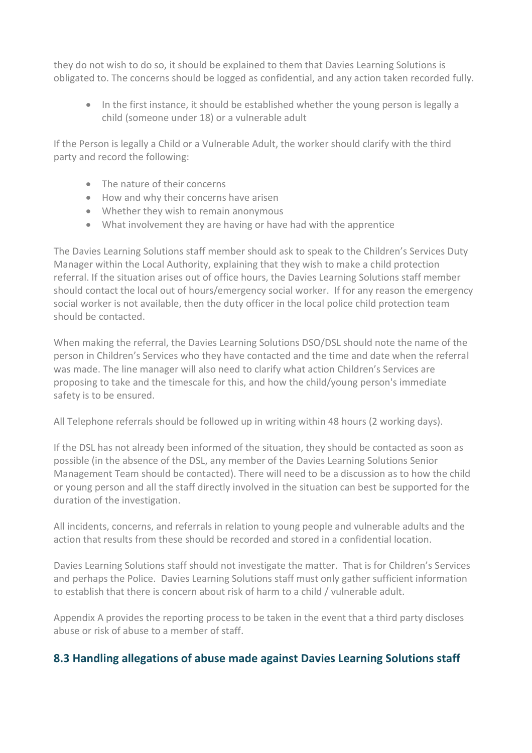they do not wish to do so, it should be explained to them that Davies Learning Solutions is obligated to. The concerns should be logged as confidential, and any action taken recorded fully.

- In the first instance, it should be established whether the young person is legally a child (someone under 18) or a vulnerable adult

If the Person is legally a Child or a Vulnerable Adult, the worker should clarify with the third party and record the following:

- The nature of their concerns
- How and why their concerns have arisen
- Whether they wish to remain anonymous
- What involvement they are having or have had with the apprentice

The Davies Learning Solutions staff member should ask to speak to the Children's Services Duty Manager within the Local Authority, explaining that they wish to make a child protection referral. If the situation arises out of office hours, the Davies Learning Solutions staff member should contact the local out of hours/emergency social worker. If for any reason the emergency social worker is not available, then the duty officer in the local police child protection team should be contacted.

When making the referral, the Davies Learning Solutions DSO/DSL should note the name of the person in Children's Services who they have contacted and the time and date when the referral was made. The line manager will also need to clarify what action Children's Services are proposing to take and the timescale for this, and how the child/young person's immediate safety is to be ensured.

All Telephone referrals should be followed up in writing within 48 hours (2 working days).

If the DSL has not already been informed of the situation, they should be contacted as soon as possible (in the absence of the DSL, any member of the Davies Learning Solutions Senior Management Team should be contacted). There will need to be a discussion as to how the child or young person and all the staff directly involved in the situation can best be supported for the duration of the investigation.

All incidents, concerns, and referrals in relation to young people and vulnerable adults and the action that results from these should be recorded and stored in a confidential location.

Davies Learning Solutions staff should not investigate the matter. That is for Children's Services and perhaps the Police. Davies Learning Solutions staff must only gather sufficient information to establish that there is concern about risk of harm to a child / vulnerable adult.

Appendix A provides the reporting process to be taken in the event that a third party discloses abuse or risk of abuse to a member of staff.

## 8.3 Handling allegations of abuse made against Davies Learning Solutions staff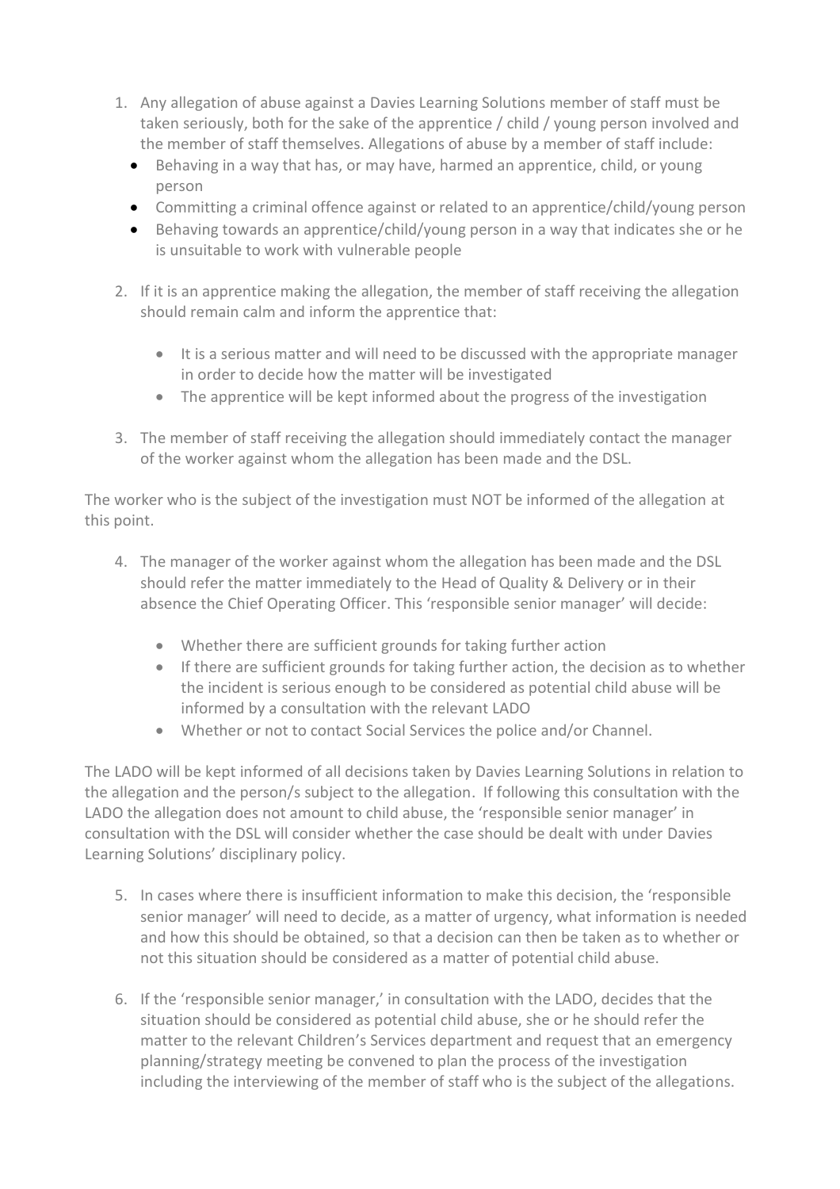1. Any allegation of abuse against a Davies Learning Solutions member of staff must be taken seriously, both for the sake of the apprentice / child / young person involved and the member of staff themselves. Allegations of abuse by a member of staff include:
   - Behaving in a way that has, or may have, harmed an apprentice, child, or young person
   - Committing a criminal offence against or related to an apprentice/child/young person
   - Behaving towards an apprentice/child/young person in a way that indicates she or he is unsuitable to work with vulnerable people

2. If it is an apprentice making the allegation, the member of staff receiving the allegation should remain calm and inform the apprentice that:

   - It is a serious matter and will need to be discussed with the appropriate manager in order to decide how the matter will be investigated
   - The apprentice will be kept informed about the progress of the investigation

3. The member of staff receiving the allegation should immediately contact the manager of the worker against whom the allegation has been made and the DSL.

The worker who is the subject of the investigation must NOT be informed of the allegation at this point.

4. The manager of the worker against whom the allegation has been made and the DSL should refer the matter immediately to the Head of Quality & Delivery or in their absence the Chief Operating Officer. This 'responsible senior manager' will decide:

   - Whether there are sufficient grounds for taking further action
   - If there are sufficient grounds for taking further action, the decision as to whether the incident is serious enough to be considered as potential child abuse will be informed by a consultation with the relevant LADO
   - Whether or not to contact Social Services the police and/or Channel.

The LADO will be kept informed of all decisions taken by Davies Learning Solutions in relation to the allegation and the person/s subject to the allegation. If following this consultation with the LADO the allegation does not amount to child abuse, the 'responsible senior manager' in consultation with the DSL will consider whether the case should be dealt with under Davies Learning Solutions' disciplinary policy.

5. In cases where there is insufficient information to make this decision, the 'responsible senior manager' will need to decide, as a matter of urgency, what information is needed and how this should be obtained, so that a decision can then be taken as to whether or not this situation should be considered as a matter of potential child abuse.

6. If the 'responsible senior manager,' in consultation with the LADO, decides that the situation should be considered as potential child abuse, she or he should refer the matter to the relevant Children's Services department and request that an emergency planning/strategy meeting be convened to plan the process of the investigation including the interviewing of the member of staff who is the subject of the allegations.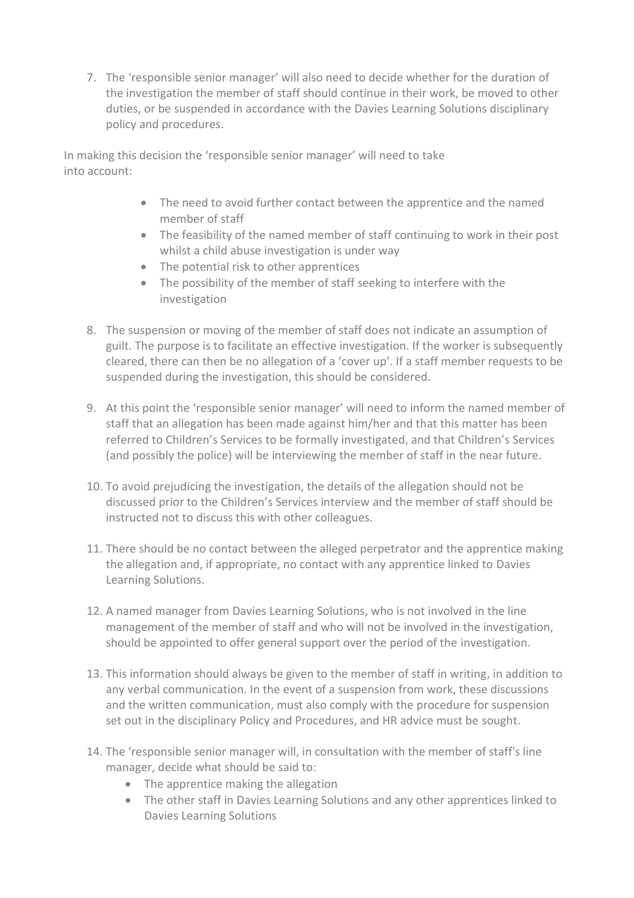7. The 'responsible senior manager' will also need to decide whether for the duration of the investigation the member of staff should continue in their work, be moved to other duties, or be suspended in accordance with the Davies Learning Solutions disciplinary policy and procedures.

In making this decision the 'responsible senior manager' will need to take into account:

- The need to avoid further contact between the apprentice and the named member of staff
- The feasibility of the named member of staff continuing to work in their post whilst a child abuse investigation is under way
- The potential risk to other apprentices
- The possibility of the member of staff seeking to interfere with the investigation

8. The suspension or moving of the member of staff does not indicate an assumption of guilt. The purpose is to facilitate an effective investigation. If the worker is subsequently cleared, there can then be no allegation of a 'cover up'. If a staff member requests to be suspended during the investigation, this should be considered.

9. At this point the 'responsible senior manager' will need to inform the named member of staff that an allegation has been made against him/her and that this matter has been referred to Children's Services to be formally investigated, and that Children's Services (and possibly the police) will be interviewing the member of staff in the near future.

10. To avoid prejudicing the investigation, the details of the allegation should not be discussed prior to the Children's Services interview and the member of staff should be instructed not to discuss this with other colleagues.

11. There should be no contact between the alleged perpetrator and the apprentice making the allegation and, if appropriate, no contact with any apprentice linked to Davies Learning Solutions.

12. A named manager from Davies Learning Solutions, who is not involved in the line management of the member of staff and who will not be involved in the investigation, should be appointed to offer general support over the period of the investigation.

13. This information should always be given to the member of staff in writing, in addition to any verbal communication. In the event of a suspension from work, these discussions and the written communication, must also comply with the procedure for suspension set out in the disciplinary Policy and Procedures, and HR advice must be sought.

14. The 'responsible senior manager will, in consultation with the member of staff's line manager, decide what should be said to:
    - The apprentice making the allegation
    - The other staff in Davies Learning Solutions and any other apprentices linked to Davies Learning Solutions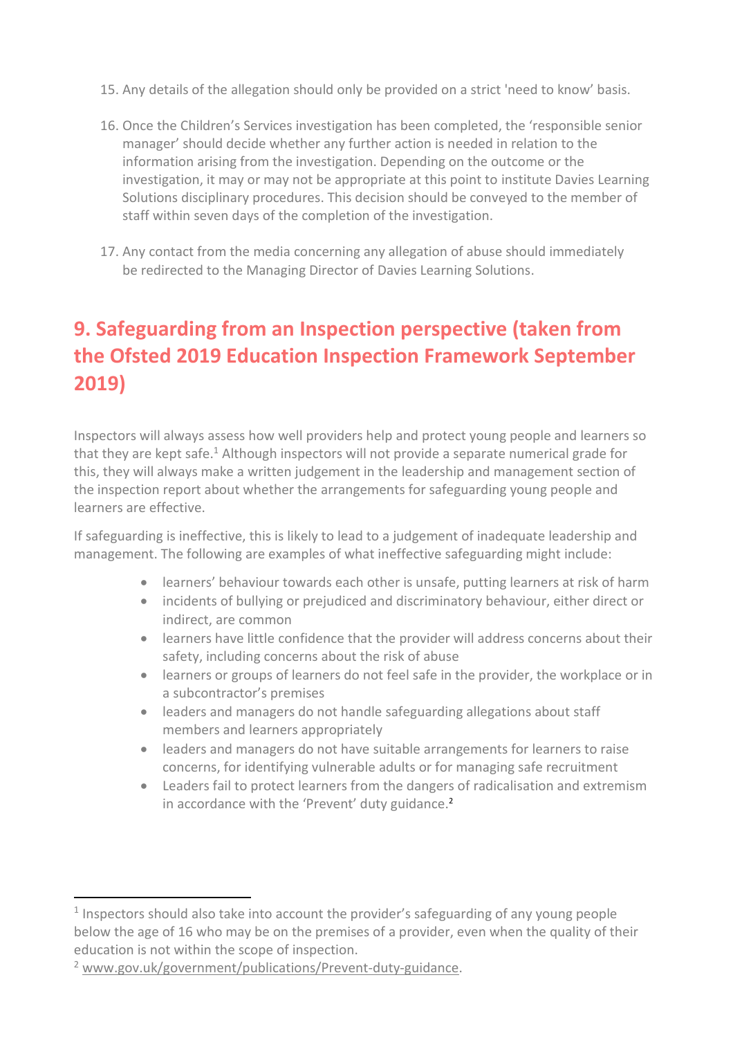15. Any details of the allegation should only be provided on a strict 'need to know' basis.

16. Once the Children's Services investigation has been completed, the 'responsible senior manager' should decide whether any further action is needed in relation to the information arising from the investigation. Depending on the outcome or the investigation, it may or may not be appropriate at this point to institute Davies Learning Solutions disciplinary procedures. This decision should be conveyed to the member of staff within seven days of the completion of the investigation.

17. Any contact from the media concerning any allegation of abuse should immediately be redirected to the Managing Director of Davies Learning Solutions.

## 9. Safeguarding from an Inspection perspective (taken from the Ofsted 2019 Education Inspection Framework September 2019)

Inspectors will always assess how well providers help and protect young people and learners so that they are kept safe.[1] Although inspectors will not provide a separate numerical grade for this, they will always make a written judgement in the leadership and management section of the inspection report about whether the arrangements for safeguarding young people and learners are effective.

If safeguarding is ineffective, this is likely to lead to a judgement of inadequate leadership and management. The following are examples of what ineffective safeguarding might include:

- learners' behaviour towards each other is unsafe, putting learners at risk of harm
- incidents of bullying or prejudiced and discriminatory behaviour, either direct or indirect, are common
- learners have little confidence that the provider will address concerns about their safety, including concerns about the risk of abuse
- learners or groups of learners do not feel safe in the provider, the workplace or in a subcontractor's premises
- leaders and managers do not handle safeguarding allegations about staff members and learners appropriately
- leaders and managers do not have suitable arrangements for learners to raise concerns, for identifying vulnerable adults or for managing safe recruitment
- Leaders fail to protect learners from the dangers of radicalisation and extremism in accordance with the 'Prevent' duty guidance.[2]

---

[1] Inspectors should also take into account the provider's safeguarding of any young people below the age of 16 who may be on the premises of a provider, even when the quality of their education is not within the scope of inspection.

[2] www.gov.uk/government/publications/Prevent-duty-guidance.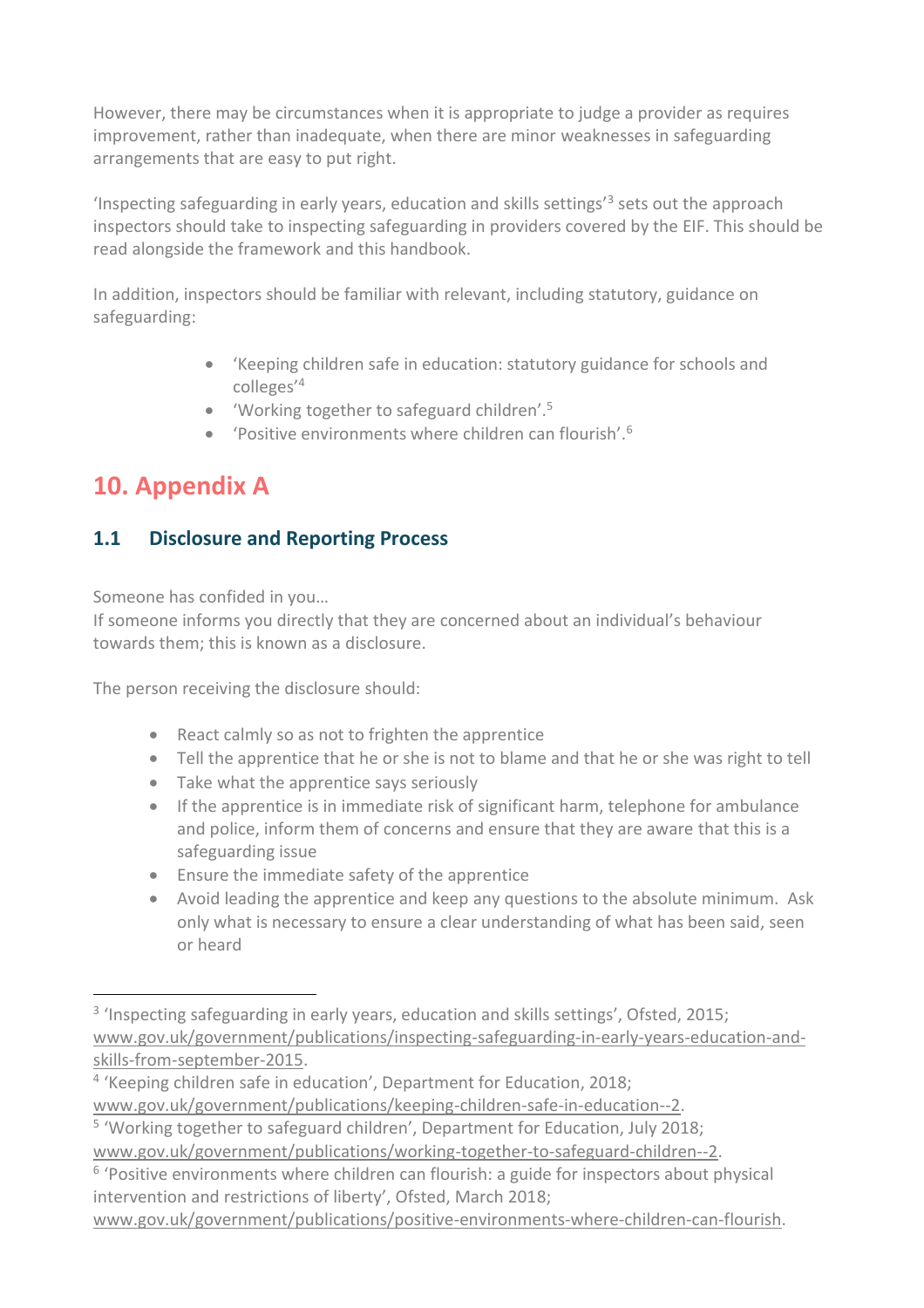However, there may be circumstances when it is appropriate to judge a provider as requires improvement, rather than inadequate, when there are minor weaknesses in safeguarding arrangements that are easy to put right.

'Inspecting safeguarding in early years, education and skills settings'[3] sets out the approach inspectors should take to inspecting safeguarding in providers covered by the EIF. This should be read alongside the framework and this handbook.

In addition, inspectors should be familiar with relevant, including statutory, guidance on safeguarding:

- 'Keeping children safe in education: statutory guidance for schools and colleges'[4]
- 'Working together to safeguard children'.[5]
- 'Positive environments where children can flourish'.[6]

# 10. Appendix A

## 1.1 Disclosure and Reporting Process

Someone has confided in you…
If someone informs you directly that they are concerned about an individual's behaviour towards them; this is known as a disclosure.

The person receiving the disclosure should:

- React calmly so as not to frighten the apprentice
- Tell the apprentice that he or she is not to blame and that he or she was right to tell
- Take what the apprentice says seriously
- If the apprentice is in immediate risk of significant harm, telephone for ambulance and police, inform them of concerns and ensure that they are aware that this is a safeguarding issue
- Ensure the immediate safety of the apprentice
- Avoid leading the apprentice and keep any questions to the absolute minimum. Ask only what is necessary to ensure a clear understanding of what has been said, seen or heard

---

[3] 'Inspecting safeguarding in early years, education and skills settings', Ofsted, 2015; www.gov.uk/government/publications/inspecting-safeguarding-in-early-years-education-and-skills-from-september-2015.

[4] 'Keeping children safe in education', Department for Education, 2018; www.gov.uk/government/publications/keeping-children-safe-in-education--2.

[5] 'Working together to safeguard children', Department for Education, July 2018; www.gov.uk/government/publications/working-together-to-safeguard-children--2.

[6] 'Positive environments where children can flourish: a guide for inspectors about physical intervention and restrictions of liberty', Ofsted, March 2018; www.gov.uk/government/publications/positive-environments-where-children-can-flourish.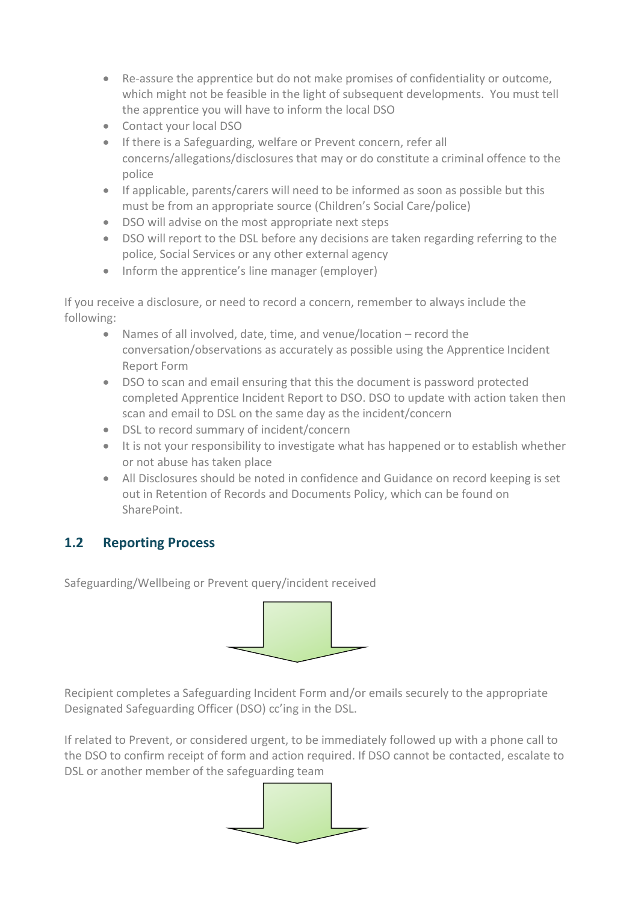- Re-assure the apprentice but do not make promises of confidentiality or outcome, which might not be feasible in the light of subsequent developments. You must tell the apprentice you will have to inform the local DSO
- Contact your local DSO
- If there is a Safeguarding, welfare or Prevent concern, refer all concerns/allegations/disclosures that may or do constitute a criminal offence to the police
- If applicable, parents/carers will need to be informed as soon as possible but this must be from an appropriate source (Children's Social Care/police)
- DSO will advise on the most appropriate next steps
- DSO will report to the DSL before any decisions are taken regarding referring to the police, Social Services or any other external agency
- Inform the apprentice's line manager (employer)

If you receive a disclosure, or need to record a concern, remember to always include the following:

- Names of all involved, date, time, and venue/location – record the conversation/observations as accurately as possible using the Apprentice Incident Report Form
- DSO to scan and email ensuring that this the document is password protected completed Apprentice Incident Report to DSO. DSO to update with action taken then scan and email to DSL on the same day as the incident/concern
- DSL to record summary of incident/concern
- It is not your responsibility to investigate what has happened or to establish whether or not abuse has taken place
- All Disclosures should be noted in confidence and Guidance on record keeping is set out in Retention of Records and Documents Policy, which can be found on SharePoint.

## 1.2 Reporting Process

Safeguarding/Wellbeing or Prevent query/incident received

↓

Recipient completes a Safeguarding Incident Form and/or emails securely to the appropriate Designated Safeguarding Officer (DSO) cc'ing in the DSL.

If related to Prevent, or considered urgent, to be immediately followed up with a phone call to the DSO to confirm receipt of form and action required. If DSO cannot be contacted, escalate to DSL or another member of the safeguarding team

↓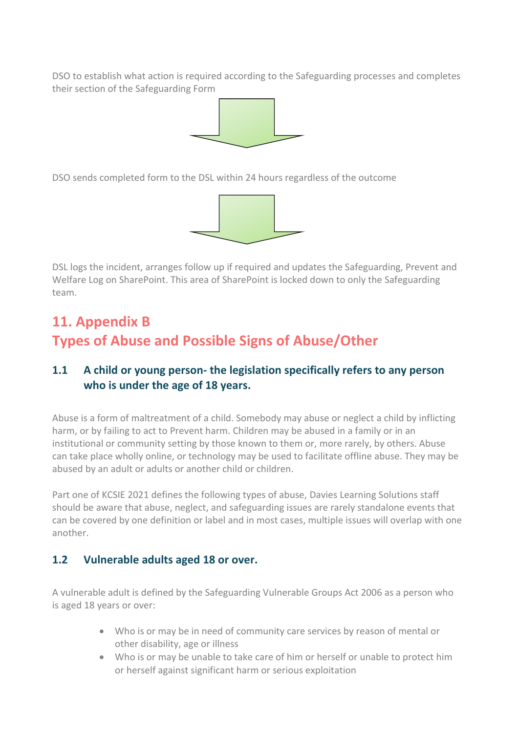DSO to establish what action is required according to the Safeguarding processes and completes their section of the Safeguarding Form

↓

DSO sends completed form to the DSL within 24 hours regardless of the outcome

↓

DSL logs the incident, arranges follow up if required and updates the Safeguarding, Prevent and Welfare Log on SharePoint. This area of SharePoint is locked down to only the Safeguarding team.

# 11. Appendix B
# Types of Abuse and Possible Signs of Abuse/Other

### 1.1 A child or young person- the legislation specifically refers to any person who is under the age of 18 years.

Abuse is a form of maltreatment of a child. Somebody may abuse or neglect a child by inflicting harm, or by failing to act to Prevent harm. Children may be abused in a family or in an institutional or community setting by those known to them or, more rarely, by others. Abuse can take place wholly online, or technology may be used to facilitate offline abuse. They may be abused by an adult or adults or another child or children.

Part one of KCSIE 2021 defines the following types of abuse, Davies Learning Solutions staff should be aware that abuse, neglect, and safeguarding issues are rarely standalone events that can be covered by one definition or label and in most cases, multiple issues will overlap with one another.

### 1.2 Vulnerable adults aged 18 or over.

A vulnerable adult is defined by the Safeguarding Vulnerable Groups Act 2006 as a person who is aged 18 years or over:

- Who is or may be in need of community care services by reason of mental or other disability, age or illness
- Who is or may be unable to take care of him or herself or unable to protect him or herself against significant harm or serious exploitation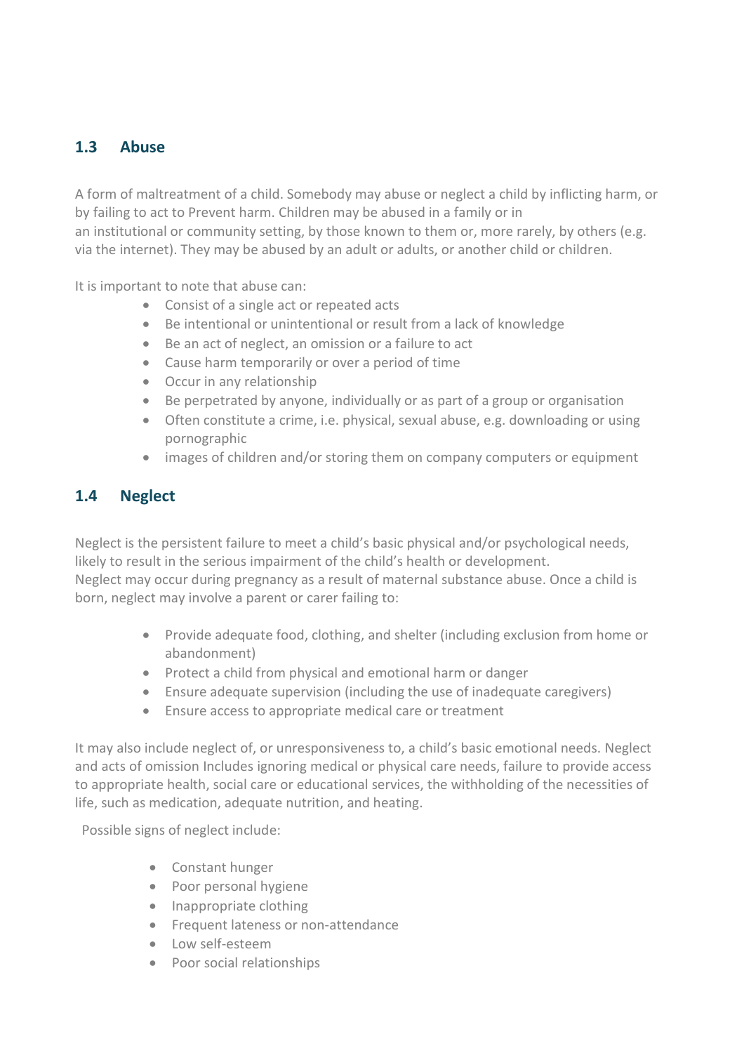## 1.3 Abuse

A form of maltreatment of a child. Somebody may abuse or neglect a child by inflicting harm, or by failing to act to Prevent harm. Children may be abused in a family or in an institutional or community setting, by those known to them or, more rarely, by others (e.g. via the internet). They may be abused by an adult or adults, or another child or children.

It is important to note that abuse can:

- Consist of a single act or repeated acts
- Be intentional or unintentional or result from a lack of knowledge
- Be an act of neglect, an omission or a failure to act
- Cause harm temporarily or over a period of time
- Occur in any relationship
- Be perpetrated by anyone, individually or as part of a group or organisation
- Often constitute a crime, i.e. physical, sexual abuse, e.g. downloading or using pornographic
- images of children and/or storing them on company computers or equipment

## 1.4 Neglect

Neglect is the persistent failure to meet a child's basic physical and/or psychological needs, likely to result in the serious impairment of the child's health or development. Neglect may occur during pregnancy as a result of maternal substance abuse. Once a child is born, neglect may involve a parent or carer failing to:

- Provide adequate food, clothing, and shelter (including exclusion from home or abandonment)
- Protect a child from physical and emotional harm or danger
- Ensure adequate supervision (including the use of inadequate caregivers)
- Ensure access to appropriate medical care or treatment

It may also include neglect of, or unresponsiveness to, a child's basic emotional needs. Neglect and acts of omission Includes ignoring medical or physical care needs, failure to provide access to appropriate health, social care or educational services, the withholding of the necessities of life, such as medication, adequate nutrition, and heating.

Possible signs of neglect include:

- Constant hunger
- Poor personal hygiene
- Inappropriate clothing
- Frequent lateness or non-attendance
- Low self-esteem
- Poor social relationships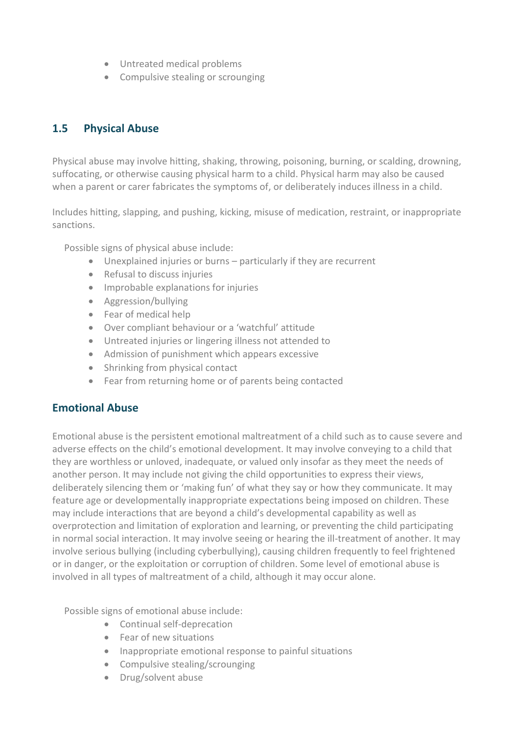- Untreated medical problems
- Compulsive stealing or scrounging

## 1.5 Physical Abuse

Physical abuse may involve hitting, shaking, throwing, poisoning, burning, or scalding, drowning, suffocating, or otherwise causing physical harm to a child. Physical harm may also be caused when a parent or carer fabricates the symptoms of, or deliberately induces illness in a child.

Includes hitting, slapping, and pushing, kicking, misuse of medication, restraint, or inappropriate sanctions.

Possible signs of physical abuse include:

- Unexplained injuries or burns – particularly if they are recurrent
- Refusal to discuss injuries
- Improbable explanations for injuries
- Aggression/bullying
- Fear of medical help
- Over compliant behaviour or a 'watchful' attitude
- Untreated injuries or lingering illness not attended to
- Admission of punishment which appears excessive
- Shrinking from physical contact
- Fear from returning home or of parents being contacted

## Emotional Abuse

Emotional abuse is the persistent emotional maltreatment of a child such as to cause severe and adverse effects on the child's emotional development. It may involve conveying to a child that they are worthless or unloved, inadequate, or valued only insofar as they meet the needs of another person. It may include not giving the child opportunities to express their views, deliberately silencing them or 'making fun' of what they say or how they communicate. It may feature age or developmentally inappropriate expectations being imposed on children. These may include interactions that are beyond a child's developmental capability as well as overprotection and limitation of exploration and learning, or preventing the child participating in normal social interaction. It may involve seeing or hearing the ill-treatment of another. It may involve serious bullying (including cyberbullying), causing children frequently to feel frightened or in danger, or the exploitation or corruption of children. Some level of emotional abuse is involved in all types of maltreatment of a child, although it may occur alone.

Possible signs of emotional abuse include:

- Continual self-deprecation
- Fear of new situations
- Inappropriate emotional response to painful situations
- Compulsive stealing/scrounging
- Drug/solvent abuse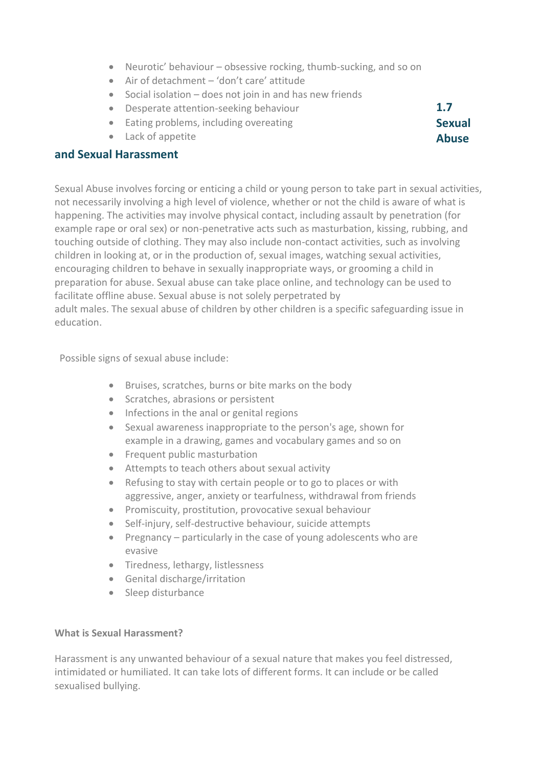- Neurotic' behaviour – obsessive rocking, thumb-sucking, and so on
- Air of detachment – 'don't care' attitude
- Social isolation – does not join in and has new friends
- Desperate attention-seeking behaviour
- Eating problems, including overeating
- Lack of appetite

## 1.7 Sexual Abuse and Sexual Harassment

Sexual Abuse involves forcing or enticing a child or young person to take part in sexual activities, not necessarily involving a high level of violence, whether or not the child is aware of what is happening. The activities may involve physical contact, including assault by penetration (for example rape or oral sex) or non-penetrative acts such as masturbation, kissing, rubbing, and touching outside of clothing. They may also include non-contact activities, such as involving children in looking at, or in the production of, sexual images, watching sexual activities, encouraging children to behave in sexually inappropriate ways, or grooming a child in preparation for abuse. Sexual abuse can take place online, and technology can be used to facilitate offline abuse. Sexual abuse is not solely perpetrated by adult males. The sexual abuse of children by other children is a specific safeguarding issue in education.

Possible signs of sexual abuse include:

- Bruises, scratches, burns or bite marks on the body
- Scratches, abrasions or persistent
- Infections in the anal or genital regions
- Sexual awareness inappropriate to the person's age, shown for example in a drawing, games and vocabulary games and so on
- Frequent public masturbation
- Attempts to teach others about sexual activity
- Refusing to stay with certain people or to go to places or with aggressive, anger, anxiety or tearfulness, withdrawal from friends
- Promiscuity, prostitution, provocative sexual behaviour
- Self-injury, self-destructive behaviour, suicide attempts
- Pregnancy – particularly in the case of young adolescents who are evasive
- Tiredness, lethargy, listlessness
- Genital discharge/irritation
- Sleep disturbance

**What is Sexual Harassment?**

Harassment is any unwanted behaviour of a sexual nature that makes you feel distressed, intimidated or humiliated. It can take lots of different forms. It can include or be called sexualised bullying.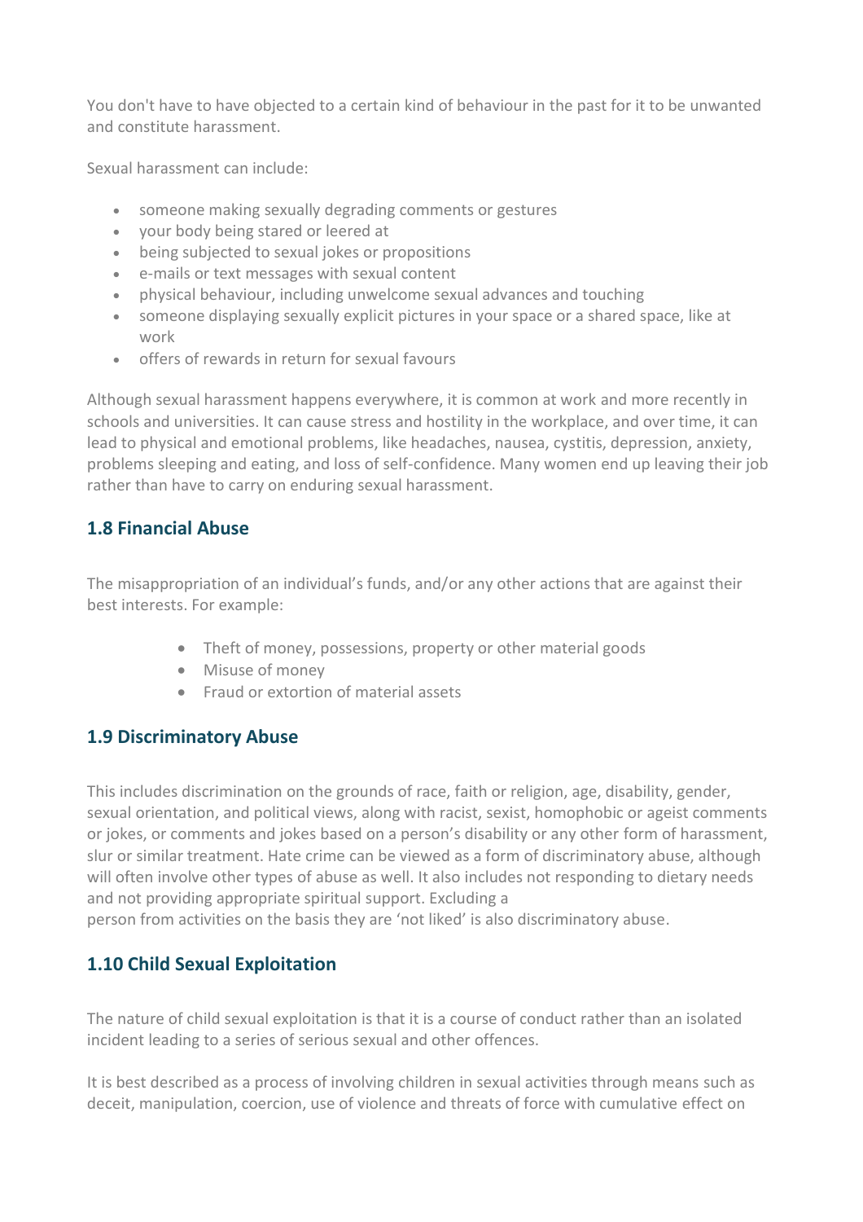You don't have to have objected to a certain kind of behaviour in the past for it to be unwanted and constitute harassment.

Sexual harassment can include:

- someone making sexually degrading comments or gestures
- your body being stared or leered at
- being subjected to sexual jokes or propositions
- e-mails or text messages with sexual content
- physical behaviour, including unwelcome sexual advances and touching
- someone displaying sexually explicit pictures in your space or a shared space, like at work
- offers of rewards in return for sexual favours

Although sexual harassment happens everywhere, it is common at work and more recently in schools and universities. It can cause stress and hostility in the workplace, and over time, it can lead to physical and emotional problems, like headaches, nausea, cystitis, depression, anxiety, problems sleeping and eating, and loss of self-confidence. Many women end up leaving their job rather than have to carry on enduring sexual harassment.

### 1.8 Financial Abuse

The misappropriation of an individual's funds, and/or any other actions that are against their best interests. For example:

- Theft of money, possessions, property or other material goods
- Misuse of money
- Fraud or extortion of material assets

### 1.9 Discriminatory Abuse

This includes discrimination on the grounds of race, faith or religion, age, disability, gender, sexual orientation, and political views, along with racist, sexist, homophobic or ageist comments or jokes, or comments and jokes based on a person's disability or any other form of harassment, slur or similar treatment. Hate crime can be viewed as a form of discriminatory abuse, although will often involve other types of abuse as well. It also includes not responding to dietary needs and not providing appropriate spiritual support. Excluding a person from activities on the basis they are 'not liked' is also discriminatory abuse.

### 1.10 Child Sexual Exploitation

The nature of child sexual exploitation is that it is a course of conduct rather than an isolated incident leading to a series of serious sexual and other offences.

It is best described as a process of involving children in sexual activities through means such as deceit, manipulation, coercion, use of violence and threats of force with cumulative effect on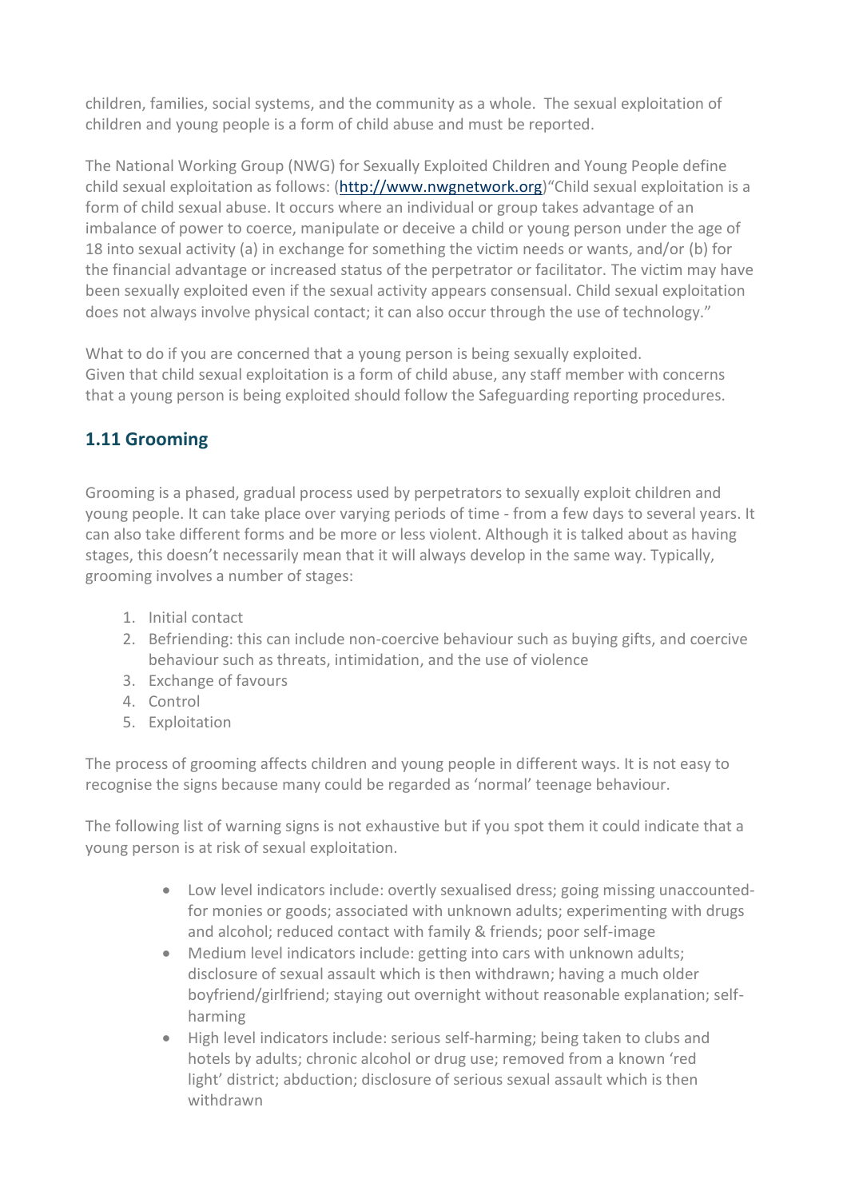children, families, social systems, and the community as a whole. The sexual exploitation of children and young people is a form of child abuse and must be reported.

The National Working Group (NWG) for Sexually Exploited Children and Young People define child sexual exploitation as follows: (http://www.nwgnetwork.org)"Child sexual exploitation is a form of child sexual abuse. It occurs where an individual or group takes advantage of an imbalance of power to coerce, manipulate or deceive a child or young person under the age of 18 into sexual activity (a) in exchange for something the victim needs or wants, and/or (b) for the financial advantage or increased status of the perpetrator or facilitator. The victim may have been sexually exploited even if the sexual activity appears consensual. Child sexual exploitation does not always involve physical contact; it can also occur through the use of technology."

What to do if you are concerned that a young person is being sexually exploited.
Given that child sexual exploitation is a form of child abuse, any staff member with concerns that a young person is being exploited should follow the Safeguarding reporting procedures.

## 1.11 Grooming

Grooming is a phased, gradual process used by perpetrators to sexually exploit children and young people. It can take place over varying periods of time - from a few days to several years. It can also take different forms and be more or less violent. Although it is talked about as having stages, this doesn't necessarily mean that it will always develop in the same way. Typically, grooming involves a number of stages:

1. Initial contact
2. Befriending: this can include non-coercive behaviour such as buying gifts, and coercive behaviour such as threats, intimidation, and the use of violence
3. Exchange of favours
4. Control
5. Exploitation

The process of grooming affects children and young people in different ways. It is not easy to recognise the signs because many could be regarded as 'normal' teenage behaviour.

The following list of warning signs is not exhaustive but if you spot them it could indicate that a young person is at risk of sexual exploitation.

- Low level indicators include: overtly sexualised dress; going missing unaccounted-for monies or goods; associated with unknown adults; experimenting with drugs and alcohol; reduced contact with family & friends; poor self-image
- Medium level indicators include: getting into cars with unknown adults; disclosure of sexual assault which is then withdrawn; having a much older boyfriend/girlfriend; staying out overnight without reasonable explanation; self-harming
- High level indicators include: serious self-harming; being taken to clubs and hotels by adults; chronic alcohol or drug use; removed from a known 'red light' district; abduction; disclosure of serious sexual assault which is then withdrawn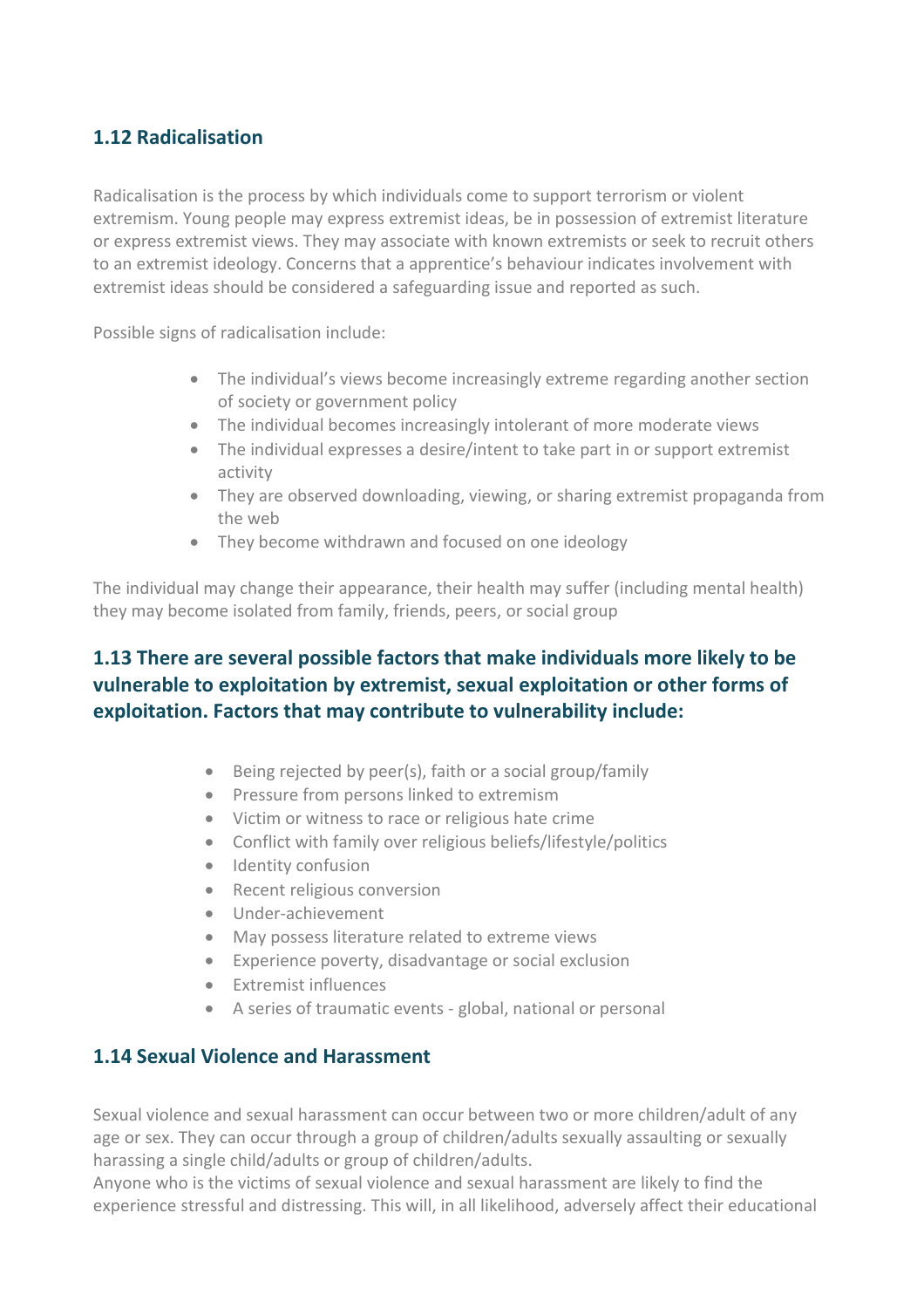### 1.12 Radicalisation

Radicalisation is the process by which individuals come to support terrorism or violent extremism. Young people may express extremist ideas, be in possession of extremist literature or express extremist views. They may associate with known extremists or seek to recruit others to an extremist ideology. Concerns that a apprentice's behaviour indicates involvement with extremist ideas should be considered a safeguarding issue and reported as such.

Possible signs of radicalisation include:

- The individual's views become increasingly extreme regarding another section of society or government policy
- The individual becomes increasingly intolerant of more moderate views
- The individual expresses a desire/intent to take part in or support extremist activity
- They are observed downloading, viewing, or sharing extremist propaganda from the web
- They become withdrawn and focused on one ideology

The individual may change their appearance, their health may suffer (including mental health) they may become isolated from family, friends, peers, or social group

## 1.13 There are several possible factors that make individuals more likely to be vulnerable to exploitation by extremist, sexual exploitation or other forms of exploitation. Factors that may contribute to vulnerability include:

- Being rejected by peer(s), faith or a social group/family
- Pressure from persons linked to extremism
- Victim or witness to race or religious hate crime
- Conflict with family over religious beliefs/lifestyle/politics
- Identity confusion
- Recent religious conversion
- Under-achievement
- May possess literature related to extreme views
- Experience poverty, disadvantage or social exclusion
- Extremist influences
- A series of traumatic events - global, national or personal

### 1.14 Sexual Violence and Harassment

Sexual violence and sexual harassment can occur between two or more children/adult of any age or sex. They can occur through a group of children/adults sexually assaulting or sexually harassing a single child/adults or group of children/adults.
Anyone who is the victims of sexual violence and sexual harassment are likely to find the experience stressful and distressing. This will, in all likelihood, adversely affect their educational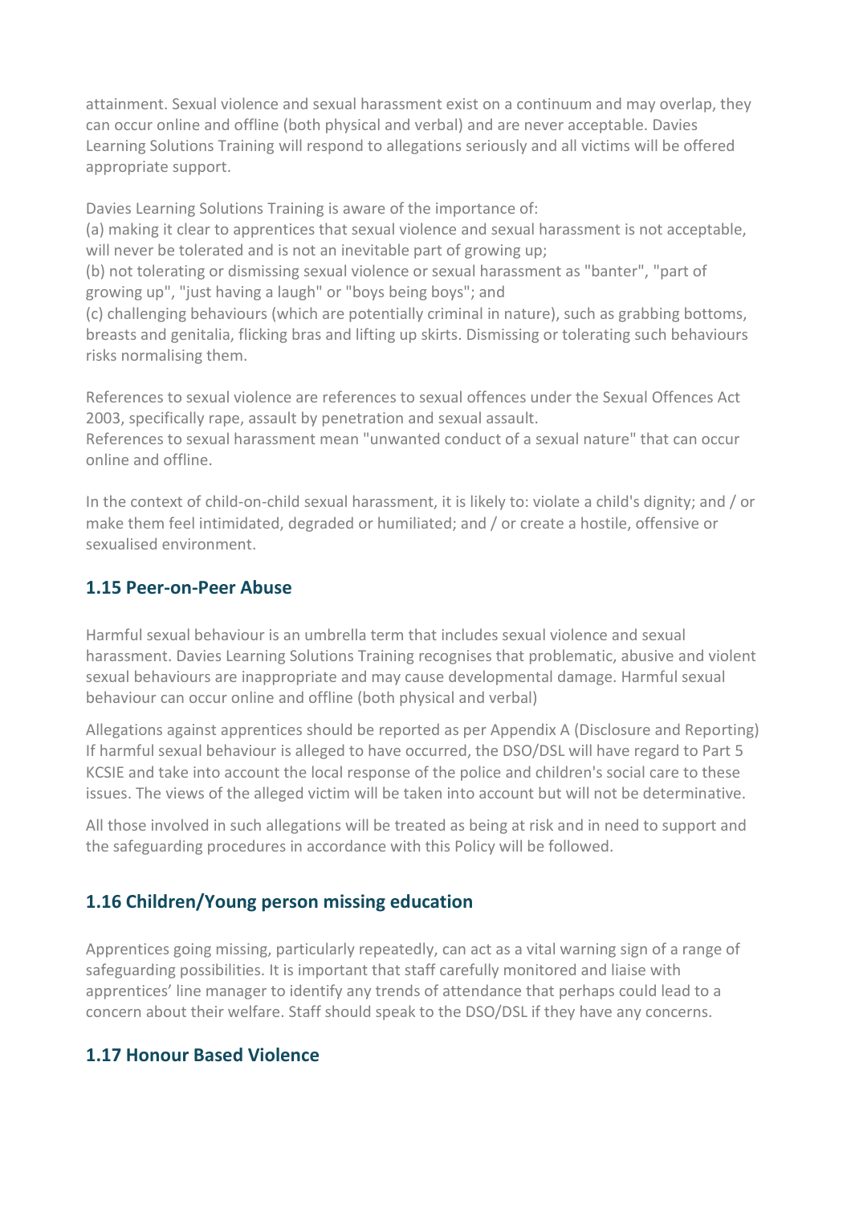attainment. Sexual violence and sexual harassment exist on a continuum and may overlap, they can occur online and offline (both physical and verbal) and are never acceptable. Davies Learning Solutions Training will respond to allegations seriously and all victims will be offered appropriate support.

Davies Learning Solutions Training is aware of the importance of:
(a) making it clear to apprentices that sexual violence and sexual harassment is not acceptable, will never be tolerated and is not an inevitable part of growing up;
(b) not tolerating or dismissing sexual violence or sexual harassment as "banter", "part of growing up", "just having a laugh" or "boys being boys"; and
(c) challenging behaviours (which are potentially criminal in nature), such as grabbing bottoms, breasts and genitalia, flicking bras and lifting up skirts. Dismissing or tolerating such behaviours risks normalising them.

References to sexual violence are references to sexual offences under the Sexual Offences Act 2003, specifically rape, assault by penetration and sexual assault.
References to sexual harassment mean "unwanted conduct of a sexual nature" that can occur online and offline.

In the context of child-on-child sexual harassment, it is likely to: violate a child's dignity; and / or make them feel intimidated, degraded or humiliated; and / or create a hostile, offensive or sexualised environment.

### 1.15 Peer-on-Peer Abuse

Harmful sexual behaviour is an umbrella term that includes sexual violence and sexual harassment. Davies Learning Solutions Training recognises that problematic, abusive and violent sexual behaviours are inappropriate and may cause developmental damage. Harmful sexual behaviour can occur online and offline (both physical and verbal)

Allegations against apprentices should be reported as per Appendix A (Disclosure and Reporting) If harmful sexual behaviour is alleged to have occurred, the DSO/DSL will have regard to Part 5 KCSIE and take into account the local response of the police and children's social care to these issues. The views of the alleged victim will be taken into account but will not be determinative.

All those involved in such allegations will be treated as being at risk and in need to support and the safeguarding procedures in accordance with this Policy will be followed.

### 1.16 Children/Young person missing education

Apprentices going missing, particularly repeatedly, can act as a vital warning sign of a range of safeguarding possibilities. It is important that staff carefully monitored and liaise with apprentices' line manager to identify any trends of attendance that perhaps could lead to a concern about their welfare. Staff should speak to the DSO/DSL if they have any concerns.

### 1.17 Honour Based Violence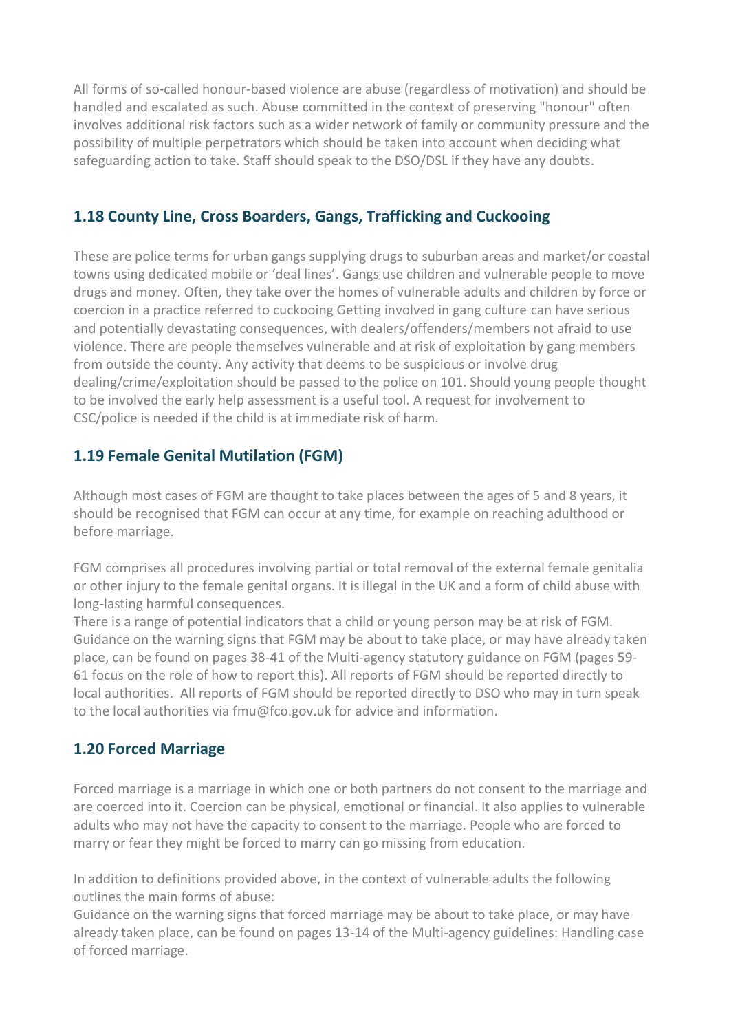All forms of so-called honour-based violence are abuse (regardless of motivation) and should be handled and escalated as such. Abuse committed in the context of preserving "honour" often involves additional risk factors such as a wider network of family or community pressure and the possibility of multiple perpetrators which should be taken into account when deciding what safeguarding action to take. Staff should speak to the DSO/DSL if they have any doubts.

## 1.18 County Line, Cross Boarders, Gangs, Trafficking and Cuckooing

These are police terms for urban gangs supplying drugs to suburban areas and market/or coastal towns using dedicated mobile or 'deal lines'. Gangs use children and vulnerable people to move drugs and money. Often, they take over the homes of vulnerable adults and children by force or coercion in a practice referred to cuckooing Getting involved in gang culture can have serious and potentially devastating consequences, with dealers/offenders/members not afraid to use violence. There are people themselves vulnerable and at risk of exploitation by gang members from outside the county. Any activity that deems to be suspicious or involve drug dealing/crime/exploitation should be passed to the police on 101. Should young people thought to be involved the early help assessment is a useful tool. A request for involvement to CSC/police is needed if the child is at immediate risk of harm.

## 1.19 Female Genital Mutilation (FGM)

Although most cases of FGM are thought to take places between the ages of 5 and 8 years, it should be recognised that FGM can occur at any time, for example on reaching adulthood or before marriage.

FGM comprises all procedures involving partial or total removal of the external female genitalia or other injury to the female genital organs. It is illegal in the UK and a form of child abuse with long-lasting harmful consequences.
There is a range of potential indicators that a child or young person may be at risk of FGM. Guidance on the warning signs that FGM may be about to take place, or may have already taken place, can be found on pages 38-41 of the Multi-agency statutory guidance on FGM (pages 59-61 focus on the role of how to report this). All reports of FGM should be reported directly to local authorities. All reports of FGM should be reported directly to DSO who may in turn speak to the local authorities via fmu@fco.gov.uk for advice and information.

## 1.20 Forced Marriage

Forced marriage is a marriage in which one or both partners do not consent to the marriage and are coerced into it. Coercion can be physical, emotional or financial. It also applies to vulnerable adults who may not have the capacity to consent to the marriage. People who are forced to marry or fear they might be forced to marry can go missing from education.

In addition to definitions provided above, in the context of vulnerable adults the following outlines the main forms of abuse:
Guidance on the warning signs that forced marriage may be about to take place, or may have already taken place, can be found on pages 13-14 of the Multi-agency guidelines: Handling case of forced marriage.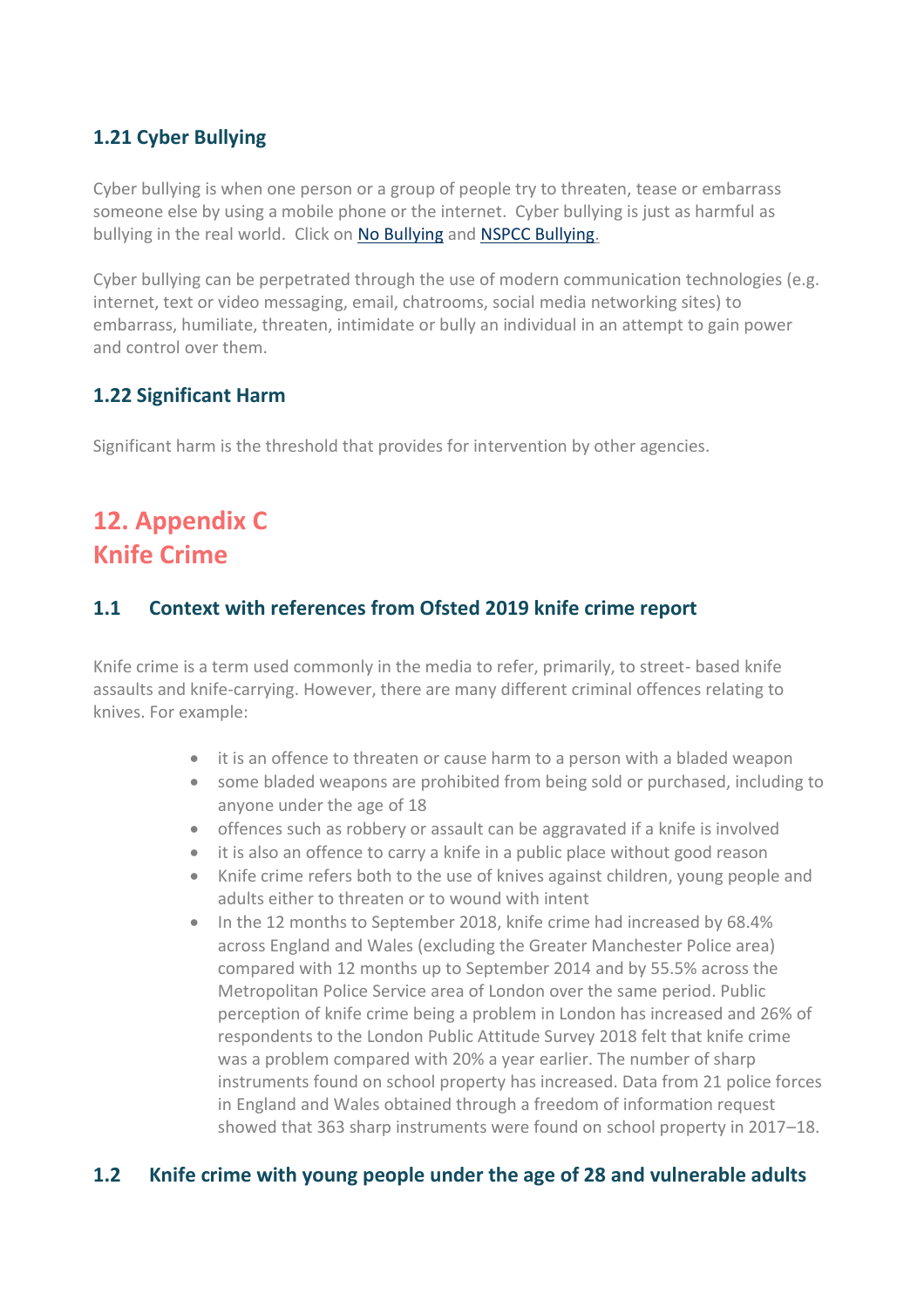### 1.21 Cyber Bullying

Cyber bullying is when one person or a group of people try to threaten, tease or embarrass someone else by using a mobile phone or the internet. Cyber bullying is just as harmful as bullying in the real world. Click on No Bullying and NSPCC Bullying.

Cyber bullying can be perpetrated through the use of modern communication technologies (e.g. internet, text or video messaging, email, chatrooms, social media networking sites) to embarrass, humiliate, threaten, intimidate or bully an individual in an attempt to gain power and control over them.

### 1.22 Significant Harm

Significant harm is the threshold that provides for intervention by other agencies.

## 12. Appendix C
## Knife Crime

### 1.1 Context with references from Ofsted 2019 knife crime report

Knife crime is a term used commonly in the media to refer, primarily, to street- based knife assaults and knife-carrying. However, there are many different criminal offences relating to knives. For example:

- it is an offence to threaten or cause harm to a person with a bladed weapon
- some bladed weapons are prohibited from being sold or purchased, including to anyone under the age of 18
- offences such as robbery or assault can be aggravated if a knife is involved
- it is also an offence to carry a knife in a public place without good reason
- Knife crime refers both to the use of knives against children, young people and adults either to threaten or to wound with intent
- In the 12 months to September 2018, knife crime had increased by 68.4% across England and Wales (excluding the Greater Manchester Police area) compared with 12 months up to September 2014 and by 55.5% across the Metropolitan Police Service area of London over the same period. Public perception of knife crime being a problem in London has increased and 26% of respondents to the London Public Attitude Survey 2018 felt that knife crime was a problem compared with 20% a year earlier. The number of sharp instruments found on school property has increased. Data from 21 police forces in England and Wales obtained through a freedom of information request showed that 363 sharp instruments were found on school property in 2017–18.

### 1.2 Knife crime with young people under the age of 28 and vulnerable adults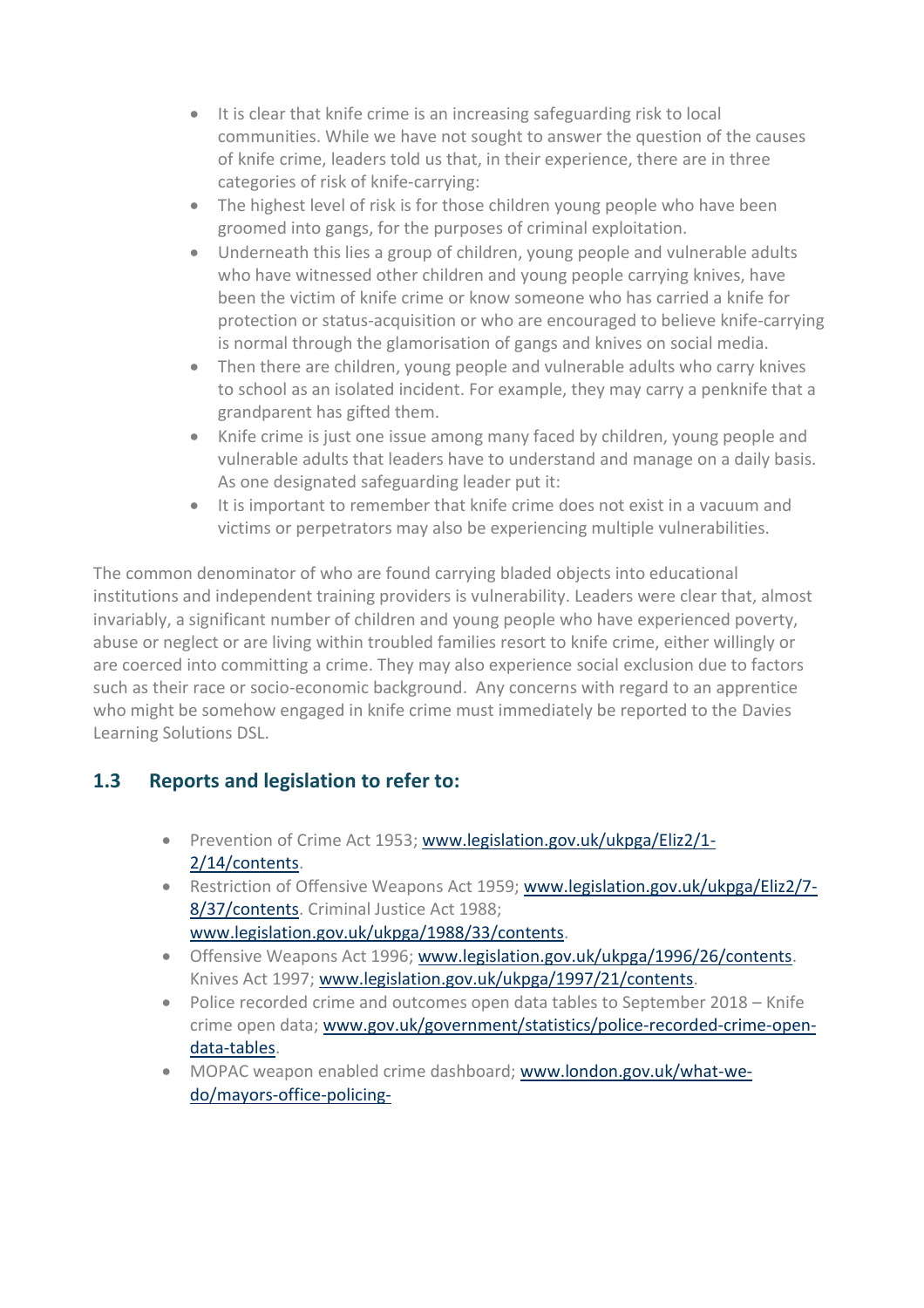- It is clear that knife crime is an increasing safeguarding risk to local communities. While we have not sought to answer the question of the causes of knife crime, leaders told us that, in their experience, there are in three categories of risk of knife-carrying:
- The highest level of risk is for those children young people who have been groomed into gangs, for the purposes of criminal exploitation.
- Underneath this lies a group of children, young people and vulnerable adults who have witnessed other children and young people carrying knives, have been the victim of knife crime or know someone who has carried a knife for protection or status-acquisition or who are encouraged to believe knife-carrying is normal through the glamorisation of gangs and knives on social media.
- Then there are children, young people and vulnerable adults who carry knives to school as an isolated incident. For example, they may carry a penknife that a grandparent has gifted them.
- Knife crime is just one issue among many faced by children, young people and vulnerable adults that leaders have to understand and manage on a daily basis. As one designated safeguarding leader put it:
- It is important to remember that knife crime does not exist in a vacuum and victims or perpetrators may also be experiencing multiple vulnerabilities.

The common denominator of who are found carrying bladed objects into educational institutions and independent training providers is vulnerability. Leaders were clear that, almost invariably, a significant number of children and young people who have experienced poverty, abuse or neglect or are living within troubled families resort to knife crime, either willingly or are coerced into committing a crime. They may also experience social exclusion due to factors such as their race or socio-economic background. Any concerns with regard to an apprentice who might be somehow engaged in knife crime must immediately be reported to the Davies Learning Solutions DSL.

## 1.3 Reports and legislation to refer to:

- Prevention of Crime Act 1953; www.legislation.gov.uk/ukpga/Eliz2/1-2/14/contents.
- Restriction of Offensive Weapons Act 1959; www.legislation.gov.uk/ukpga/Eliz2/7-8/37/contents. Criminal Justice Act 1988; www.legislation.gov.uk/ukpga/1988/33/contents.
- Offensive Weapons Act 1996; www.legislation.gov.uk/ukpga/1996/26/contents. Knives Act 1997; www.legislation.gov.uk/ukpga/1997/21/contents.
- Police recorded crime and outcomes open data tables to September 2018 – Knife crime open data; www.gov.uk/government/statistics/police-recorded-crime-open-data-tables.
- MOPAC weapon enabled crime dashboard; www.london.gov.uk/what-we-do/mayors-office-policing-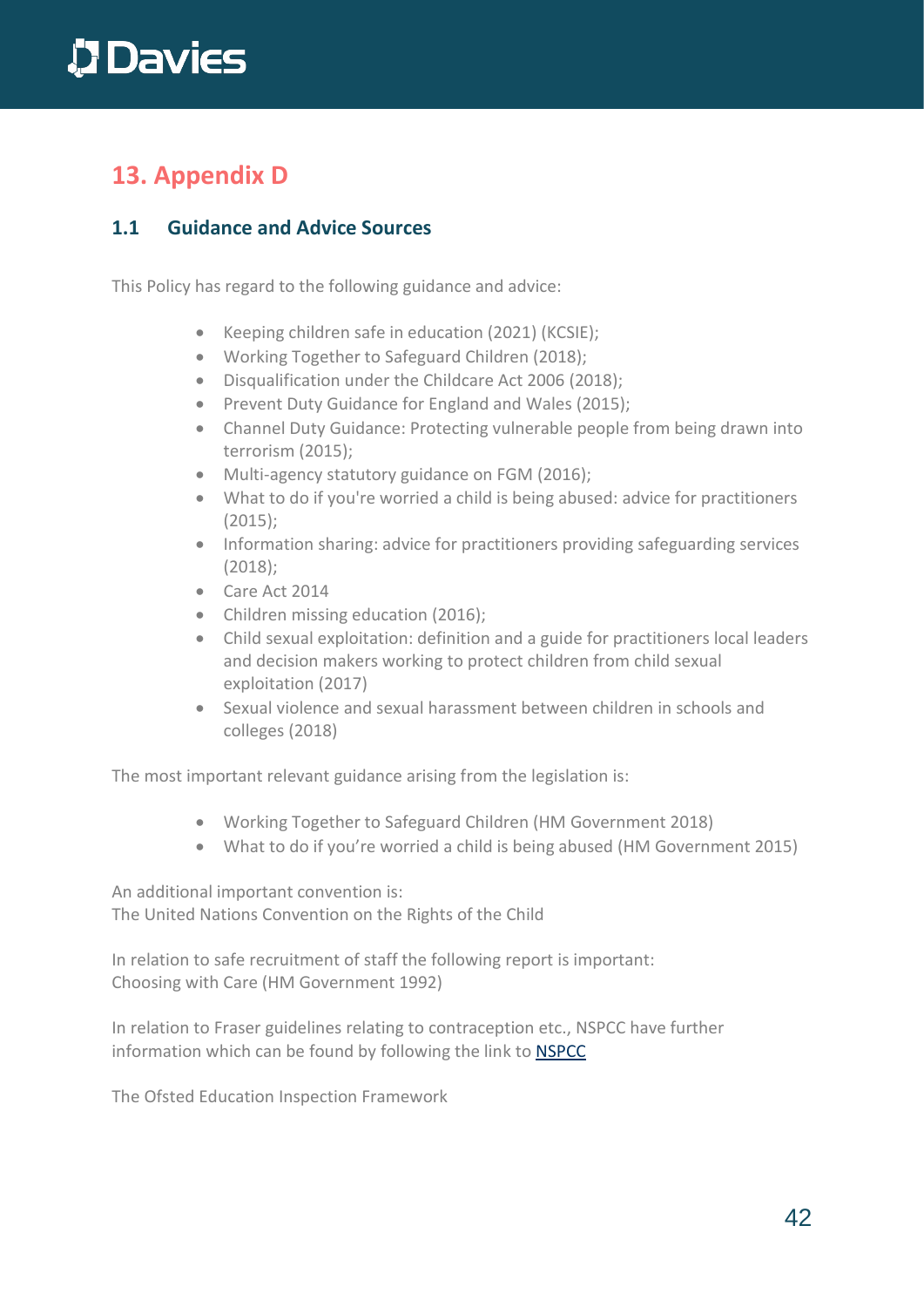# 13. Appendix D

## 1.1 Guidance and Advice Sources

This Policy has regard to the following guidance and advice:

- Keeping children safe in education (2021) (KCSIE);
- Working Together to Safeguard Children (2018);
- Disqualification under the Childcare Act 2006 (2018);
- Prevent Duty Guidance for England and Wales (2015);
- Channel Duty Guidance: Protecting vulnerable people from being drawn into terrorism (2015);
- Multi-agency statutory guidance on FGM (2016);
- What to do if you're worried a child is being abused: advice for practitioners (2015);
- Information sharing: advice for practitioners providing safeguarding services (2018);
- Care Act 2014
- Children missing education (2016);
- Child sexual exploitation: definition and a guide for practitioners local leaders and decision makers working to protect children from child sexual exploitation (2017)
- Sexual violence and sexual harassment between children in schools and colleges (2018)

The most important relevant guidance arising from the legislation is:

- Working Together to Safeguard Children (HM Government 2018)
- What to do if you're worried a child is being abused (HM Government 2015)

An additional important convention is:
The United Nations Convention on the Rights of the Child

In relation to safe recruitment of staff the following report is important:
Choosing with Care (HM Government 1992)

In relation to Fraser guidelines relating to contraception etc., NSPCC have further information which can be found by following the link to NSPCC

The Ofsted Education Inspection Framework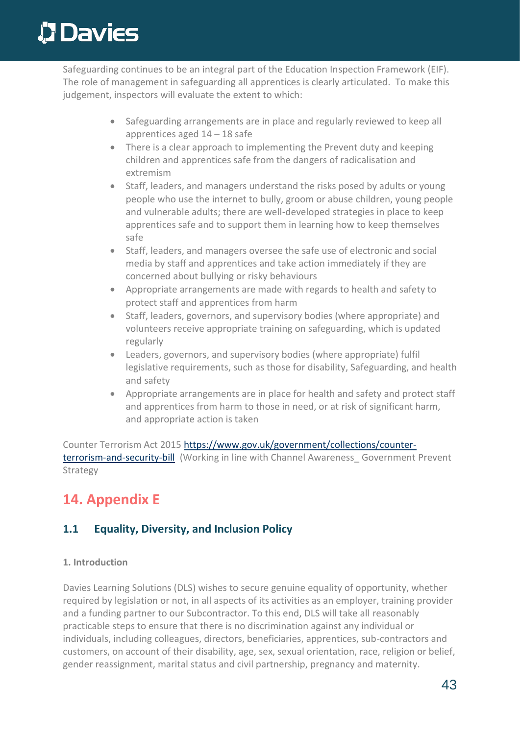Safeguarding continues to be an integral part of the Education Inspection Framework (EIF). The role of management in safeguarding all apprentices is clearly articulated. To make this judgement, inspectors will evaluate the extent to which:

- Safeguarding arrangements are in place and regularly reviewed to keep all apprentices aged 14 – 18 safe
- There is a clear approach to implementing the Prevent duty and keeping children and apprentices safe from the dangers of radicalisation and extremism
- Staff, leaders, and managers understand the risks posed by adults or young people who use the internet to bully, groom or abuse children, young people and vulnerable adults; there are well-developed strategies in place to keep apprentices safe and to support them in learning how to keep themselves safe
- Staff, leaders, and managers oversee the safe use of electronic and social media by staff and apprentices and take action immediately if they are concerned about bullying or risky behaviours
- Appropriate arrangements are made with regards to health and safety to protect staff and apprentices from harm
- Staff, leaders, governors, and supervisory bodies (where appropriate) and volunteers receive appropriate training on safeguarding, which is updated regularly
- Leaders, governors, and supervisory bodies (where appropriate) fulfil legislative requirements, such as those for disability, Safeguarding, and health and safety
- Appropriate arrangements are in place for health and safety and protect staff and apprentices from harm to those in need, or at risk of significant harm, and appropriate action is taken

Counter Terrorism Act 2015 [https://www.gov.uk/government/collections/counter-terrorism-and-security-bill](https://www.gov.uk/government/collections/counter-terrorism-and-security-bill) (Working in line with Channel Awareness_ Government Prevent Strategy

# 14. Appendix E

## 1.1 Equality, Diversity, and Inclusion Policy

#### 1. Introduction

Davies Learning Solutions (DLS) wishes to secure genuine equality of opportunity, whether required by legislation or not, in all aspects of its activities as an employer, training provider and a funding partner to our Subcontractor. To this end, DLS will take all reasonably practicable steps to ensure that there is no discrimination against any individual or individuals, including colleagues, directors, beneficiaries, apprentices, sub-contractors and customers, on account of their disability, age, sex, sexual orientation, race, religion or belief, gender reassignment, marital status and civil partnership, pregnancy and maternity.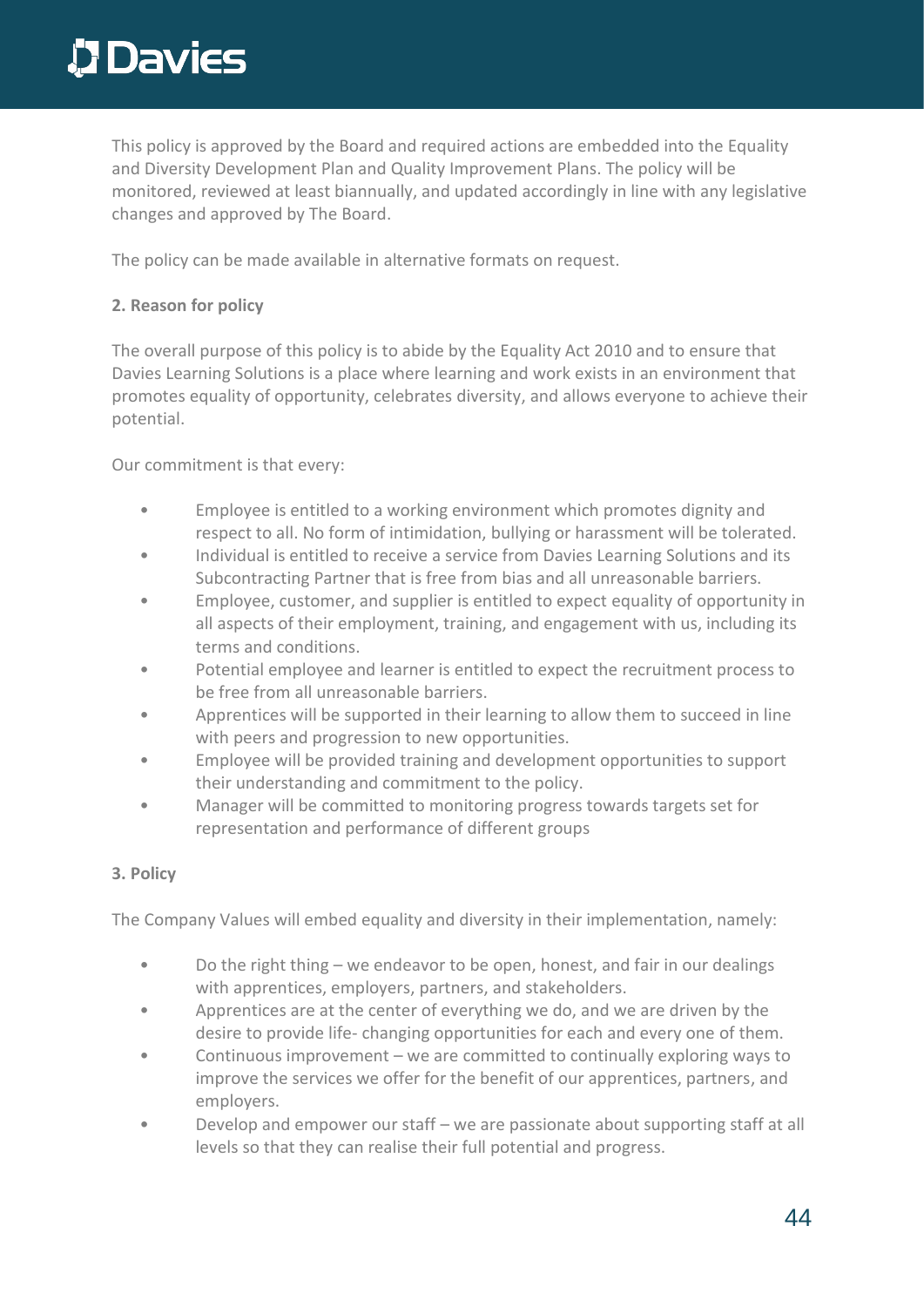This policy is approved by the Board and required actions are embedded into the Equality and Diversity Development Plan and Quality Improvement Plans. The policy will be monitored, reviewed at least biannually, and updated accordingly in line with any legislative changes and approved by The Board.

The policy can be made available in alternative formats on request.

**2. Reason for policy**

The overall purpose of this policy is to abide by the Equality Act 2010 and to ensure that Davies Learning Solutions is a place where learning and work exists in an environment that promotes equality of opportunity, celebrates diversity, and allows everyone to achieve their potential.

Our commitment is that every:

- Employee is entitled to a working environment which promotes dignity and respect to all. No form of intimidation, bullying or harassment will be tolerated.
- Individual is entitled to receive a service from Davies Learning Solutions and its Subcontracting Partner that is free from bias and all unreasonable barriers.
- Employee, customer, and supplier is entitled to expect equality of opportunity in all aspects of their employment, training, and engagement with us, including its terms and conditions.
- Potential employee and learner is entitled to expect the recruitment process to be free from all unreasonable barriers.
- Apprentices will be supported in their learning to allow them to succeed in line with peers and progression to new opportunities.
- Employee will be provided training and development opportunities to support their understanding and commitment to the policy.
- Manager will be committed to monitoring progress towards targets set for representation and performance of different groups

**3. Policy**

The Company Values will embed equality and diversity in their implementation, namely:

- Do the right thing – we endeavor to be open, honest, and fair in our dealings with apprentices, employers, partners, and stakeholders.
- Apprentices are at the center of everything we do, and we are driven by the desire to provide life- changing opportunities for each and every one of them.
- Continuous improvement – we are committed to continually exploring ways to improve the services we offer for the benefit of our apprentices, partners, and employers.
- Develop and empower our staff – we are passionate about supporting staff at all levels so that they can realise their full potential and progress.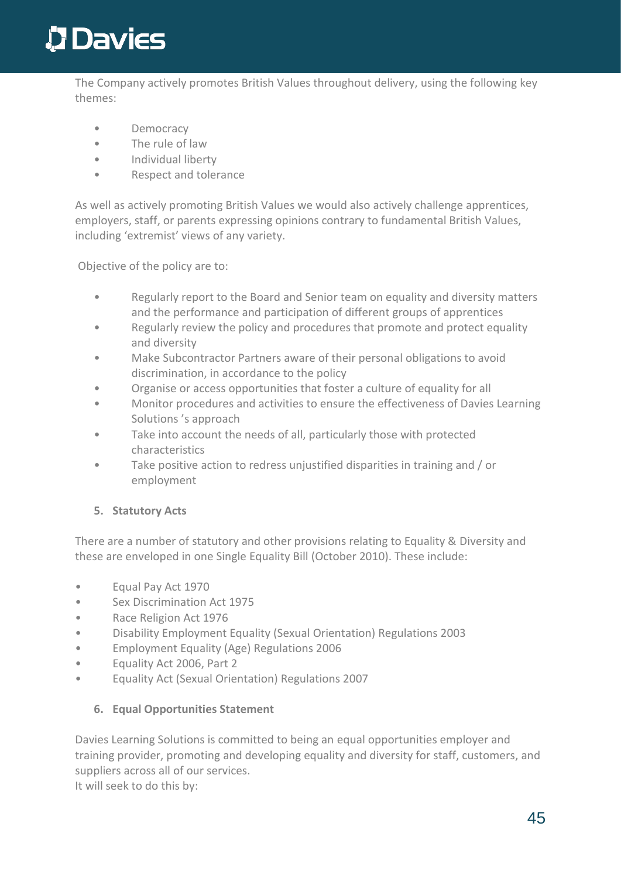The Company actively promotes British Values throughout delivery, using the following key themes:

- Democracy
- The rule of law
- Individual liberty
- Respect and tolerance

As well as actively promoting British Values we would also actively challenge apprentices, employers, staff, or parents expressing opinions contrary to fundamental British Values, including 'extremist' views of any variety.

Objective of the policy are to:

- Regularly report to the Board and Senior team on equality and diversity matters and the performance and participation of different groups of apprentices
- Regularly review the policy and procedures that promote and protect equality and diversity
- Make Subcontractor Partners aware of their personal obligations to avoid discrimination, in accordance to the policy
- Organise or access opportunities that foster a culture of equality for all
- Monitor procedures and activities to ensure the effectiveness of Davies Learning Solutions 's approach
- Take into account the needs of all, particularly those with protected characteristics
- Take positive action to redress unjustified disparities in training and / or employment

## 5. Statutory Acts

There are a number of statutory and other provisions relating to Equality & Diversity and these are enveloped in one Single Equality Bill (October 2010). These include:

- Equal Pay Act 1970
- Sex Discrimination Act 1975
- Race Religion Act 1976
- Disability Employment Equality (Sexual Orientation) Regulations 2003
- Employment Equality (Age) Regulations 2006
- Equality Act 2006, Part 2
- Equality Act (Sexual Orientation) Regulations 2007

## 6. Equal Opportunities Statement

Davies Learning Solutions is committed to being an equal opportunities employer and training provider, promoting and developing equality and diversity for staff, customers, and suppliers across all of our services.
It will seek to do this by: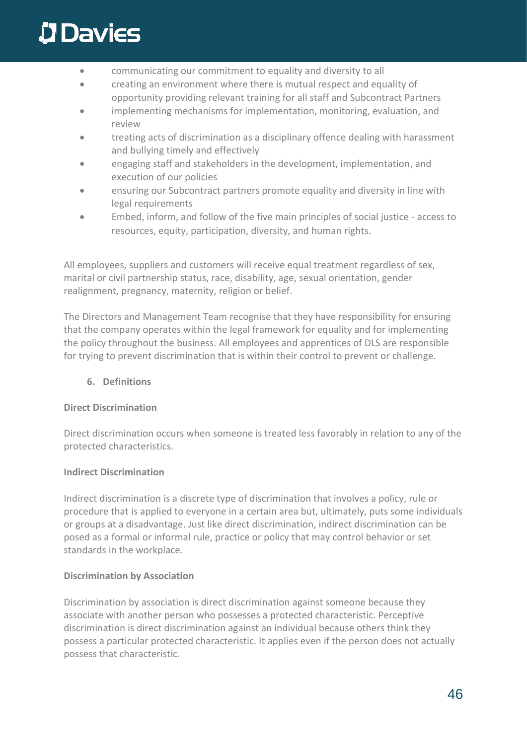- communicating our commitment to equality and diversity to all
- creating an environment where there is mutual respect and equality of opportunity providing relevant training for all staff and Subcontract Partners
- implementing mechanisms for implementation, monitoring, evaluation, and review
- treating acts of discrimination as a disciplinary offence dealing with harassment and bullying timely and effectively
- engaging staff and stakeholders in the development, implementation, and execution of our policies
- ensuring our Subcontract partners promote equality and diversity in line with legal requirements
- Embed, inform, and follow of the five main principles of social justice - access to resources, equity, participation, diversity, and human rights.

All employees, suppliers and customers will receive equal treatment regardless of sex, marital or civil partnership status, race, disability, age, sexual orientation, gender realignment, pregnancy, maternity, religion or belief.

The Directors and Management Team recognise that they have responsibility for ensuring that the company operates within the legal framework for equality and for implementing the policy throughout the business. All employees and apprentices of DLS are responsible for trying to prevent discrimination that is within their control to prevent or challenge.

## 6. Definitions

**Direct Discrimination**

Direct discrimination occurs when someone is treated less favorably in relation to any of the protected characteristics.

**Indirect Discrimination**

Indirect discrimination is a discrete type of discrimination that involves a policy, rule or procedure that is applied to everyone in a certain area but, ultimately, puts some individuals or groups at a disadvantage. Just like direct discrimination, indirect discrimination can be posed as a formal or informal rule, practice or policy that may control behavior or set standards in the workplace.

**Discrimination by Association**

Discrimination by association is direct discrimination against someone because they associate with another person who possesses a protected characteristic. Perceptive discrimination is direct discrimination against an individual because others think they possess a particular protected characteristic. It applies even if the person does not actually possess that characteristic.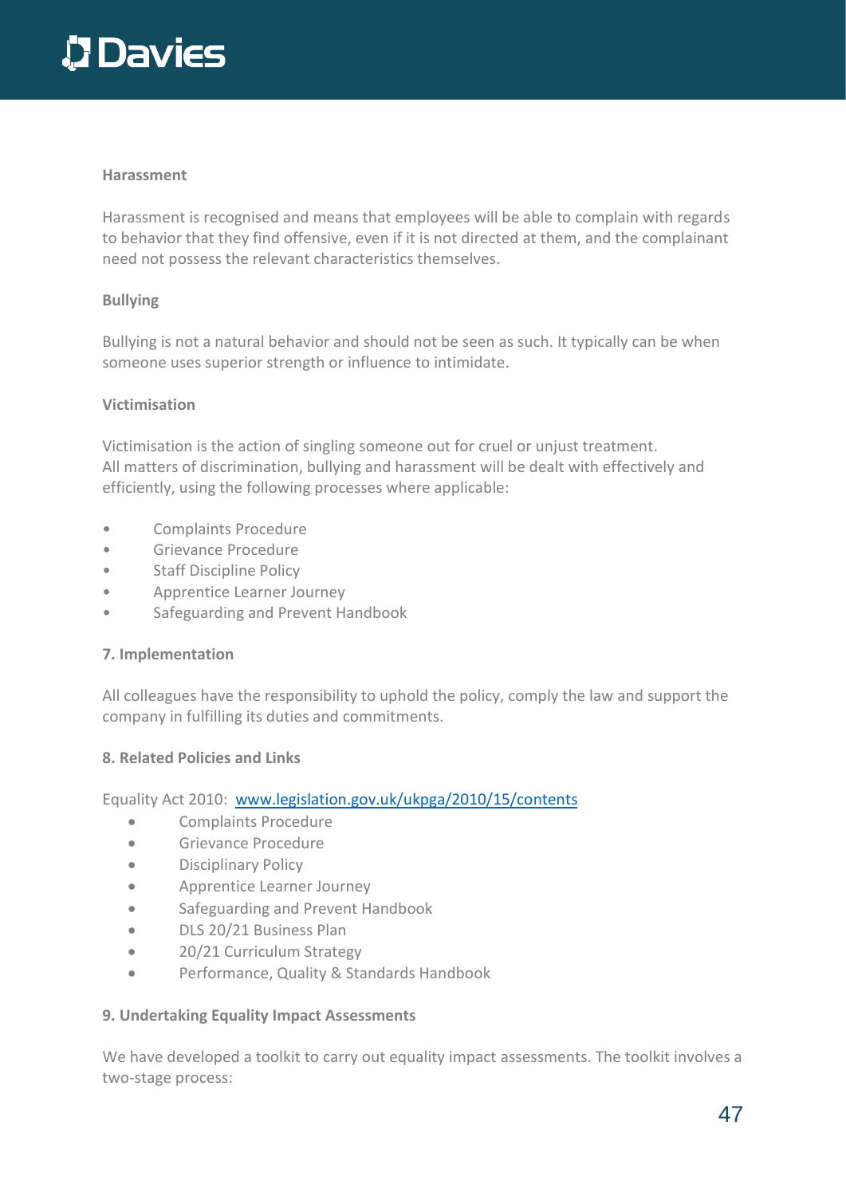**Harassment**

Harassment is recognised and means that employees will be able to complain with regards to behavior that they find offensive, even if it is not directed at them, and the complainant need not possess the relevant characteristics themselves.

**Bullying**

Bullying is not a natural behavior and should not be seen as such. It typically can be when someone uses superior strength or influence to intimidate.

**Victimisation**

Victimisation is the action of singling someone out for cruel or unjust treatment.
All matters of discrimination, bullying and harassment will be dealt with effectively and efficiently, using the following processes where applicable:

- Complaints Procedure
- Grievance Procedure
- Staff Discipline Policy
- Apprentice Learner Journey
- Safeguarding and Prevent Handbook

**7. Implementation**

All colleagues have the responsibility to uphold the policy, comply the law and support the company in fulfilling its duties and commitments.

**8. Related Policies and Links**

Equality Act 2010: [www.legislation.gov.uk/ukpga/2010/15/contents](www.legislation.gov.uk/ukpga/2010/15/contents)

- Complaints Procedure
- Grievance Procedure
- Disciplinary Policy
- Apprentice Learner Journey
- Safeguarding and Prevent Handbook
- DLS 20/21 Business Plan
- 20/21 Curriculum Strategy
- Performance, Quality & Standards Handbook

**9. Undertaking Equality Impact Assessments**

We have developed a toolkit to carry out equality impact assessments. The toolkit involves a two-stage process: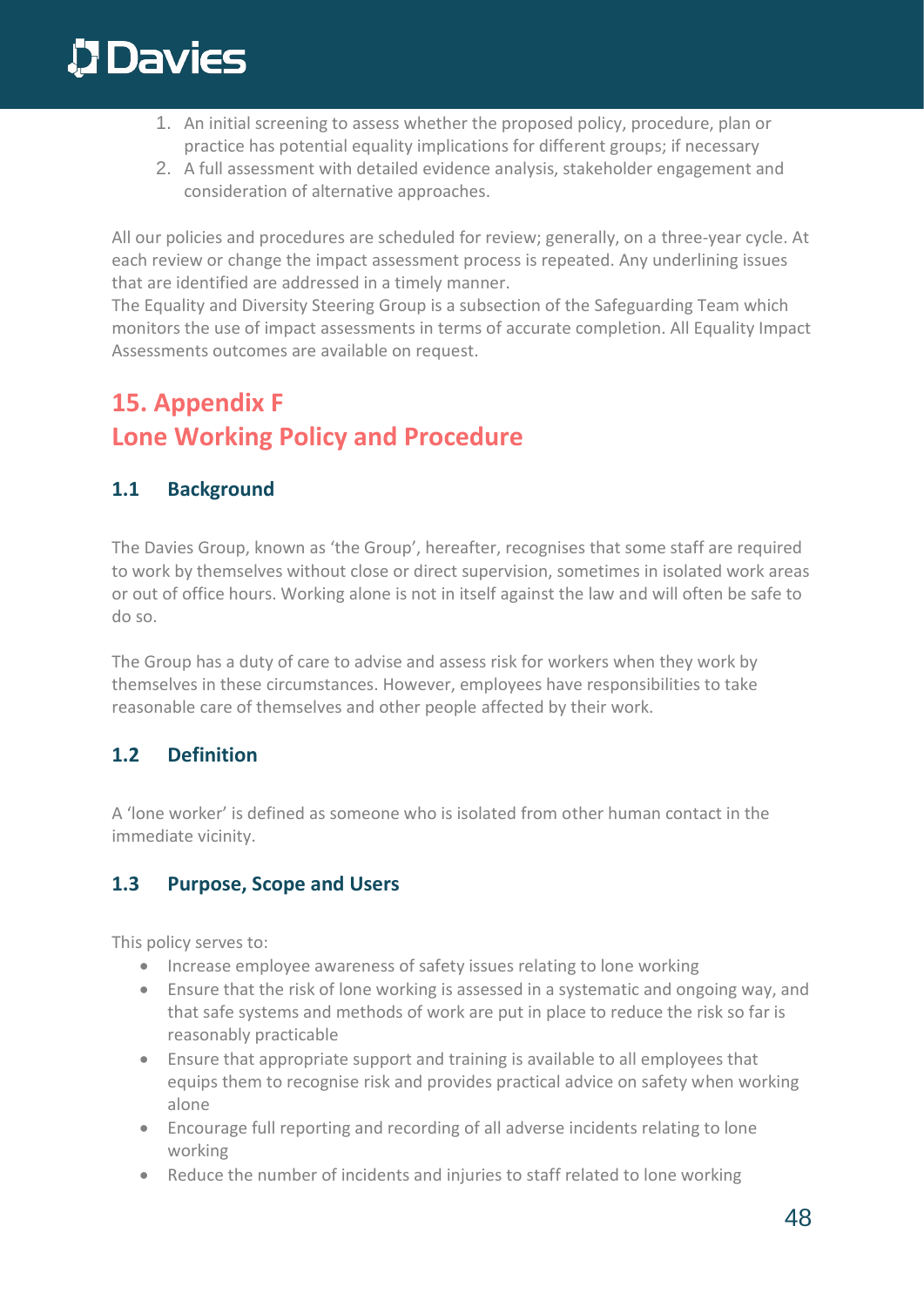1. An initial screening to assess whether the proposed policy, procedure, plan or practice has potential equality implications for different groups; if necessary
2. A full assessment with detailed evidence analysis, stakeholder engagement and consideration of alternative approaches.

All our policies and procedures are scheduled for review; generally, on a three-year cycle. At each review or change the impact assessment process is repeated. Any underlining issues that are identified are addressed in a timely manner.
The Equality and Diversity Steering Group is a subsection of the Safeguarding Team which monitors the use of impact assessments in terms of accurate completion. All Equality Impact Assessments outcomes are available on request.

## 15. Appendix F
## Lone Working Policy and Procedure

### 1.1 Background

The Davies Group, known as 'the Group', hereafter, recognises that some staff are required to work by themselves without close or direct supervision, sometimes in isolated work areas or out of office hours. Working alone is not in itself against the law and will often be safe to do so.

The Group has a duty of care to advise and assess risk for workers when they work by themselves in these circumstances. However, employees have responsibilities to take reasonable care of themselves and other people affected by their work.

### 1.2 Definition

A 'lone worker' is defined as someone who is isolated from other human contact in the immediate vicinity.

### 1.3 Purpose, Scope and Users

This policy serves to:

- Increase employee awareness of safety issues relating to lone working
- Ensure that the risk of lone working is assessed in a systematic and ongoing way, and that safe systems and methods of work are put in place to reduce the risk so far is reasonably practicable
- Ensure that appropriate support and training is available to all employees that equips them to recognise risk and provides practical advice on safety when working alone
- Encourage full reporting and recording of all adverse incidents relating to lone working
- Reduce the number of incidents and injuries to staff related to lone working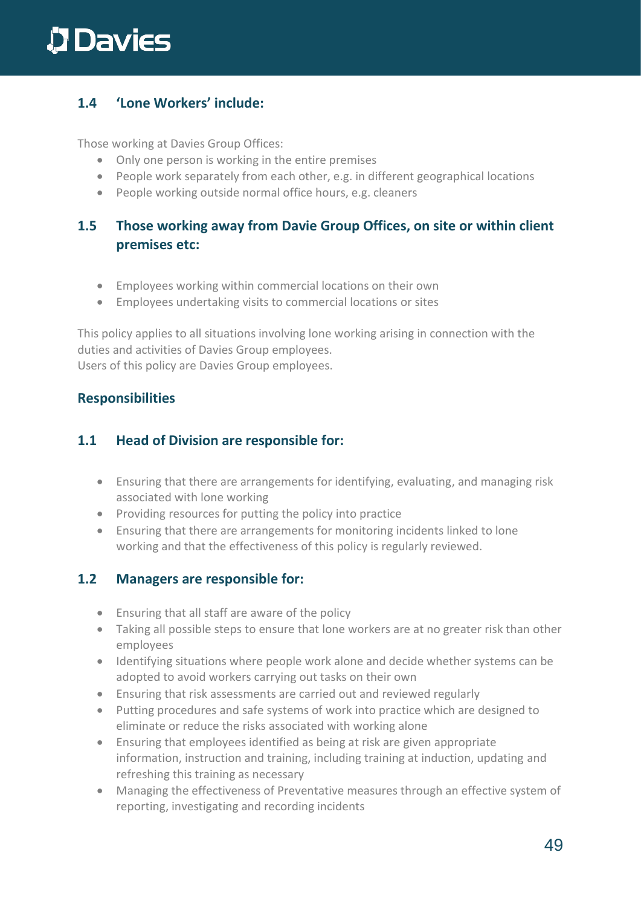### 1.4 'Lone Workers' include:

Those working at Davies Group Offices:

- Only one person is working in the entire premises
- People work separately from each other, e.g. in different geographical locations
- People working outside normal office hours, e.g. cleaners

### 1.5 Those working away from Davie Group Offices, on site or within client premises etc:

- Employees working within commercial locations on their own
- Employees undertaking visits to commercial locations or sites

This policy applies to all situations involving lone working arising in connection with the duties and activities of Davies Group employees.
Users of this policy are Davies Group employees.

## Responsibilities

### 1.1 Head of Division are responsible for:

- Ensuring that there are arrangements for identifying, evaluating, and managing risk associated with lone working
- Providing resources for putting the policy into practice
- Ensuring that there are arrangements for monitoring incidents linked to lone working and that the effectiveness of this policy is regularly reviewed.

### 1.2 Managers are responsible for:

- Ensuring that all staff are aware of the policy
- Taking all possible steps to ensure that lone workers are at no greater risk than other employees
- Identifying situations where people work alone and decide whether systems can be adopted to avoid workers carrying out tasks on their own
- Ensuring that risk assessments are carried out and reviewed regularly
- Putting procedures and safe systems of work into practice which are designed to eliminate or reduce the risks associated with working alone
- Ensuring that employees identified as being at risk are given appropriate information, instruction and training, including training at induction, updating and refreshing this training as necessary
- Managing the effectiveness of Preventative measures through an effective system of reporting, investigating and recording incidents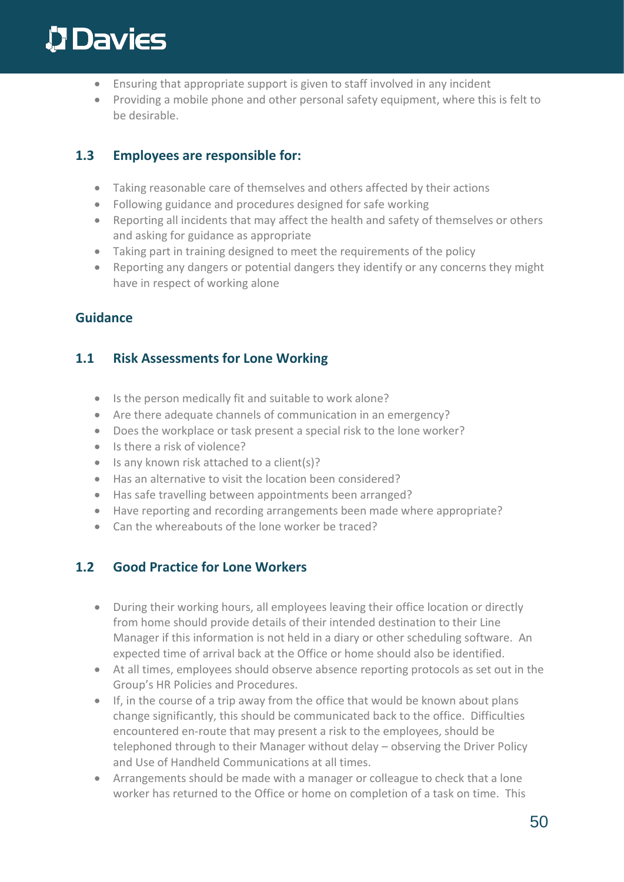- Ensuring that appropriate support is given to staff involved in any incident
- Providing a mobile phone and other personal safety equipment, where this is felt to be desirable.

### 1.3 Employees are responsible for:

- Taking reasonable care of themselves and others affected by their actions
- Following guidance and procedures designed for safe working
- Reporting all incidents that may affect the health and safety of themselves or others and asking for guidance as appropriate
- Taking part in training designed to meet the requirements of the policy
- Reporting any dangers or potential dangers they identify or any concerns they might have in respect of working alone

## Guidance

### 1.1 Risk Assessments for Lone Working

- Is the person medically fit and suitable to work alone?
- Are there adequate channels of communication in an emergency?
- Does the workplace or task present a special risk to the lone worker?
- Is there a risk of violence?
- Is any known risk attached to a client(s)?
- Has an alternative to visit the location been considered?
- Has safe travelling between appointments been arranged?
- Have reporting and recording arrangements been made where appropriate?
- Can the whereabouts of the lone worker be traced?

### 1.2 Good Practice for Lone Workers

- During their working hours, all employees leaving their office location or directly from home should provide details of their intended destination to their Line Manager if this information is not held in a diary or other scheduling software. An expected time of arrival back at the Office or home should also be identified.
- At all times, employees should observe absence reporting protocols as set out in the Group's HR Policies and Procedures.
- If, in the course of a trip away from the office that would be known about plans change significantly, this should be communicated back to the office. Difficulties encountered en-route that may present a risk to the employees, should be telephoned through to their Manager without delay – observing the Driver Policy and Use of Handheld Communications at all times.
- Arrangements should be made with a manager or colleague to check that a lone worker has returned to the Office or home on completion of a task on time. This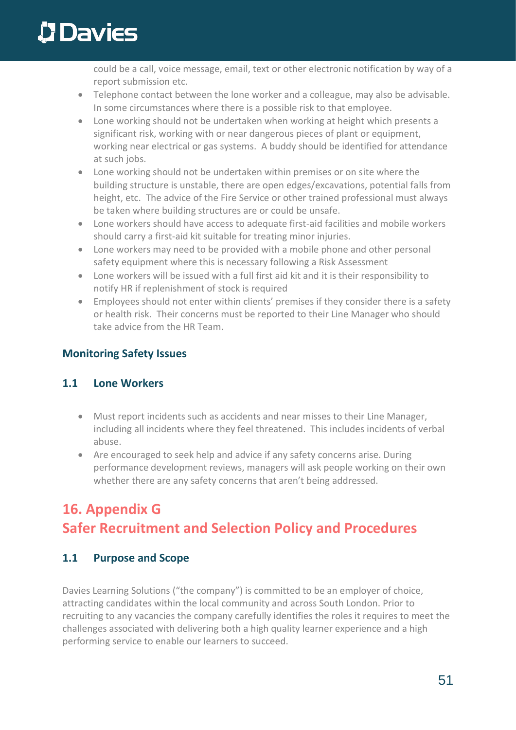could be a call, voice message, email, text or other electronic notification by way of a report submission etc.

- Telephone contact between the lone worker and a colleague, may also be advisable. In some circumstances where there is a possible risk to that employee.
- Lone working should not be undertaken when working at height which presents a significant risk, working with or near dangerous pieces of plant or equipment, working near electrical or gas systems. A buddy should be identified for attendance at such jobs.
- Lone working should not be undertaken within premises or on site where the building structure is unstable, there are open edges/excavations, potential falls from height, etc. The advice of the Fire Service or other trained professional must always be taken where building structures are or could be unsafe.
- Lone workers should have access to adequate first-aid facilities and mobile workers should carry a first-aid kit suitable for treating minor injuries.
- Lone workers may need to be provided with a mobile phone and other personal safety equipment where this is necessary following a Risk Assessment
- Lone workers will be issued with a full first aid kit and it is their responsibility to notify HR if replenishment of stock is required
- Employees should not enter within clients' premises if they consider there is a safety or health risk. Their concerns must be reported to their Line Manager who should take advice from the HR Team.

### Monitoring Safety Issues

### 1.1 Lone Workers

- Must report incidents such as accidents and near misses to their Line Manager, including all incidents where they feel threatened. This includes incidents of verbal abuse.
- Are encouraged to seek help and advice if any safety concerns arise. During performance development reviews, managers will ask people working on their own whether there are any safety concerns that aren't being addressed.

## 16. Appendix G
## Safer Recruitment and Selection Policy and Procedures

### 1.1 Purpose and Scope

Davies Learning Solutions ("the company") is committed to be an employer of choice, attracting candidates within the local community and across South London. Prior to recruiting to any vacancies the company carefully identifies the roles it requires to meet the challenges associated with delivering both a high quality learner experience and a high performing service to enable our learners to succeed.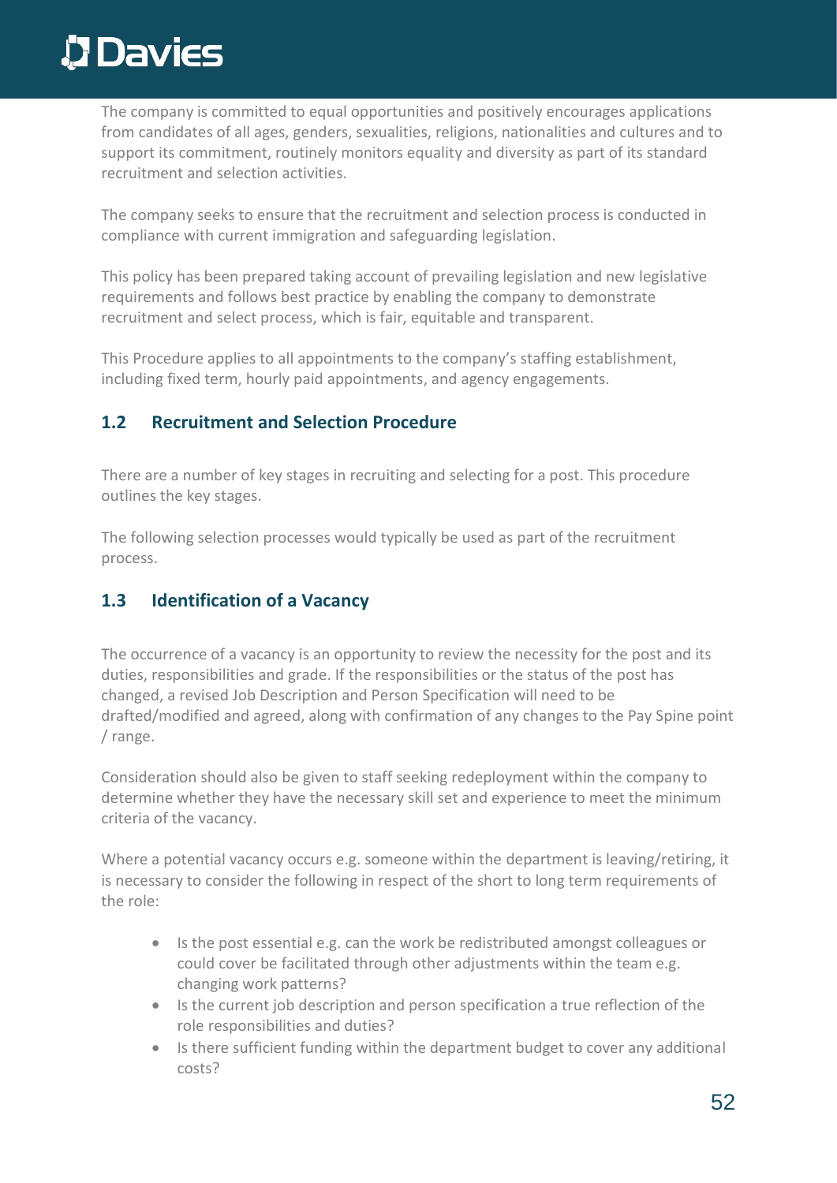The company is committed to equal opportunities and positively encourages applications from candidates of all ages, genders, sexualities, religions, nationalities and cultures and to support its commitment, routinely monitors equality and diversity as part of its standard recruitment and selection activities.

The company seeks to ensure that the recruitment and selection process is conducted in compliance with current immigration and safeguarding legislation.

This policy has been prepared taking account of prevailing legislation and new legislative requirements and follows best practice by enabling the company to demonstrate recruitment and select process, which is fair, equitable and transparent.

This Procedure applies to all appointments to the company's staffing establishment, including fixed term, hourly paid appointments, and agency engagements.

## 1.2 Recruitment and Selection Procedure

There are a number of key stages in recruiting and selecting for a post. This procedure outlines the key stages.

The following selection processes would typically be used as part of the recruitment process.

## 1.3 Identification of a Vacancy

The occurrence of a vacancy is an opportunity to review the necessity for the post and its duties, responsibilities and grade. If the responsibilities or the status of the post has changed, a revised Job Description and Person Specification will need to be drafted/modified and agreed, along with confirmation of any changes to the Pay Spine point / range.

Consideration should also be given to staff seeking redeployment within the company to determine whether they have the necessary skill set and experience to meet the minimum criteria of the vacancy.

Where a potential vacancy occurs e.g. someone within the department is leaving/retiring, it is necessary to consider the following in respect of the short to long term requirements of the role:

- Is the post essential e.g. can the work be redistributed amongst colleagues or could cover be facilitated through other adjustments within the team e.g. changing work patterns?
- Is the current job description and person specification a true reflection of the role responsibilities and duties?
- Is there sufficient funding within the department budget to cover any additional costs?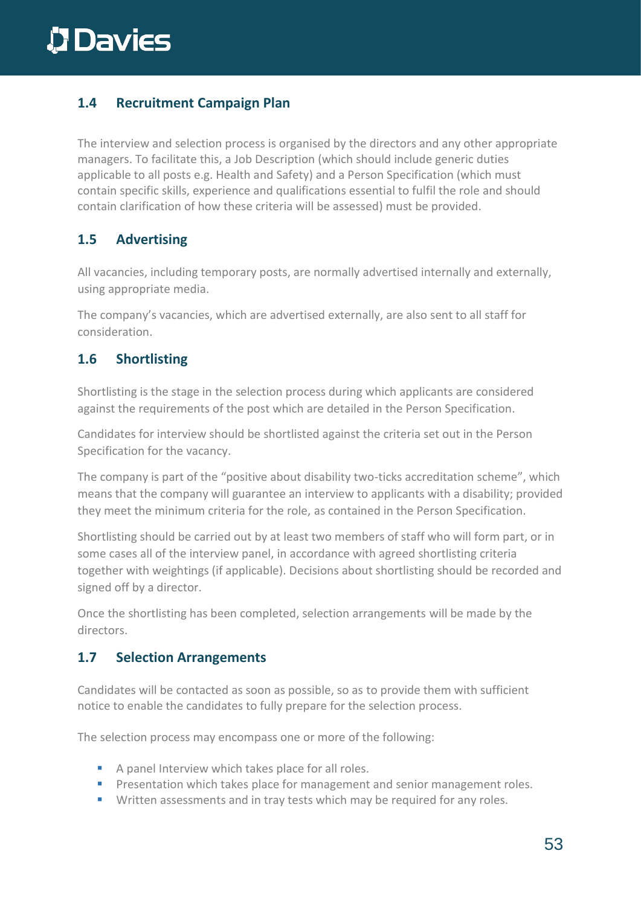## 1.4 Recruitment Campaign Plan

The interview and selection process is organised by the directors and any other appropriate managers. To facilitate this, a Job Description (which should include generic duties applicable to all posts e.g. Health and Safety) and a Person Specification (which must contain specific skills, experience and qualifications essential to fulfil the role and should contain clarification of how these criteria will be assessed) must be provided.

## 1.5 Advertising

All vacancies, including temporary posts, are normally advertised internally and externally, using appropriate media.

The company's vacancies, which are advertised externally, are also sent to all staff for consideration.

## 1.6 Shortlisting

Shortlisting is the stage in the selection process during which applicants are considered against the requirements of the post which are detailed in the Person Specification.

Candidates for interview should be shortlisted against the criteria set out in the Person Specification for the vacancy.

The company is part of the "positive about disability two-ticks accreditation scheme", which means that the company will guarantee an interview to applicants with a disability; provided they meet the minimum criteria for the role, as contained in the Person Specification.

Shortlisting should be carried out by at least two members of staff who will form part, or in some cases all of the interview panel, in accordance with agreed shortlisting criteria together with weightings (if applicable). Decisions about shortlisting should be recorded and signed off by a director.

Once the shortlisting has been completed, selection arrangements will be made by the directors.

## 1.7 Selection Arrangements

Candidates will be contacted as soon as possible, so as to provide them with sufficient notice to enable the candidates to fully prepare for the selection process.

The selection process may encompass one or more of the following:

- A panel Interview which takes place for all roles.
- Presentation which takes place for management and senior management roles.
- Written assessments and in tray tests which may be required for any roles.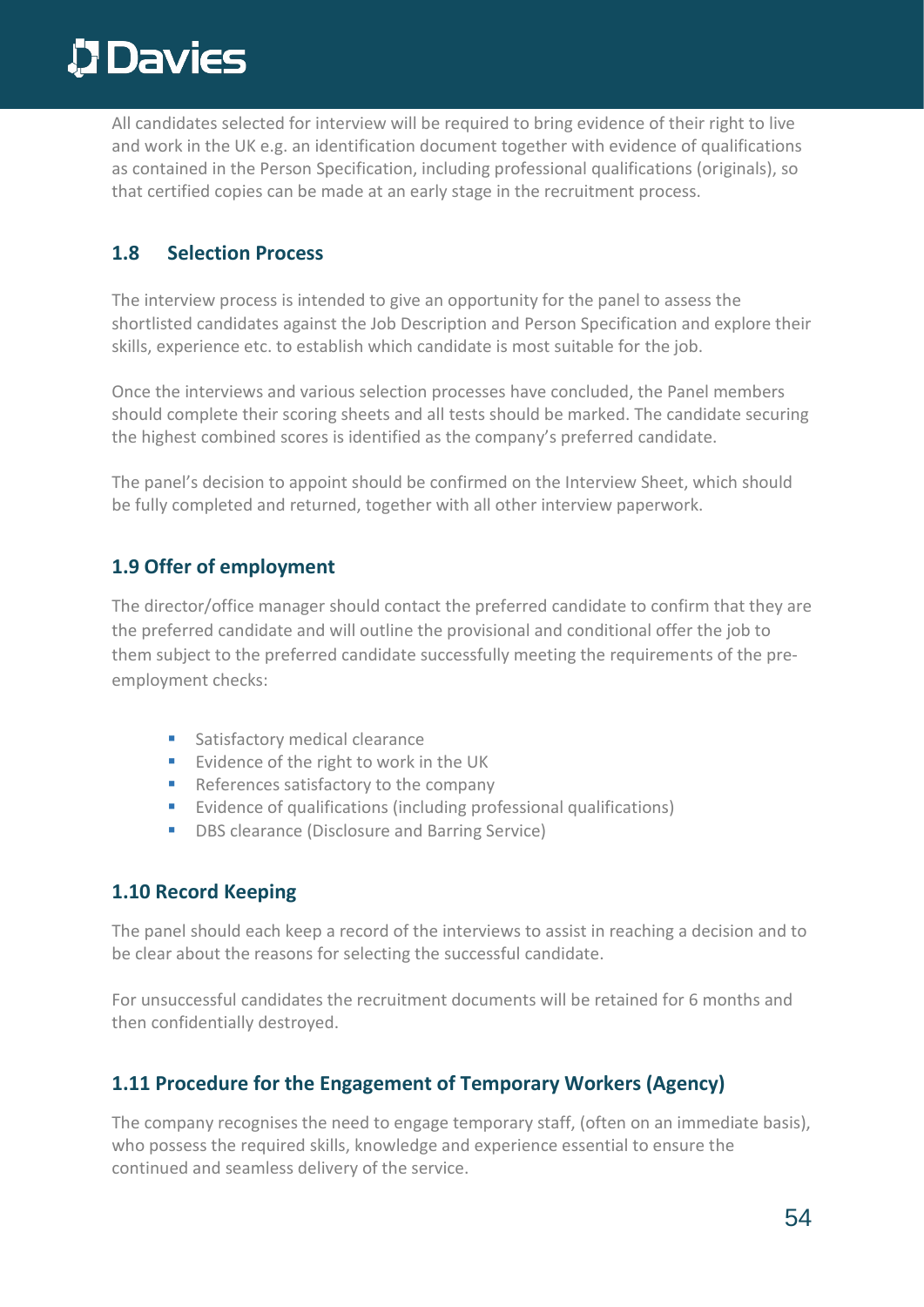All candidates selected for interview will be required to bring evidence of their right to live and work in the UK e.g. an identification document together with evidence of qualifications as contained in the Person Specification, including professional qualifications (originals), so that certified copies can be made at an early stage in the recruitment process.

### 1.8 Selection Process

The interview process is intended to give an opportunity for the panel to assess the shortlisted candidates against the Job Description and Person Specification and explore their skills, experience etc. to establish which candidate is most suitable for the job.

Once the interviews and various selection processes have concluded, the Panel members should complete their scoring sheets and all tests should be marked. The candidate securing the highest combined scores is identified as the company's preferred candidate.

The panel's decision to appoint should be confirmed on the Interview Sheet, which should be fully completed and returned, together with all other interview paperwork.

### 1.9 Offer of employment

The director/office manager should contact the preferred candidate to confirm that they are the preferred candidate and will outline the provisional and conditional offer the job to them subject to the preferred candidate successfully meeting the requirements of the pre-employment checks:

- Satisfactory medical clearance
- Evidence of the right to work in the UK
- References satisfactory to the company
- Evidence of qualifications (including professional qualifications)
- DBS clearance (Disclosure and Barring Service)

### 1.10 Record Keeping

The panel should each keep a record of the interviews to assist in reaching a decision and to be clear about the reasons for selecting the successful candidate.

For unsuccessful candidates the recruitment documents will be retained for 6 months and then confidentially destroyed.

### 1.11 Procedure for the Engagement of Temporary Workers (Agency)

The company recognises the need to engage temporary staff, (often on an immediate basis), who possess the required skills, knowledge and experience essential to ensure the continued and seamless delivery of the service.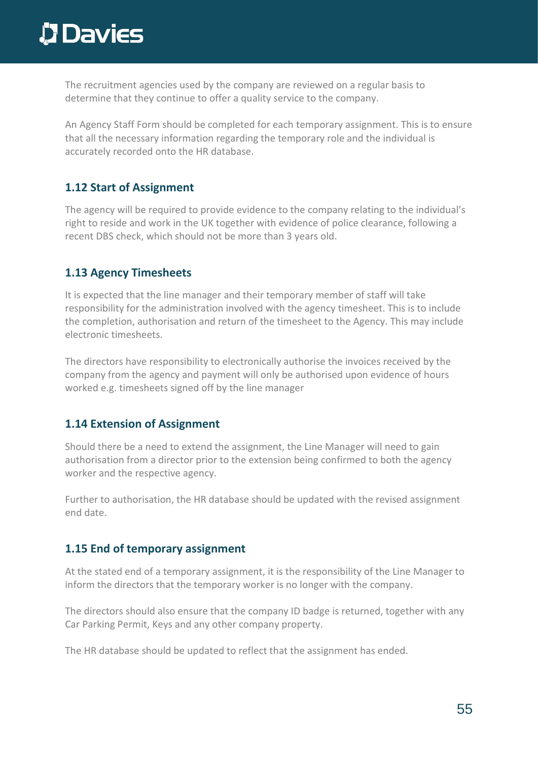The recruitment agencies used by the company are reviewed on a regular basis to determine that they continue to offer a quality service to the company.

An Agency Staff Form should be completed for each temporary assignment. This is to ensure that all the necessary information regarding the temporary role and the individual is accurately recorded onto the HR database.

### 1.12 Start of Assignment

The agency will be required to provide evidence to the company relating to the individual's right to reside and work in the UK together with evidence of police clearance, following a recent DBS check, which should not be more than 3 years old.

### 1.13 Agency Timesheets

It is expected that the line manager and their temporary member of staff will take responsibility for the administration involved with the agency timesheet. This is to include the completion, authorisation and return of the timesheet to the Agency. This may include electronic timesheets.

The directors have responsibility to electronically authorise the invoices received by the company from the agency and payment will only be authorised upon evidence of hours worked e.g. timesheets signed off by the line manager

### 1.14 Extension of Assignment

Should there be a need to extend the assignment, the Line Manager will need to gain authorisation from a director prior to the extension being confirmed to both the agency worker and the respective agency.

Further to authorisation, the HR database should be updated with the revised assignment end date.

### 1.15 End of temporary assignment

At the stated end of a temporary assignment, it is the responsibility of the Line Manager to inform the directors that the temporary worker is no longer with the company.

The directors should also ensure that the company ID badge is returned, together with any Car Parking Permit, Keys and any other company property.

The HR database should be updated to reflect that the assignment has ended.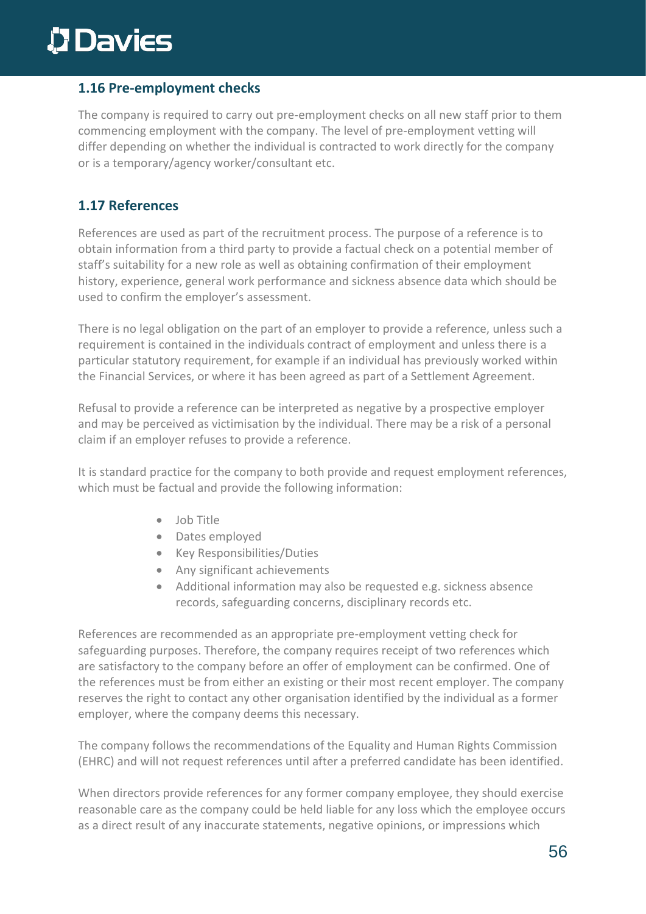## 1.16 Pre-employment checks

The company is required to carry out pre-employment checks on all new staff prior to them commencing employment with the company. The level of pre-employment vetting will differ depending on whether the individual is contracted to work directly for the company or is a temporary/agency worker/consultant etc.

## 1.17 References

References are used as part of the recruitment process. The purpose of a reference is to obtain information from a third party to provide a factual check on a potential member of staff's suitability for a new role as well as obtaining confirmation of their employment history, experience, general work performance and sickness absence data which should be used to confirm the employer's assessment.

There is no legal obligation on the part of an employer to provide a reference, unless such a requirement is contained in the individuals contract of employment and unless there is a particular statutory requirement, for example if an individual has previously worked within the Financial Services, or where it has been agreed as part of a Settlement Agreement.

Refusal to provide a reference can be interpreted as negative by a prospective employer and may be perceived as victimisation by the individual. There may be a risk of a personal claim if an employer refuses to provide a reference.

It is standard practice for the company to both provide and request employment references, which must be factual and provide the following information:

- Job Title
- Dates employed
- Key Responsibilities/Duties
- Any significant achievements
- Additional information may also be requested e.g. sickness absence records, safeguarding concerns, disciplinary records etc.

References are recommended as an appropriate pre-employment vetting check for safeguarding purposes. Therefore, the company requires receipt of two references which are satisfactory to the company before an offer of employment can be confirmed. One of the references must be from either an existing or their most recent employer. The company reserves the right to contact any other organisation identified by the individual as a former employer, where the company deems this necessary.

The company follows the recommendations of the Equality and Human Rights Commission (EHRC) and will not request references until after a preferred candidate has been identified.

When directors provide references for any former company employee, they should exercise reasonable care as the company could be held liable for any loss which the employee occurs as a direct result of any inaccurate statements, negative opinions, or impressions which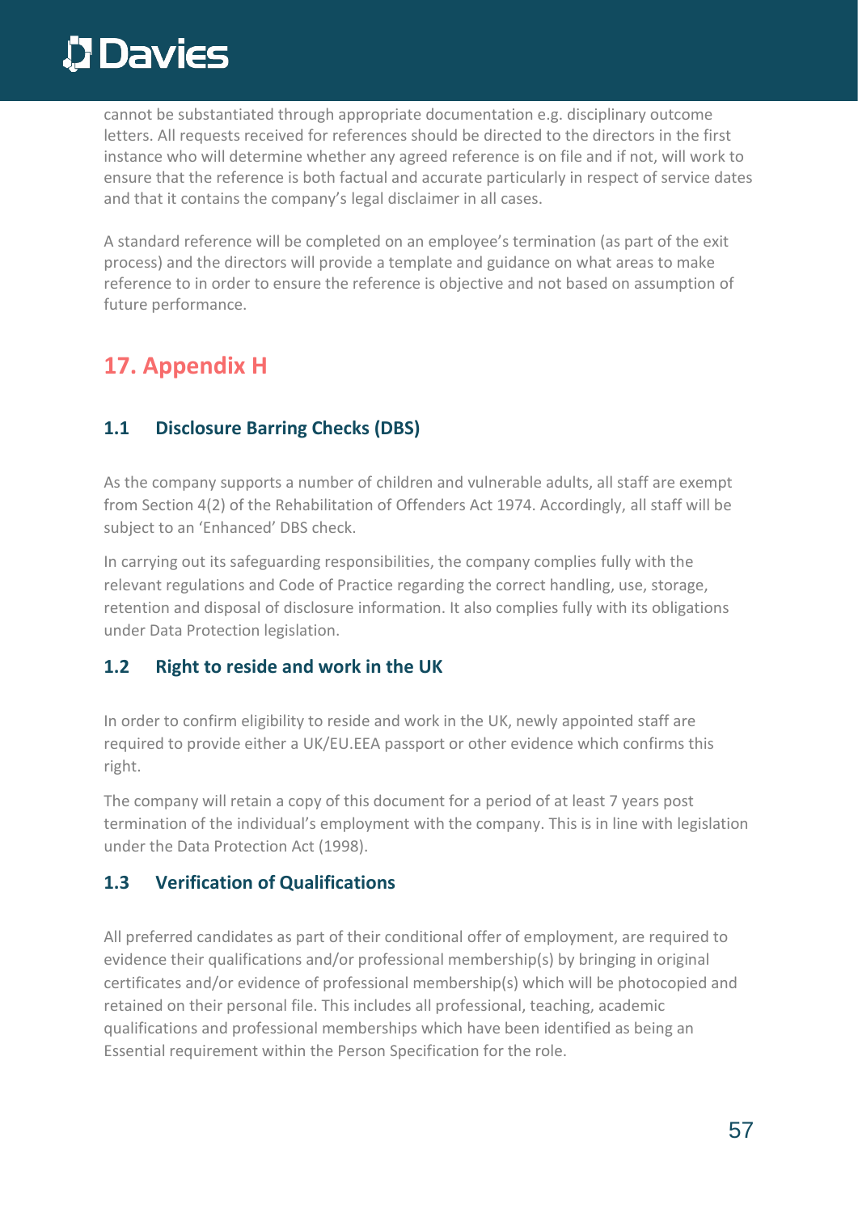cannot be substantiated through appropriate documentation e.g. disciplinary outcome letters. All requests received for references should be directed to the directors in the first instance who will determine whether any agreed reference is on file and if not, will work to ensure that the reference is both factual and accurate particularly in respect of service dates and that it contains the company's legal disclaimer in all cases.

A standard reference will be completed on an employee's termination (as part of the exit process) and the directors will provide a template and guidance on what areas to make reference to in order to ensure the reference is objective and not based on assumption of future performance.

## 17. Appendix H

### 1.1 Disclosure Barring Checks (DBS)

As the company supports a number of children and vulnerable adults, all staff are exempt from Section 4(2) of the Rehabilitation of Offenders Act 1974. Accordingly, all staff will be subject to an 'Enhanced' DBS check.

In carrying out its safeguarding responsibilities, the company complies fully with the relevant regulations and Code of Practice regarding the correct handling, use, storage, retention and disposal of disclosure information. It also complies fully with its obligations under Data Protection legislation.

### 1.2 Right to reside and work in the UK

In order to confirm eligibility to reside and work in the UK, newly appointed staff are required to provide either a UK/EU.EEA passport or other evidence which confirms this right.

The company will retain a copy of this document for a period of at least 7 years post termination of the individual's employment with the company. This is in line with legislation under the Data Protection Act (1998).

### 1.3 Verification of Qualifications

All preferred candidates as part of their conditional offer of employment, are required to evidence their qualifications and/or professional membership(s) by bringing in original certificates and/or evidence of professional membership(s) which will be photocopied and retained on their personal file. This includes all professional, teaching, academic qualifications and professional memberships which have been identified as being an Essential requirement within the Person Specification for the role.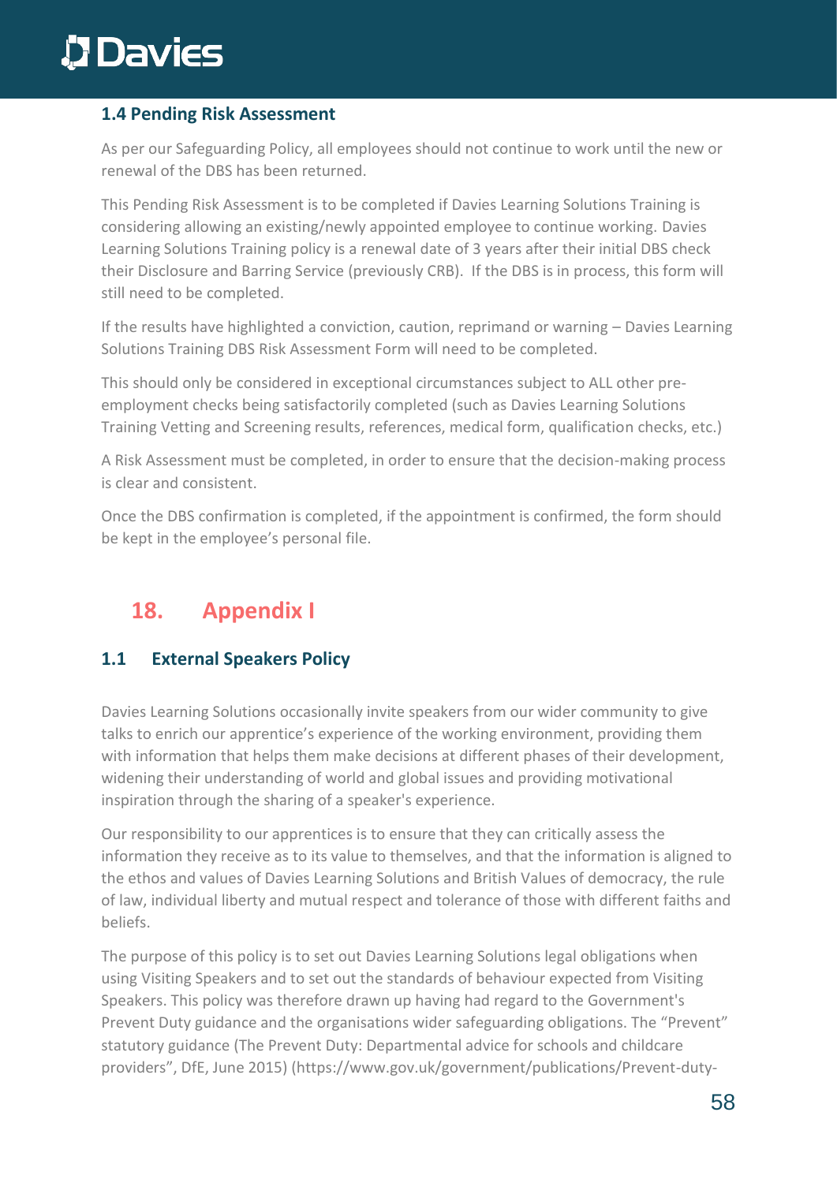### 1.4 Pending Risk Assessment

As per our Safeguarding Policy, all employees should not continue to work until the new or renewal of the DBS has been returned.

This Pending Risk Assessment is to be completed if Davies Learning Solutions Training is considering allowing an existing/newly appointed employee to continue working. Davies Learning Solutions Training policy is a renewal date of 3 years after their initial DBS check their Disclosure and Barring Service (previously CRB). If the DBS is in process, this form will still need to be completed.

If the results have highlighted a conviction, caution, reprimand or warning – Davies Learning Solutions Training DBS Risk Assessment Form will need to be completed.

This should only be considered in exceptional circumstances subject to ALL other pre-employment checks being satisfactorily completed (such as Davies Learning Solutions Training Vetting and Screening results, references, medical form, qualification checks, etc.)

A Risk Assessment must be completed, in order to ensure that the decision-making process is clear and consistent.

Once the DBS confirmation is completed, if the appointment is confirmed, the form should be kept in the employee's personal file.

## 18. Appendix I

### 1.1 External Speakers Policy

Davies Learning Solutions occasionally invite speakers from our wider community to give talks to enrich our apprentice's experience of the working environment, providing them with information that helps them make decisions at different phases of their development, widening their understanding of world and global issues and providing motivational inspiration through the sharing of a speaker's experience.

Our responsibility to our apprentices is to ensure that they can critically assess the information they receive as to its value to themselves, and that the information is aligned to the ethos and values of Davies Learning Solutions and British Values of democracy, the rule of law, individual liberty and mutual respect and tolerance of those with different faiths and beliefs.

The purpose of this policy is to set out Davies Learning Solutions legal obligations when using Visiting Speakers and to set out the standards of behaviour expected from Visiting Speakers. This policy was therefore drawn up having had regard to the Government's Prevent Duty guidance and the organisations wider safeguarding obligations. The "Prevent" statutory guidance (The Prevent Duty: Departmental advice for schools and childcare providers", DfE, June 2015) (https://www.gov.uk/government/publications/Prevent-duty-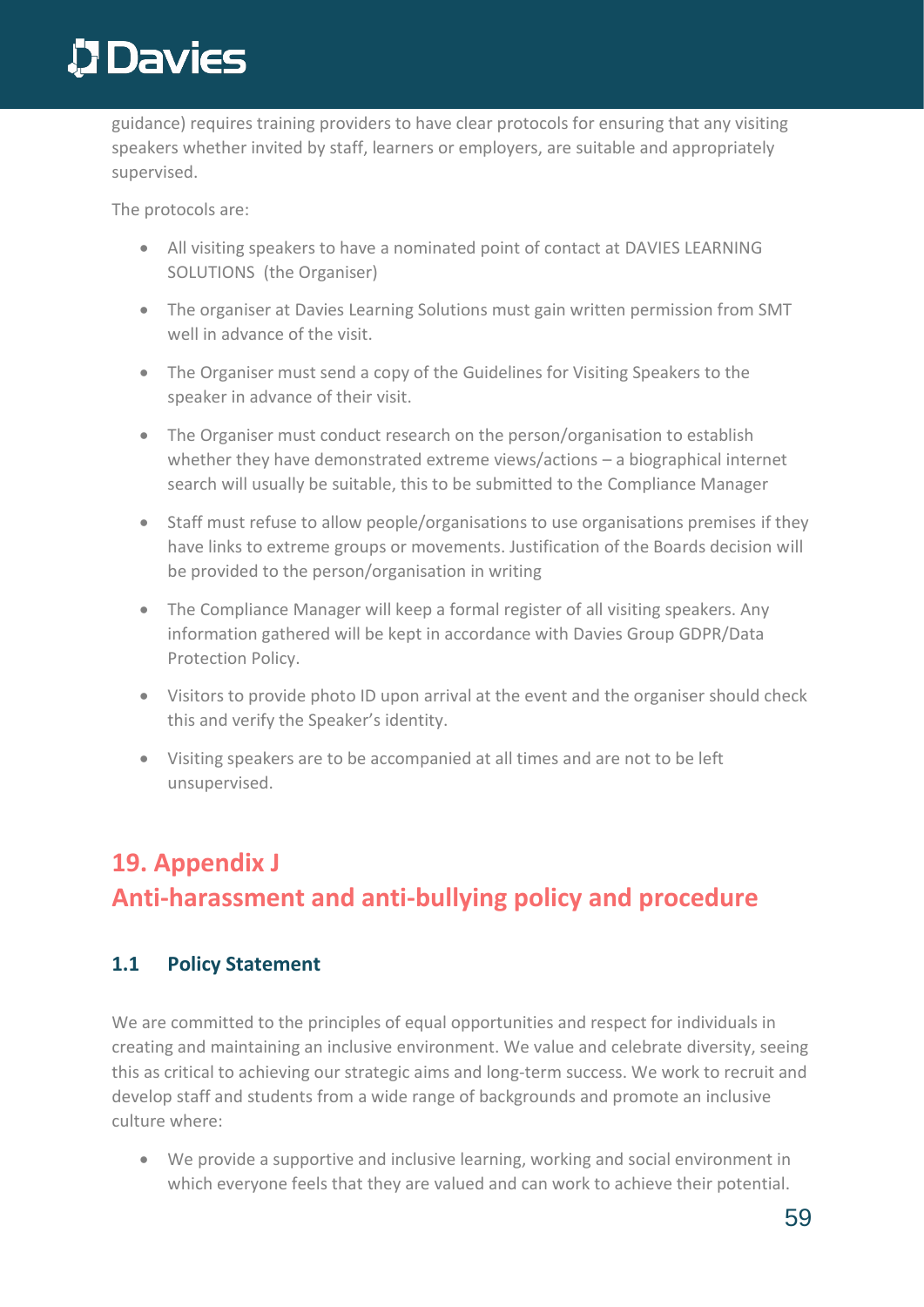guidance) requires training providers to have clear protocols for ensuring that any visiting speakers whether invited by staff, learners or employers, are suitable and appropriately supervised.

The protocols are:

- All visiting speakers to have a nominated point of contact at DAVIES LEARNING SOLUTIONS (the Organiser)
- The organiser at Davies Learning Solutions must gain written permission from SMT well in advance of the visit.
- The Organiser must send a copy of the Guidelines for Visiting Speakers to the speaker in advance of their visit.
- The Organiser must conduct research on the person/organisation to establish whether they have demonstrated extreme views/actions – a biographical internet search will usually be suitable, this to be submitted to the Compliance Manager
- Staff must refuse to allow people/organisations to use organisations premises if they have links to extreme groups or movements. Justification of the Boards decision will be provided to the person/organisation in writing
- The Compliance Manager will keep a formal register of all visiting speakers. Any information gathered will be kept in accordance with Davies Group GDPR/Data Protection Policy.
- Visitors to provide photo ID upon arrival at the event and the organiser should check this and verify the Speaker's identity.
- Visiting speakers are to be accompanied at all times and are not to be left unsupervised.

## 19. Appendix J
## Anti-harassment and anti-bullying policy and procedure

### 1.1 Policy Statement

We are committed to the principles of equal opportunities and respect for individuals in creating and maintaining an inclusive environment. We value and celebrate diversity, seeing this as critical to achieving our strategic aims and long-term success. We work to recruit and develop staff and students from a wide range of backgrounds and promote an inclusive culture where:

- We provide a supportive and inclusive learning, working and social environment in which everyone feels that they are valued and can work to achieve their potential.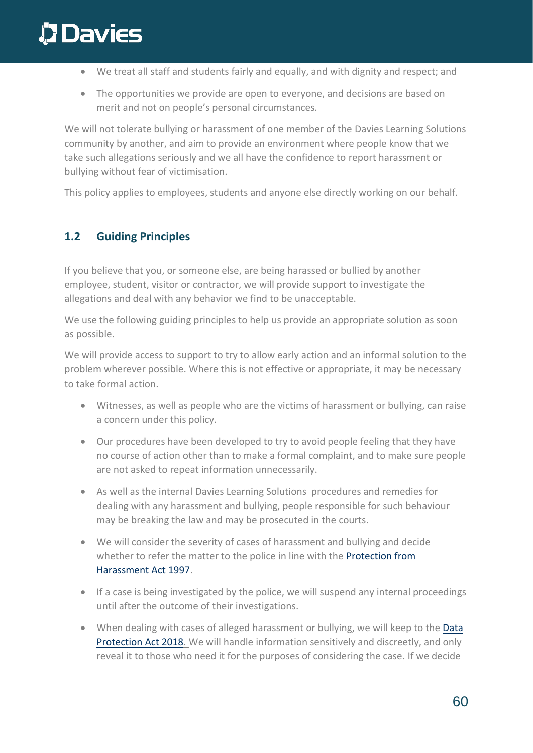- We treat all staff and students fairly and equally, and with dignity and respect; and
- The opportunities we provide are open to everyone, and decisions are based on merit and not on people's personal circumstances.

We will not tolerate bullying or harassment of one member of the Davies Learning Solutions community by another, and aim to provide an environment where people know that we take such allegations seriously and we all have the confidence to report harassment or bullying without fear of victimisation.

This policy applies to employees, students and anyone else directly working on our behalf.

## 1.2 Guiding Principles

If you believe that you, or someone else, are being harassed or bullied by another employee, student, visitor or contractor, we will provide support to investigate the allegations and deal with any behavior we find to be unacceptable.

We use the following guiding principles to help us provide an appropriate solution as soon as possible.

We will provide access to support to try to allow early action and an informal solution to the problem wherever possible. Where this is not effective or appropriate, it may be necessary to take formal action.

- Witnesses, as well as people who are the victims of harassment or bullying, can raise a concern under this policy.
- Our procedures have been developed to try to avoid people feeling that they have no course of action other than to make a formal complaint, and to make sure people are not asked to repeat information unnecessarily.
- As well as the internal Davies Learning Solutions procedures and remedies for dealing with any harassment and bullying, people responsible for such behaviour may be breaking the law and may be prosecuted in the courts.
- We will consider the severity of cases of harassment and bullying and decide whether to refer the matter to the police in line with the Protection from Harassment Act 1997.
- If a case is being investigated by the police, we will suspend any internal proceedings until after the outcome of their investigations.
- When dealing with cases of alleged harassment or bullying, we will keep to the Data Protection Act 2018. We will handle information sensitively and discreetly, and only reveal it to those who need it for the purposes of considering the case. If we decide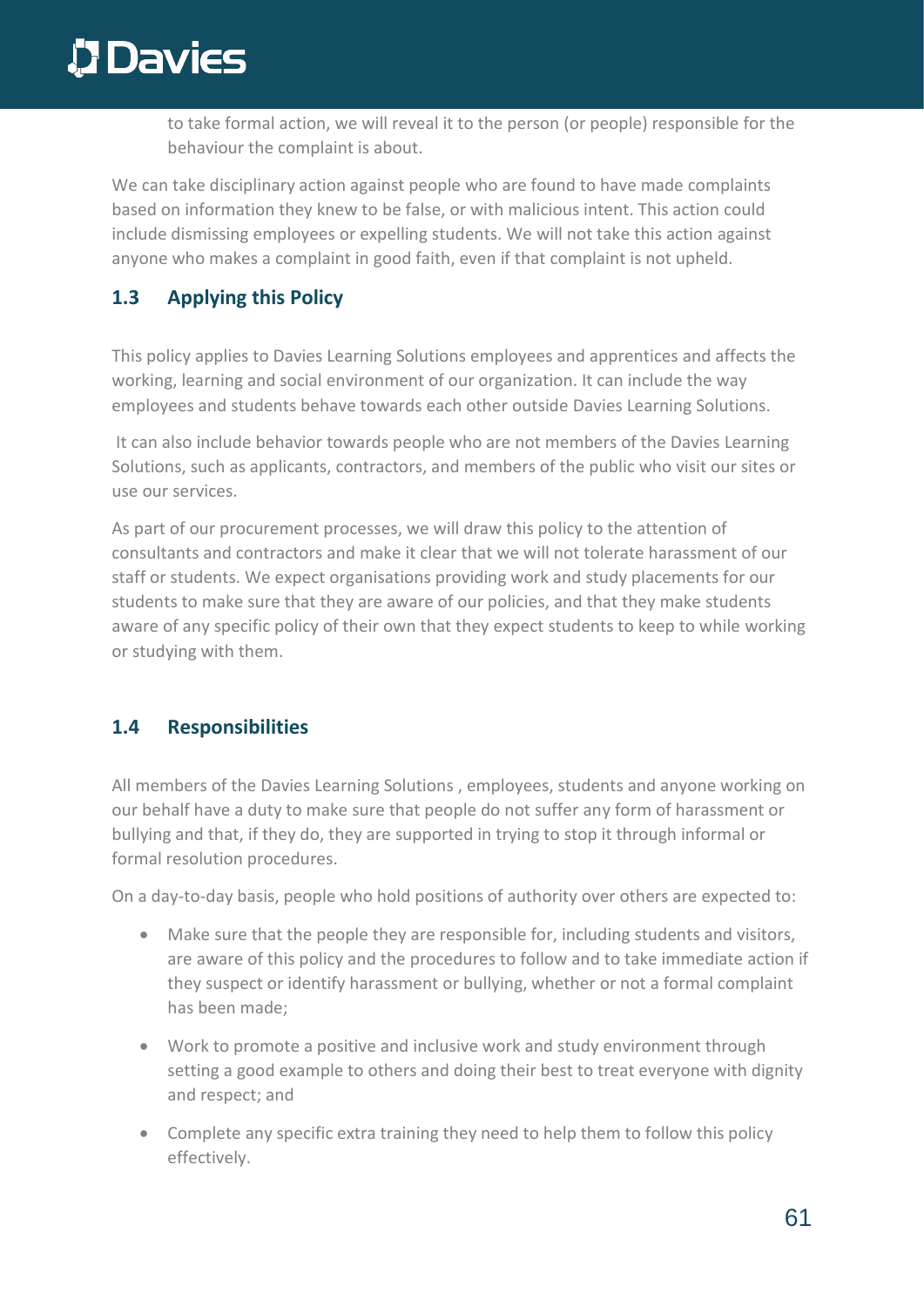to take formal action, we will reveal it to the person (or people) responsible for the behaviour the complaint is about.

We can take disciplinary action against people who are found to have made complaints based on information they knew to be false, or with malicious intent. This action could include dismissing employees or expelling students. We will not take this action against anyone who makes a complaint in good faith, even if that complaint is not upheld.

## 1.3 Applying this Policy

This policy applies to Davies Learning Solutions employees and apprentices and affects the working, learning and social environment of our organization. It can include the way employees and students behave towards each other outside Davies Learning Solutions.

It can also include behavior towards people who are not members of the Davies Learning Solutions, such as applicants, contractors, and members of the public who visit our sites or use our services.

As part of our procurement processes, we will draw this policy to the attention of consultants and contractors and make it clear that we will not tolerate harassment of our staff or students. We expect organisations providing work and study placements for our students to make sure that they are aware of our policies, and that they make students aware of any specific policy of their own that they expect students to keep to while working or studying with them.

## 1.4 Responsibilities

All members of the Davies Learning Solutions , employees, students and anyone working on our behalf have a duty to make sure that people do not suffer any form of harassment or bullying and that, if they do, they are supported in trying to stop it through informal or formal resolution procedures.

On a day-to-day basis, people who hold positions of authority over others are expected to:

- Make sure that the people they are responsible for, including students and visitors, are aware of this policy and the procedures to follow and to take immediate action if they suspect or identify harassment or bullying, whether or not a formal complaint has been made;
- Work to promote a positive and inclusive work and study environment through setting a good example to others and doing their best to treat everyone with dignity and respect; and
- Complete any specific extra training they need to help them to follow this policy effectively.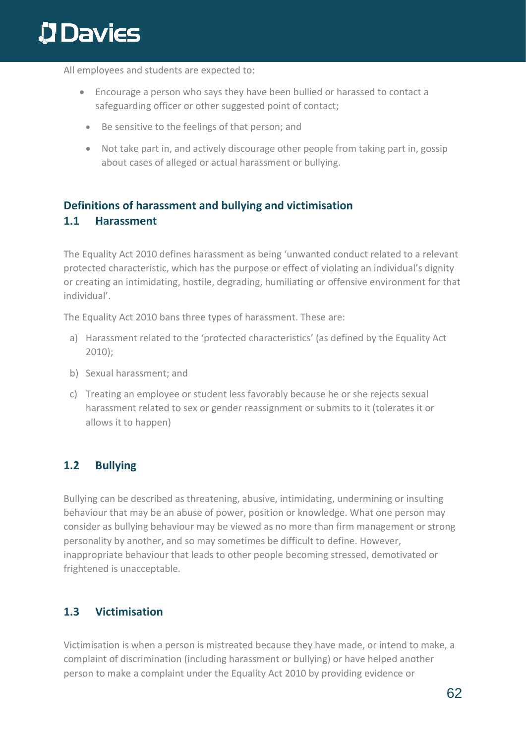All employees and students are expected to:

- Encourage a person who says they have been bullied or harassed to contact a safeguarding officer or other suggested point of contact;
- Be sensitive to the feelings of that person; and
- Not take part in, and actively discourage other people from taking part in, gossip about cases of alleged or actual harassment or bullying.

## Definitions of harassment and bullying and victimisation

### 1.1 Harassment

The Equality Act 2010 defines harassment as being 'unwanted conduct related to a relevant protected characteristic, which has the purpose or effect of violating an individual's dignity or creating an intimidating, hostile, degrading, humiliating or offensive environment for that individual'.

The Equality Act 2010 bans three types of harassment. These are:

a) Harassment related to the 'protected characteristics' (as defined by the Equality Act 2010);

b) Sexual harassment; and

c) Treating an employee or student less favorably because he or she rejects sexual harassment related to sex or gender reassignment or submits to it (tolerates it or allows it to happen)

### 1.2 Bullying

Bullying can be described as threatening, abusive, intimidating, undermining or insulting behaviour that may be an abuse of power, position or knowledge. What one person may consider as bullying behaviour may be viewed as no more than firm management or strong personality by another, and so may sometimes be difficult to define. However, inappropriate behaviour that leads to other people becoming stressed, demotivated or frightened is unacceptable.

### 1.3 Victimisation

Victimisation is when a person is mistreated because they have made, or intend to make, a complaint of discrimination (including harassment or bullying) or have helped another person to make a complaint under the Equality Act 2010 by providing evidence or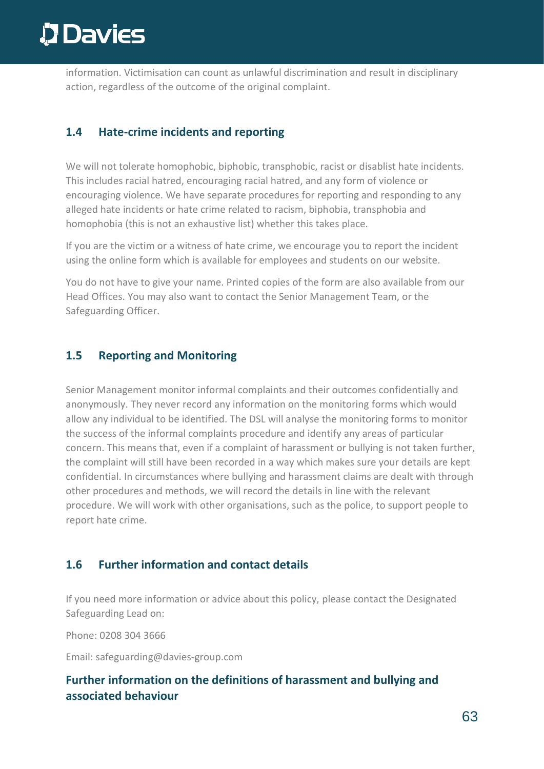information. Victimisation can count as unlawful discrimination and result in disciplinary action, regardless of the outcome of the original complaint.

## 1.4 Hate-crime incidents and reporting

We will not tolerate homophobic, biphobic, transphobic, racist or disablist hate incidents. This includes racial hatred, encouraging racial hatred, and any form of violence or encouraging violence. We have separate procedures for reporting and responding to any alleged hate incidents or hate crime related to racism, biphobia, transphobia and homophobia (this is not an exhaustive list) whether this takes place.

If you are the victim or a witness of hate crime, we encourage you to report the incident using the online form which is available for employees and students on our website.

You do not have to give your name. Printed copies of the form are also available from our Head Offices. You may also want to contact the Senior Management Team, or the Safeguarding Officer.

## 1.5 Reporting and Monitoring

Senior Management monitor informal complaints and their outcomes confidentially and anonymously. They never record any information on the monitoring forms which would allow any individual to be identified. The DSL will analyse the monitoring forms to monitor the success of the informal complaints procedure and identify any areas of particular concern. This means that, even if a complaint of harassment or bullying is not taken further, the complaint will still have been recorded in a way which makes sure your details are kept confidential. In circumstances where bullying and harassment claims are dealt with through other procedures and methods, we will record the details in line with the relevant procedure. We will work with other organisations, such as the police, to support people to report hate crime.

## 1.6 Further information and contact details

If you need more information or advice about this policy, please contact the Designated Safeguarding Lead on:

Phone: 0208 304 3666

Email: safeguarding@davies-group.com

## Further information on the definitions of harassment and bullying and associated behaviour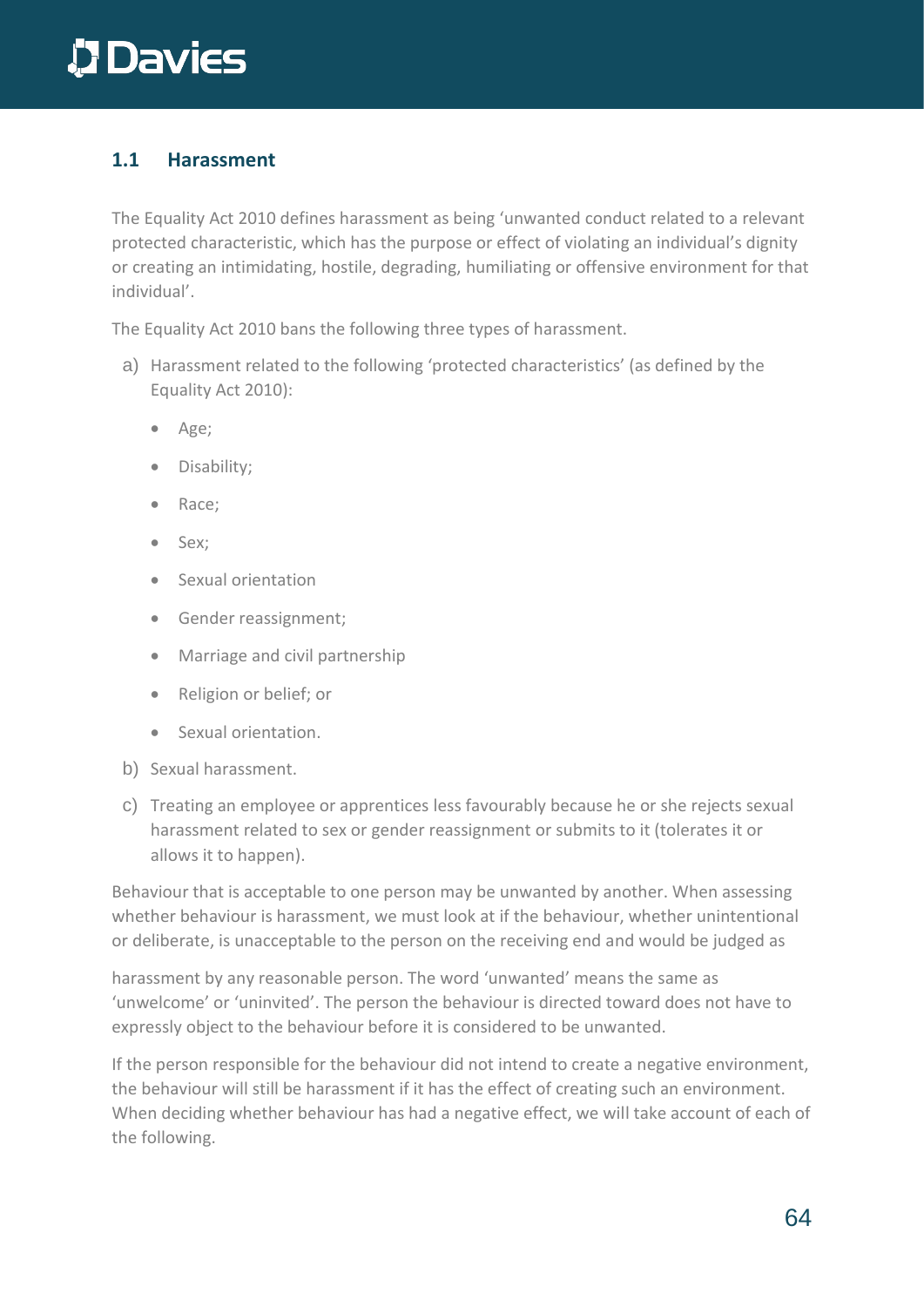## 1.1 Harassment

The Equality Act 2010 defines harassment as being 'unwanted conduct related to a relevant protected characteristic, which has the purpose or effect of violating an individual's dignity or creating an intimidating, hostile, degrading, humiliating or offensive environment for that individual'.

The Equality Act 2010 bans the following three types of harassment.

a) Harassment related to the following 'protected characteristics' (as defined by the Equality Act 2010):

- Age;
- Disability;
- Race;
- Sex;
- Sexual orientation
- Gender reassignment;
- Marriage and civil partnership
- Religion or belief; or
- Sexual orientation.

b) Sexual harassment.

c) Treating an employee or apprentices less favourably because he or she rejects sexual harassment related to sex or gender reassignment or submits to it (tolerates it or allows it to happen).

Behaviour that is acceptable to one person may be unwanted by another. When assessing whether behaviour is harassment, we must look at if the behaviour, whether unintentional or deliberate, is unacceptable to the person on the receiving end and would be judged as

harassment by any reasonable person. The word 'unwanted' means the same as 'unwelcome' or 'uninvited'. The person the behaviour is directed toward does not have to expressly object to the behaviour before it is considered to be unwanted.

If the person responsible for the behaviour did not intend to create a negative environment, the behaviour will still be harassment if it has the effect of creating such an environment. When deciding whether behaviour has had a negative effect, we will take account of each of the following.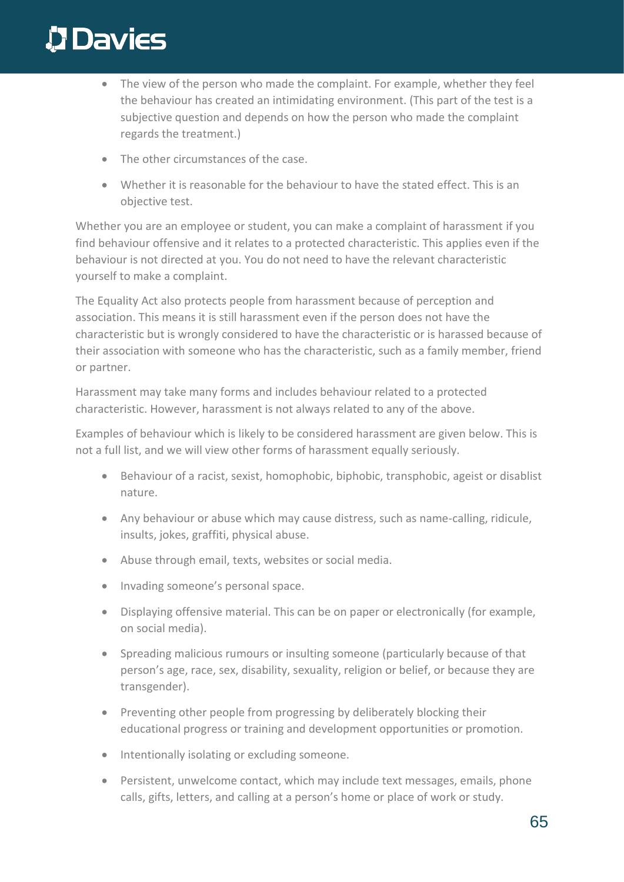- The view of the person who made the complaint. For example, whether they feel the behaviour has created an intimidating environment. (This part of the test is a subjective question and depends on how the person who made the complaint regards the treatment.)
- The other circumstances of the case.
- Whether it is reasonable for the behaviour to have the stated effect. This is an objective test.

Whether you are an employee or student, you can make a complaint of harassment if you find behaviour offensive and it relates to a protected characteristic. This applies even if the behaviour is not directed at you. You do not need to have the relevant characteristic yourself to make a complaint.

The Equality Act also protects people from harassment because of perception and association. This means it is still harassment even if the person does not have the characteristic but is wrongly considered to have the characteristic or is harassed because of their association with someone who has the characteristic, such as a family member, friend or partner.

Harassment may take many forms and includes behaviour related to a protected characteristic. However, harassment is not always related to any of the above.

Examples of behaviour which is likely to be considered harassment are given below. This is not a full list, and we will view other forms of harassment equally seriously.

- Behaviour of a racist, sexist, homophobic, biphobic, transphobic, ageist or disablist nature.
- Any behaviour or abuse which may cause distress, such as name-calling, ridicule, insults, jokes, graffiti, physical abuse.
- Abuse through email, texts, websites or social media.
- Invading someone's personal space.
- Displaying offensive material. This can be on paper or electronically (for example, on social media).
- Spreading malicious rumours or insulting someone (particularly because of that person's age, race, sex, disability, sexuality, religion or belief, or because they are transgender).
- Preventing other people from progressing by deliberately blocking their educational progress or training and development opportunities or promotion.
- Intentionally isolating or excluding someone.
- Persistent, unwelcome contact, which may include text messages, emails, phone calls, gifts, letters, and calling at a person's home or place of work or study.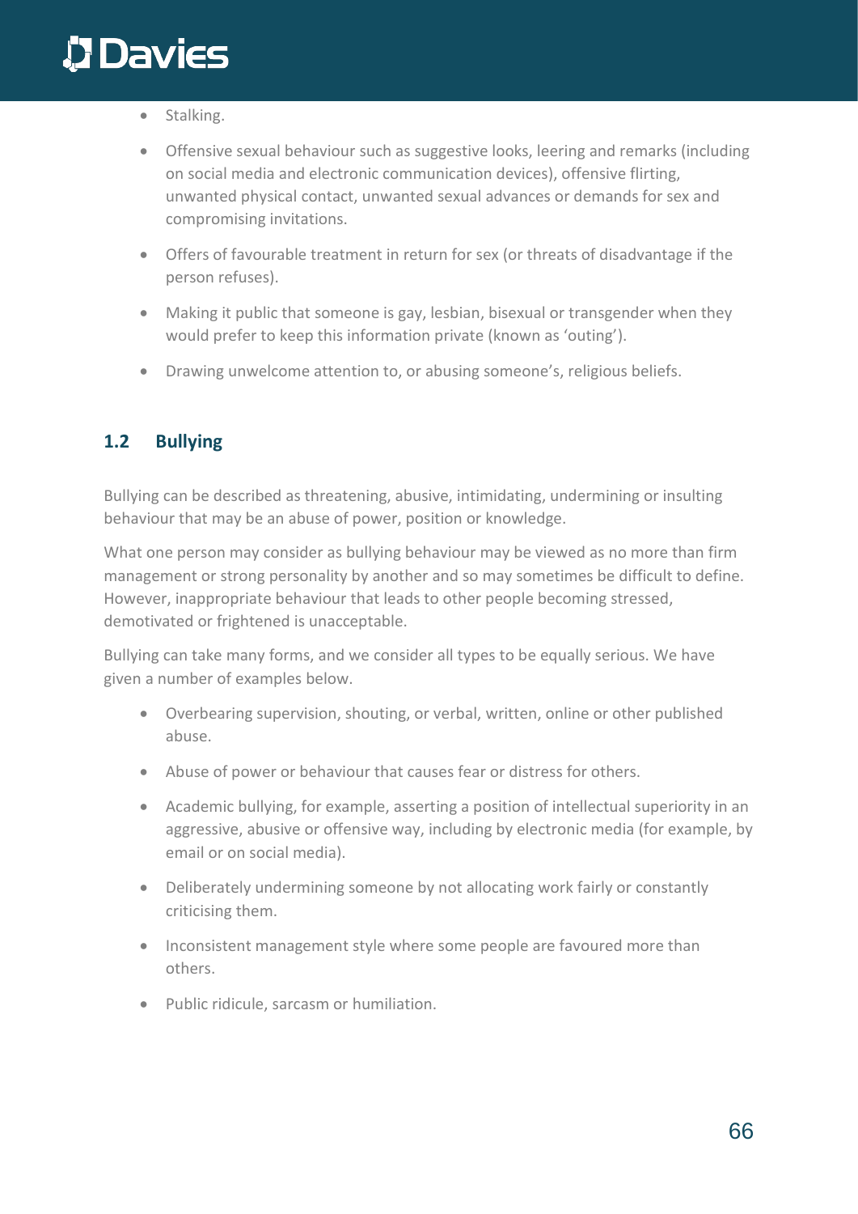- Stalking.
- Offensive sexual behaviour such as suggestive looks, leering and remarks (including on social media and electronic communication devices), offensive flirting, unwanted physical contact, unwanted sexual advances or demands for sex and compromising invitations.
- Offers of favourable treatment in return for sex (or threats of disadvantage if the person refuses).
- Making it public that someone is gay, lesbian, bisexual or transgender when they would prefer to keep this information private (known as 'outing').
- Drawing unwelcome attention to, or abusing someone's, religious beliefs.

### 1.2 Bullying

Bullying can be described as threatening, abusive, intimidating, undermining or insulting behaviour that may be an abuse of power, position or knowledge.

What one person may consider as bullying behaviour may be viewed as no more than firm management or strong personality by another and so may sometimes be difficult to define. However, inappropriate behaviour that leads to other people becoming stressed, demotivated or frightened is unacceptable.

Bullying can take many forms, and we consider all types to be equally serious. We have given a number of examples below.

- Overbearing supervision, shouting, or verbal, written, online or other published abuse.
- Abuse of power or behaviour that causes fear or distress for others.
- Academic bullying, for example, asserting a position of intellectual superiority in an aggressive, abusive or offensive way, including by electronic media (for example, by email or on social media).
- Deliberately undermining someone by not allocating work fairly or constantly criticising them.
- Inconsistent management style where some people are favoured more than others.
- Public ridicule, sarcasm or humiliation.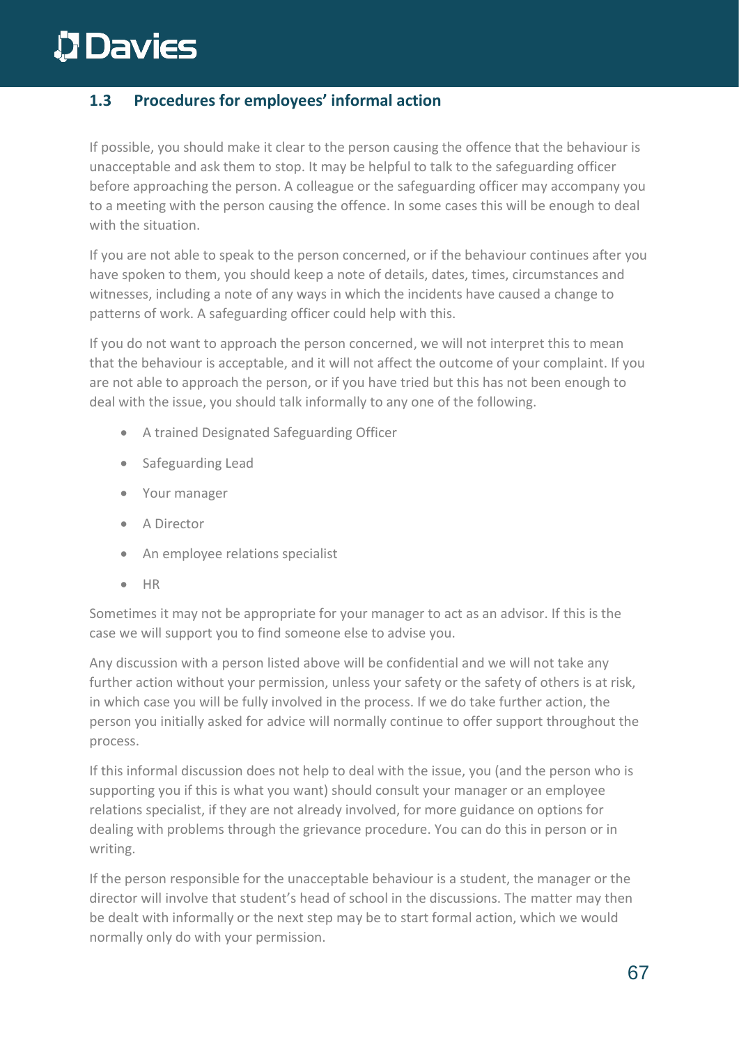### 1.3 Procedures for employees' informal action

If possible, you should make it clear to the person causing the offence that the behaviour is unacceptable and ask them to stop. It may be helpful to talk to the safeguarding officer before approaching the person. A colleague or the safeguarding officer may accompany you to a meeting with the person causing the offence. In some cases this will be enough to deal with the situation.

If you are not able to speak to the person concerned, or if the behaviour continues after you have spoken to them, you should keep a note of details, dates, times, circumstances and witnesses, including a note of any ways in which the incidents have caused a change to patterns of work. A safeguarding officer could help with this.

If you do not want to approach the person concerned, we will not interpret this to mean that the behaviour is acceptable, and it will not affect the outcome of your complaint. If you are not able to approach the person, or if you have tried but this has not been enough to deal with the issue, you should talk informally to any one of the following.

- A trained Designated Safeguarding Officer
- Safeguarding Lead
- Your manager
- A Director
- An employee relations specialist
- HR

Sometimes it may not be appropriate for your manager to act as an advisor. If this is the case we will support you to find someone else to advise you.

Any discussion with a person listed above will be confidential and we will not take any further action without your permission, unless your safety or the safety of others is at risk, in which case you will be fully involved in the process. If we do take further action, the person you initially asked for advice will normally continue to offer support throughout the process.

If this informal discussion does not help to deal with the issue, you (and the person who is supporting you if this is what you want) should consult your manager or an employee relations specialist, if they are not already involved, for more guidance on options for dealing with problems through the grievance procedure. You can do this in person or in writing.

If the person responsible for the unacceptable behaviour is a student, the manager or the director will involve that student's head of school in the discussions. The matter may then be dealt with informally or the next step may be to start formal action, which we would normally only do with your permission.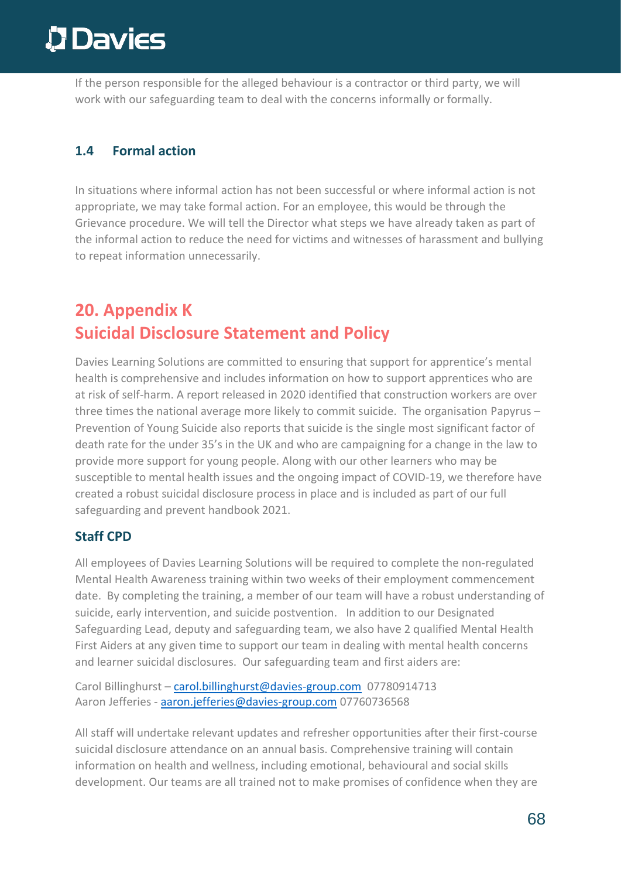If the person responsible for the alleged behaviour is a contractor or third party, we will work with our safeguarding team to deal with the concerns informally or formally.

### 1.4 Formal action

In situations where informal action has not been successful or where informal action is not appropriate, we may take formal action. For an employee, this would be through the Grievance procedure. We will tell the Director what steps we have already taken as part of the informal action to reduce the need for victims and witnesses of harassment and bullying to repeat information unnecessarily.

## 20. Appendix K
## Suicidal Disclosure Statement and Policy

Davies Learning Solutions are committed to ensuring that support for apprentice's mental health is comprehensive and includes information on how to support apprentices who are at risk of self-harm. A report released in 2020 identified that construction workers are over three times the national average more likely to commit suicide. The organisation Papyrus – Prevention of Young Suicide also reports that suicide is the single most significant factor of death rate for the under 35's in the UK and who are campaigning for a change in the law to provide more support for young people. Along with our other learners who may be susceptible to mental health issues and the ongoing impact of COVID-19, we therefore have created a robust suicidal disclosure process in place and is included as part of our full safeguarding and prevent handbook 2021.

### Staff CPD

All employees of Davies Learning Solutions will be required to complete the non-regulated Mental Health Awareness training within two weeks of their employment commencement date. By completing the training, a member of our team will have a robust understanding of suicide, early intervention, and suicide postvention. In addition to our Designated Safeguarding Lead, deputy and safeguarding team, we also have 2 qualified Mental Health First Aiders at any given time to support our team in dealing with mental health concerns and learner suicidal disclosures. Our safeguarding team and first aiders are:

Carol Billinghurst – carol.billinghurst@davies-group.com 07780914713
Aaron Jefferies - aaron.jefferies@davies-group.com 07760736568

All staff will undertake relevant updates and refresher opportunities after their first-course suicidal disclosure attendance on an annual basis. Comprehensive training will contain information on health and wellness, including emotional, behavioural and social skills development. Our teams are all trained not to make promises of confidence when they are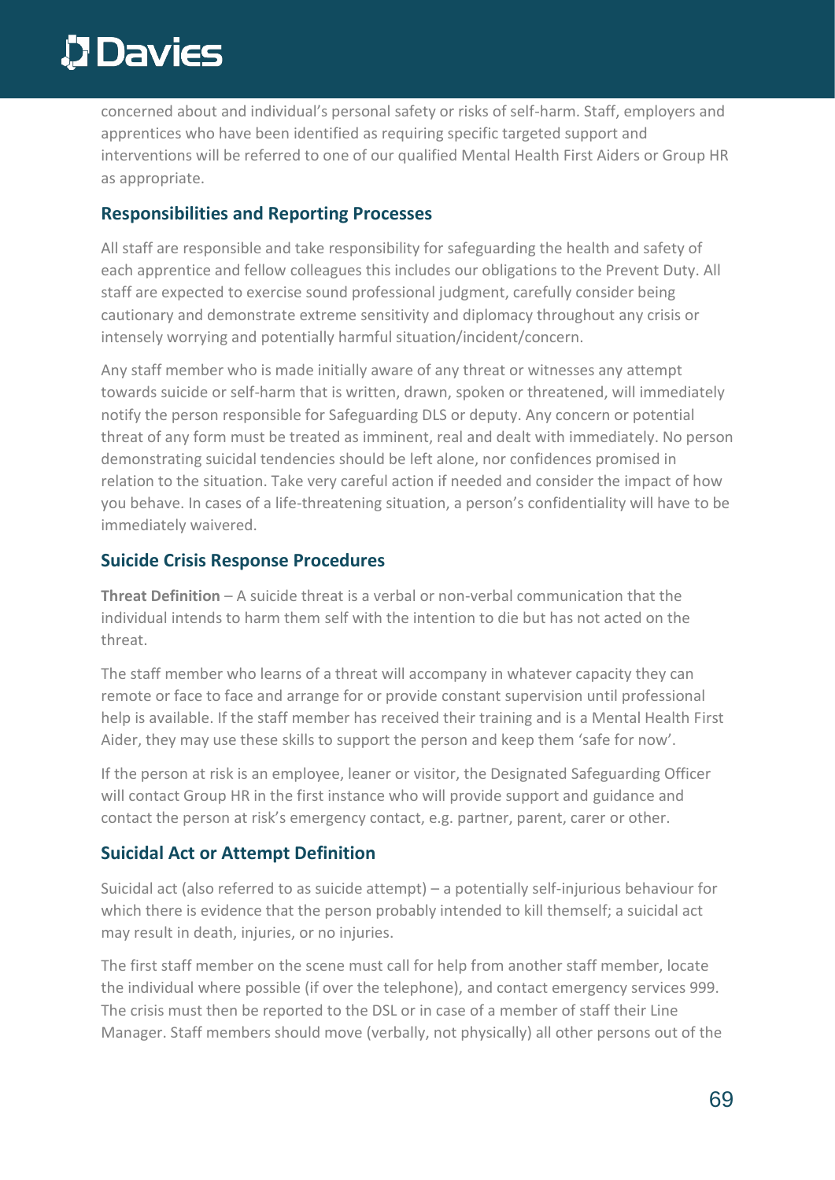concerned about and individual's personal safety or risks of self-harm. Staff, employers and apprentices who have been identified as requiring specific targeted support and interventions will be referred to one of our qualified Mental Health First Aiders or Group HR as appropriate.

## Responsibilities and Reporting Processes

All staff are responsible and take responsibility for safeguarding the health and safety of each apprentice and fellow colleagues this includes our obligations to the Prevent Duty. All staff are expected to exercise sound professional judgment, carefully consider being cautionary and demonstrate extreme sensitivity and diplomacy throughout any crisis or intensely worrying and potentially harmful situation/incident/concern.

Any staff member who is made initially aware of any threat or witnesses any attempt towards suicide or self-harm that is written, drawn, spoken or threatened, will immediately notify the person responsible for Safeguarding DLS or deputy. Any concern or potential threat of any form must be treated as imminent, real and dealt with immediately. No person demonstrating suicidal tendencies should be left alone, nor confidences promised in relation to the situation. Take very careful action if needed and consider the impact of how you behave. In cases of a life-threatening situation, a person's confidentiality will have to be immediately waivered.

## Suicide Crisis Response Procedures

**Threat Definition** – A suicide threat is a verbal or non-verbal communication that the individual intends to harm them self with the intention to die but has not acted on the threat.

The staff member who learns of a threat will accompany in whatever capacity they can remote or face to face and arrange for or provide constant supervision until professional help is available. If the staff member has received their training and is a Mental Health First Aider, they may use these skills to support the person and keep them 'safe for now'.

If the person at risk is an employee, leaner or visitor, the Designated Safeguarding Officer will contact Group HR in the first instance who will provide support and guidance and contact the person at risk's emergency contact, e.g. partner, parent, carer or other.

## Suicidal Act or Attempt Definition

Suicidal act (also referred to as suicide attempt) – a potentially self-injurious behaviour for which there is evidence that the person probably intended to kill themself; a suicidal act may result in death, injuries, or no injuries.

The first staff member on the scene must call for help from another staff member, locate the individual where possible (if over the telephone), and contact emergency services 999. The crisis must then be reported to the DSL or in case of a member of staff their Line Manager. Staff members should move (verbally, not physically) all other persons out of the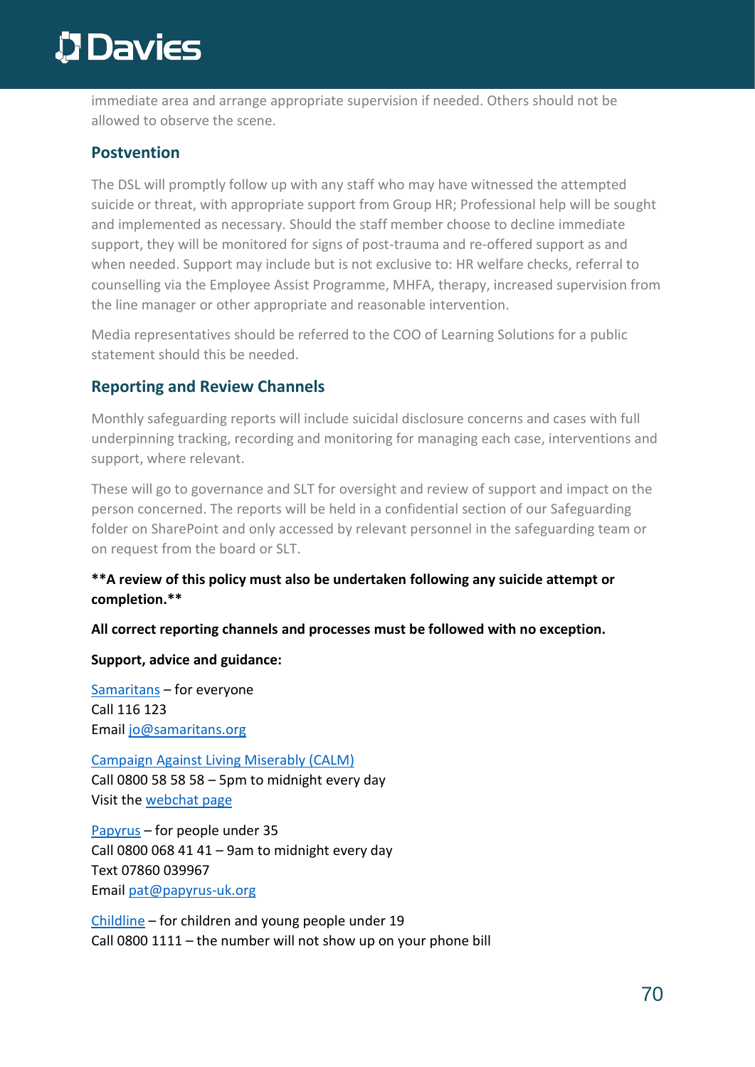immediate area and arrange appropriate supervision if needed. Others should not be allowed to observe the scene.

## Postvention

The DSL will promptly follow up with any staff who may have witnessed the attempted suicide or threat, with appropriate support from Group HR; Professional help will be sought and implemented as necessary. Should the staff member choose to decline immediate support, they will be monitored for signs of post-trauma and re-offered support as and when needed. Support may include but is not exclusive to: HR welfare checks, referral to counselling via the Employee Assist Programme, MHFA, therapy, increased supervision from the line manager or other appropriate and reasonable intervention.

Media representatives should be referred to the COO of Learning Solutions for a public statement should this be needed.

## Reporting and Review Channels

Monthly safeguarding reports will include suicidal disclosure concerns and cases with full underpinning tracking, recording and monitoring for managing each case, interventions and support, where relevant.

These will go to governance and SLT for oversight and review of support and impact on the person concerned. The reports will be held in a confidential section of our Safeguarding folder on SharePoint and only accessed by relevant personnel in the safeguarding team or on request from the board or SLT.

**\*\*A review of this policy must also be undertaken following any suicide attempt or completion.\*\***

**All correct reporting channels and processes must be followed with no exception.**

**Support, advice and guidance:**

Samaritans – for everyone
Call 116 123
Email jo@samaritans.org

Campaign Against Living Miserably (CALM)
Call 0800 58 58 58 – 5pm to midnight every day
Visit the webchat page

Papyrus – for people under 35
Call 0800 068 41 41 – 9am to midnight every day
Text 07860 039967
Email pat@papyrus-uk.org

Childline – for children and young people under 19
Call 0800 1111 – the number will not show up on your phone bill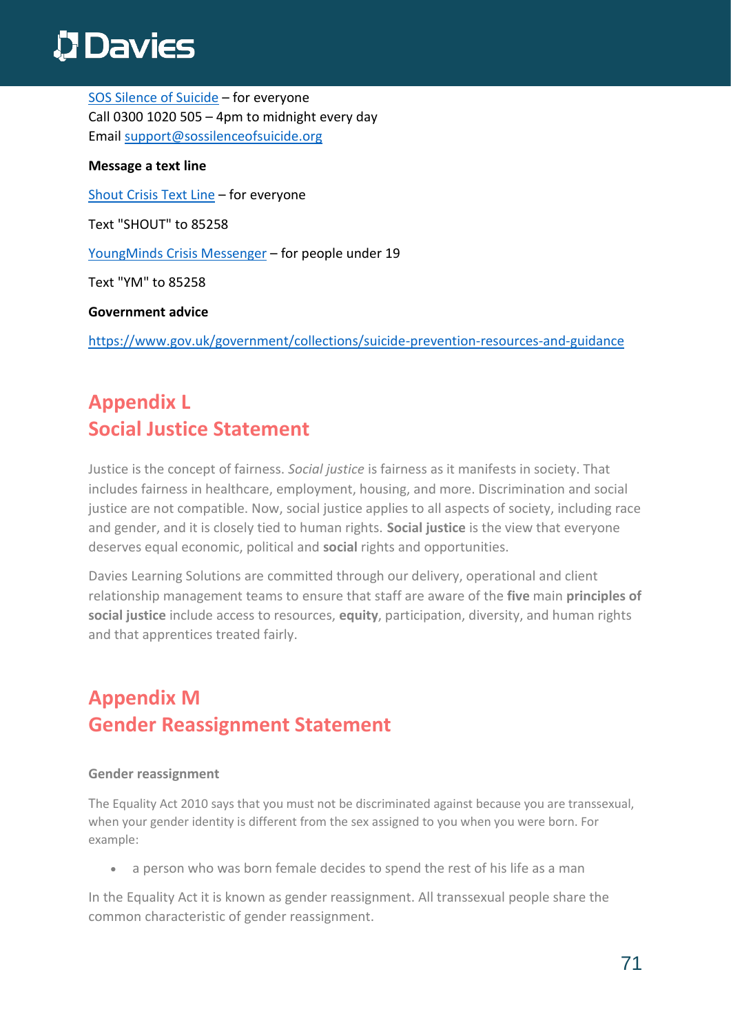SOS Silence of Suicide – for everyone
Call 0300 1020 505 – 4pm to midnight every day
Email support@sossilenceofsuicide.org

**Message a text line**

Shout Crisis Text Line – for everyone

Text "SHOUT" to 85258

YoungMinds Crisis Messenger – for people under 19

Text "YM" to 85258

**Government advice**

https://www.gov.uk/government/collections/suicide-prevention-resources-and-guidance

## Appendix L
## Social Justice Statement

Justice is the concept of fairness. *Social justice* is fairness as it manifests in society. That includes fairness in healthcare, employment, housing, and more. Discrimination and social justice are not compatible. Now, social justice applies to all aspects of society, including race and gender, and it is closely tied to human rights. **Social justice** is the view that everyone deserves equal economic, political and **social** rights and opportunities.

Davies Learning Solutions are committed through our delivery, operational and client relationship management teams to ensure that staff are aware of the **five** main **principles of social justice** include access to resources, **equity**, participation, diversity, and human rights and that apprentices treated fairly.

## Appendix M
## Gender Reassignment Statement

**Gender reassignment**

The Equality Act 2010 says that you must not be discriminated against because you are transsexual, when your gender identity is different from the sex assigned to you when you were born. For example:

- a person who was born female decides to spend the rest of his life as a man

In the Equality Act it is known as gender reassignment. All transsexual people share the common characteristic of gender reassignment.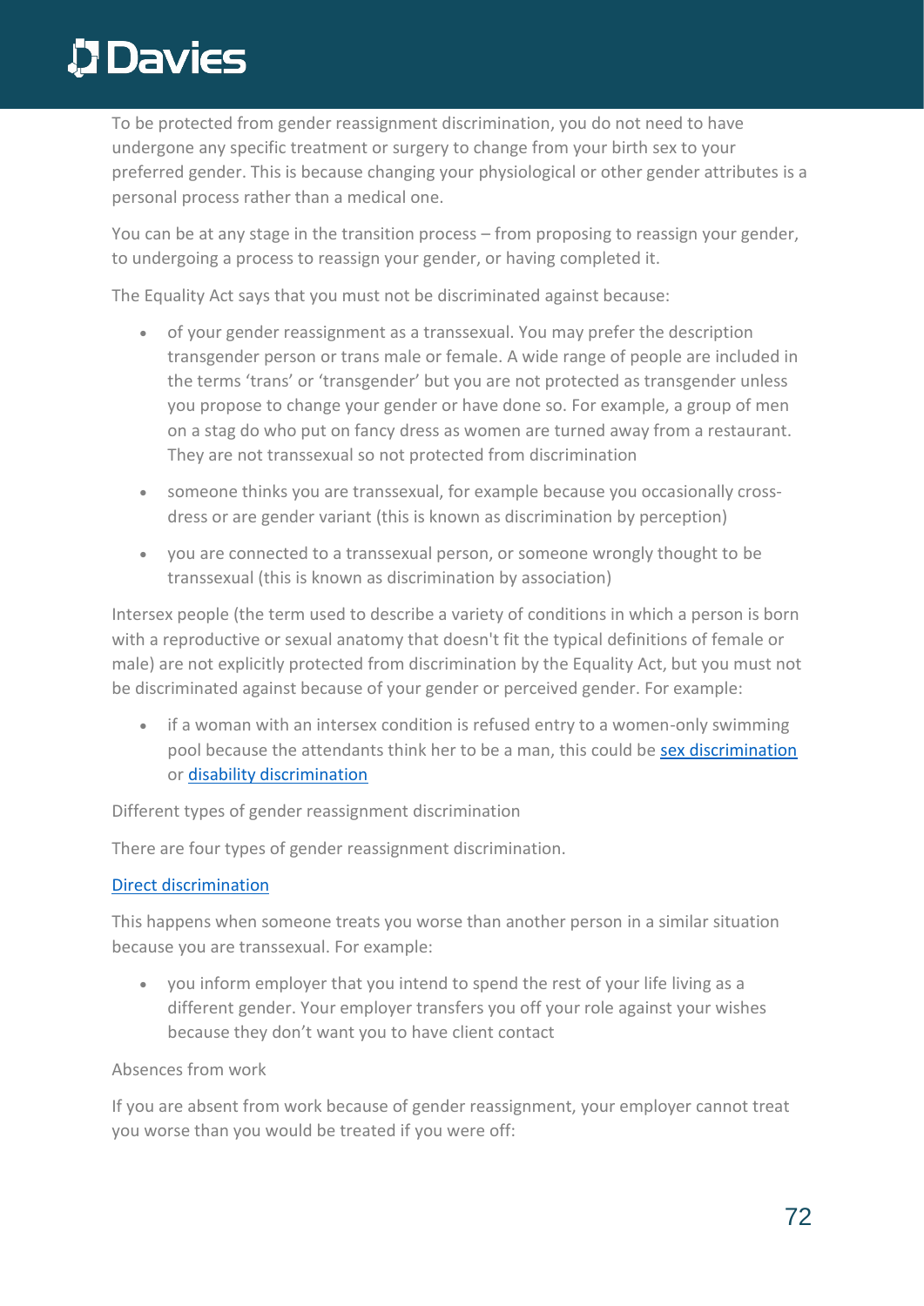To be protected from gender reassignment discrimination, you do not need to have undergone any specific treatment or surgery to change from your birth sex to your preferred gender. This is because changing your physiological or other gender attributes is a personal process rather than a medical one.

You can be at any stage in the transition process – from proposing to reassign your gender, to undergoing a process to reassign your gender, or having completed it.

The Equality Act says that you must not be discriminated against because:

- of your gender reassignment as a transsexual. You may prefer the description transgender person or trans male or female. A wide range of people are included in the terms 'trans' or 'transgender' but you are not protected as transgender unless you propose to change your gender or have done so. For example, a group of men on a stag do who put on fancy dress as women are turned away from a restaurant. They are not transsexual so not protected from discrimination
- someone thinks you are transsexual, for example because you occasionally cross-dress or are gender variant (this is known as discrimination by perception)
- you are connected to a transsexual person, or someone wrongly thought to be transsexual (this is known as discrimination by association)

Intersex people (the term used to describe a variety of conditions in which a person is born with a reproductive or sexual anatomy that doesn't fit the typical definitions of female or male) are not explicitly protected from discrimination by the Equality Act, but you must not be discriminated against because of your gender or perceived gender. For example:

- if a woman with an intersex condition is refused entry to a women-only swimming pool because the attendants think her to be a man, this could be [sex discrimination] or [disability discrimination]

Different types of gender reassignment discrimination

There are four types of gender reassignment discrimination.

[Direct discrimination]

This happens when someone treats you worse than another person in a similar situation because you are transsexual. For example:

- you inform employer that you intend to spend the rest of your life living as a different gender. Your employer transfers you off your role against your wishes because they don't want you to have client contact

Absences from work

If you are absent from work because of gender reassignment, your employer cannot treat you worse than you would be treated if you were off: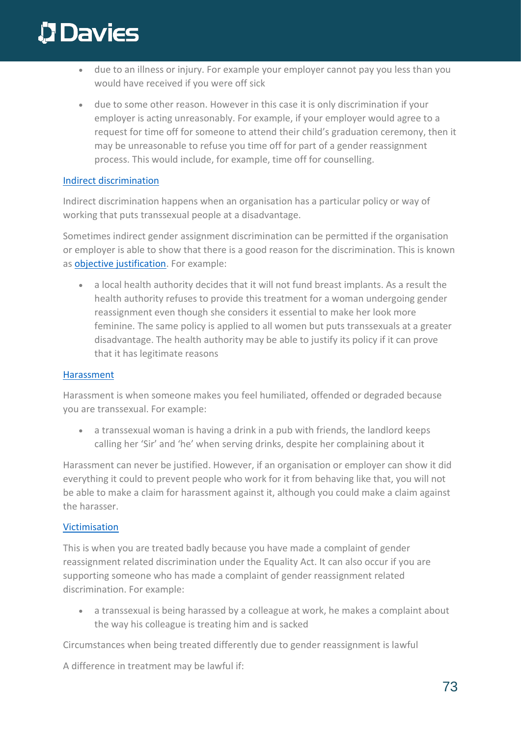- due to an illness or injury. For example your employer cannot pay you less than you would have received if you were off sick
- due to some other reason. However in this case it is only discrimination if your employer is acting unreasonably. For example, if your employer would agree to a request for time off for someone to attend their child's graduation ceremony, then it may be unreasonable to refuse you time off for part of a gender reassignment process. This would include, for example, time off for counselling.

[Indirect discrimination]

Indirect discrimination happens when an organisation has a particular policy or way of working that puts transsexual people at a disadvantage.

Sometimes indirect gender assignment discrimination can be permitted if the organisation or employer is able to show that there is a good reason for the discrimination. This is known as [objective justification]. For example:

- a local health authority decides that it will not fund breast implants. As a result the health authority refuses to provide this treatment for a woman undergoing gender reassignment even though she considers it essential to make her look more feminine. The same policy is applied to all women but puts transsexuals at a greater disadvantage. The health authority may be able to justify its policy if it can prove that it has legitimate reasons

[Harassment]

Harassment is when someone makes you feel humiliated, offended or degraded because you are transsexual. For example:

- a transsexual woman is having a drink in a pub with friends, the landlord keeps calling her 'Sir' and 'he' when serving drinks, despite her complaining about it

Harassment can never be justified. However, if an organisation or employer can show it did everything it could to prevent people who work for it from behaving like that, you will not be able to make a claim for harassment against it, although you could make a claim against the harasser.

[Victimisation]

This is when you are treated badly because you have made a complaint of gender reassignment related discrimination under the Equality Act. It can also occur if you are supporting someone who has made a complaint of gender reassignment related discrimination. For example:

- a transsexual is being harassed by a colleague at work, he makes a complaint about the way his colleague is treating him and is sacked

Circumstances when being treated differently due to gender reassignment is lawful

A difference in treatment may be lawful if: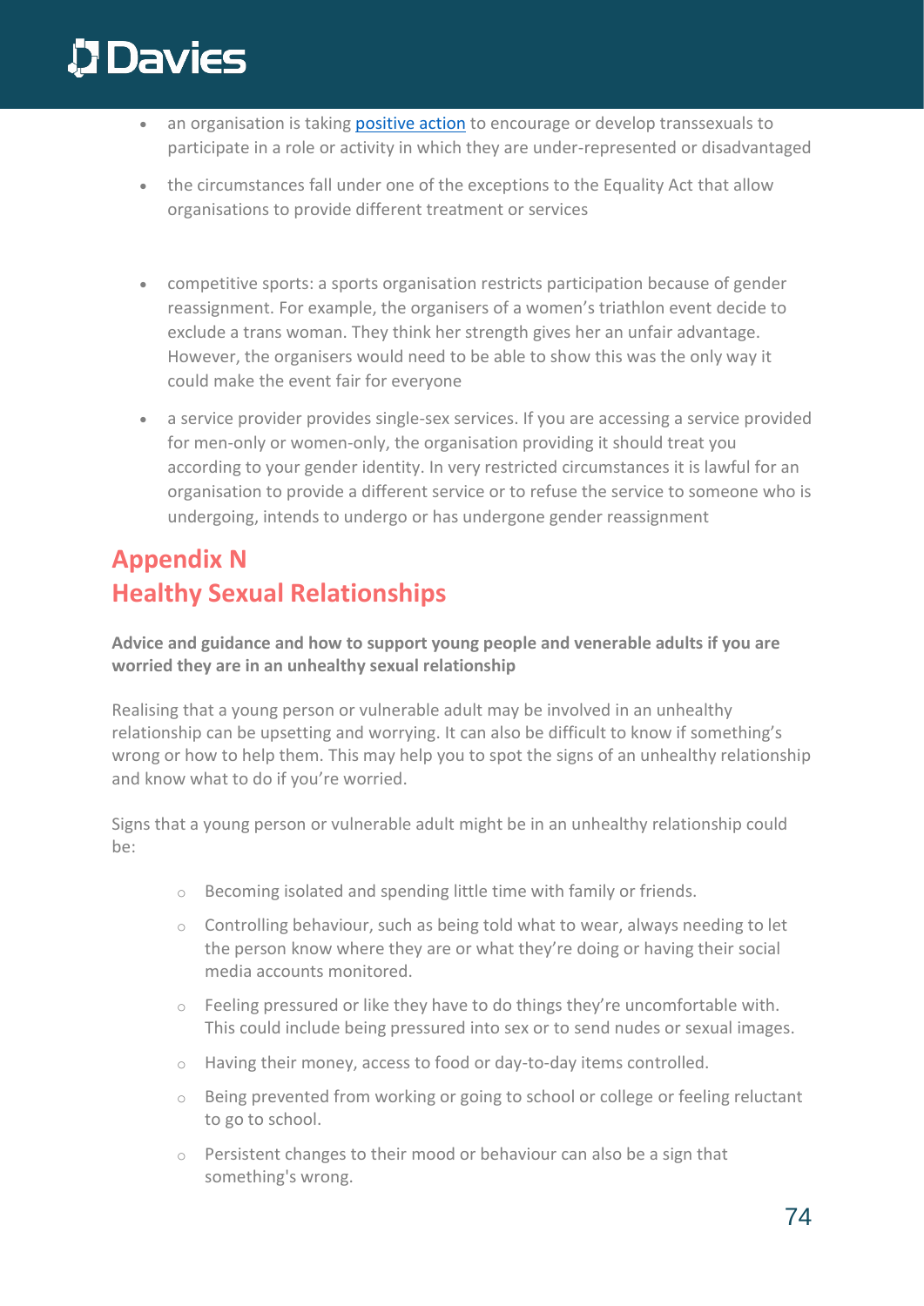- an organisation is taking [positive action]() to encourage or develop transsexuals to participate in a role or activity in which they are under-represented or disadvantaged
- the circumstances fall under one of the exceptions to the Equality Act that allow organisations to provide different treatment or services

- competitive sports: a sports organisation restricts participation because of gender reassignment. For example, the organisers of a women's triathlon event decide to exclude a trans woman. They think her strength gives her an unfair advantage. However, the organisers would need to be able to show this was the only way it could make the event fair for everyone
- a service provider provides single-sex services. If you are accessing a service provided for men-only or women-only, the organisation providing it should treat you according to your gender identity. In very restricted circumstances it is lawful for an organisation to provide a different service or to refuse the service to someone who is undergoing, intends to undergo or has undergone gender reassignment

## Appendix N
## Healthy Sexual Relationships

**Advice and guidance and how to support young people and venerable adults if you are worried they are in an unhealthy sexual relationship**

Realising that a young person or vulnerable adult may be involved in an unhealthy relationship can be upsetting and worrying. It can also be difficult to know if something's wrong or how to help them. This may help you to spot the signs of an unhealthy relationship and know what to do if you're worried.

Signs that a young person or vulnerable adult might be in an unhealthy relationship could be:

- Becoming isolated and spending little time with family or friends.
- Controlling behaviour, such as being told what to wear, always needing to let the person know where they are or what they're doing or having their social media accounts monitored.
- Feeling pressured or like they have to do things they're uncomfortable with. This could include being pressured into sex or to send nudes or sexual images.
- Having their money, access to food or day-to-day items controlled.
- Being prevented from working or going to school or college or feeling reluctant to go to school.
- Persistent changes to their mood or behaviour can also be a sign that something's wrong.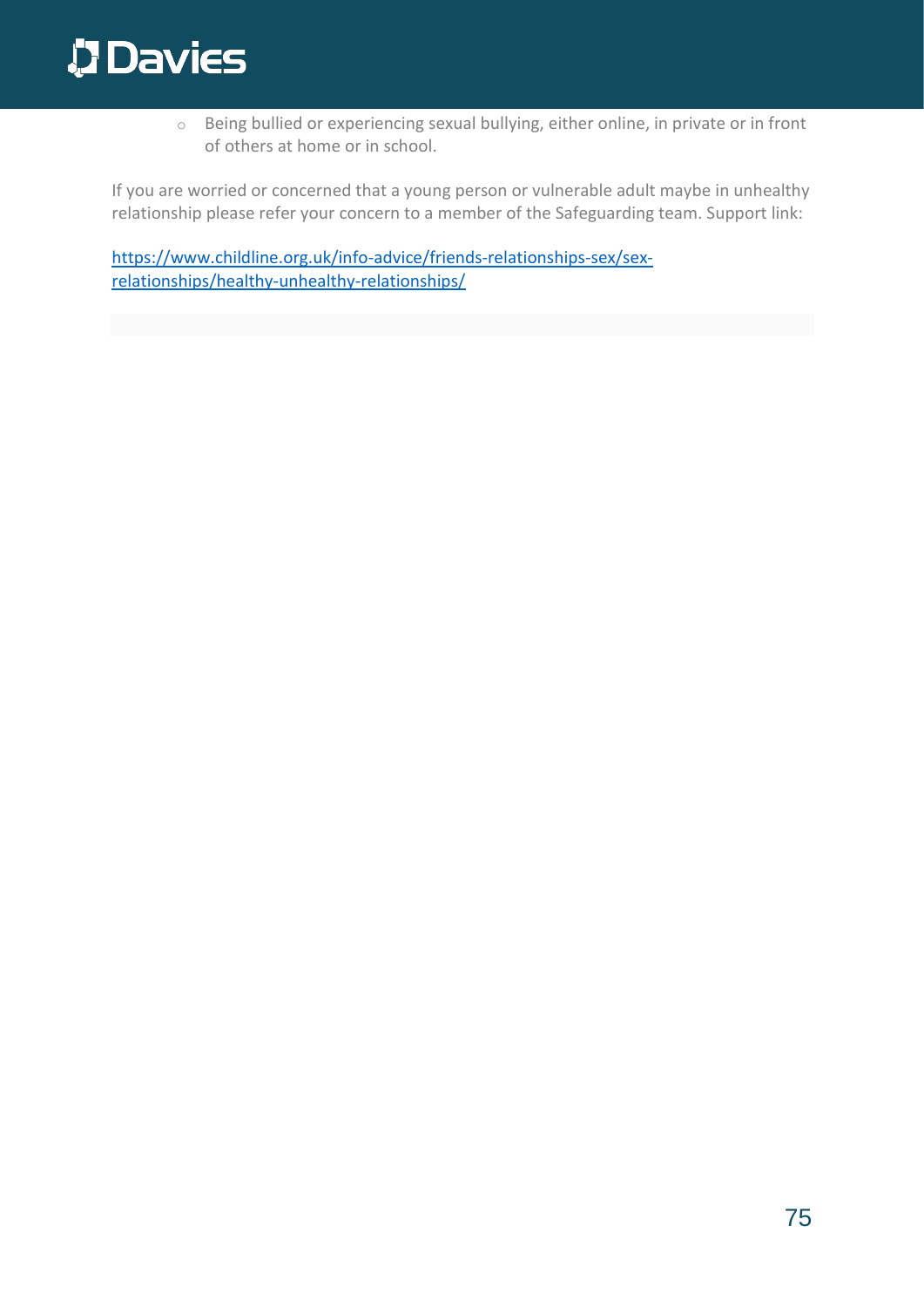- Being bullied or experiencing sexual bullying, either online, in private or in front of others at home or in school.

If you are worried or concerned that a young person or vulnerable adult maybe in unhealthy relationship please refer your concern to a member of the Safeguarding team. Support link:

[https://www.childline.org.uk/info-advice/friends-relationships-sex/sex-relationships/healthy-unhealthy-relationships/](https://www.childline.org.uk/info-advice/friends-relationships-sex/sex-relationships/healthy-unhealthy-relationships/)